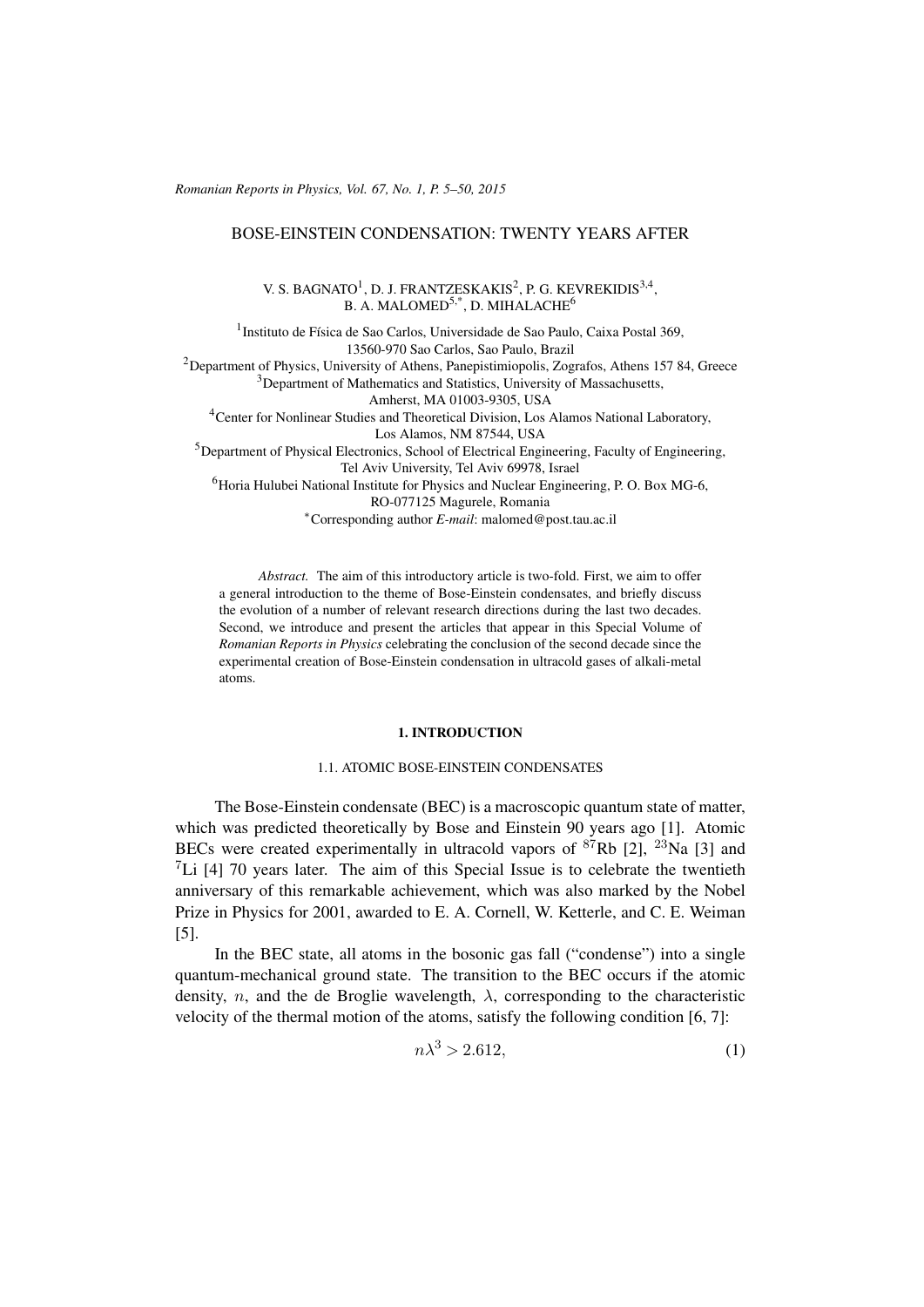# BOSE-EINSTEIN CONDENSATION: TWENTY YEARS AFTER

V. S. BAGNATO[1], D. J. FRANTZESKAKIS[2], P. G. KEVREKIDIS[3,4], B. A. MALOMED[5,*], D. MIHALACHE[6]

[1]Instituto de Física de Sao Carlos, Universidade de Sao Paulo, Caixa Postal 369, 13560-970 Sao Carlos, Sao Paulo, Brazil
[2]Department of Physics, University of Athens, Panepistimiopolis, Zografos, Athens 157 84, Greece
[3]Department of Mathematics and Statistics, University of Massachusetts, Amherst, MA 01003-9305, USA
[4]Center for Nonlinear Studies and Theoretical Division, Los Alamos National Laboratory, Los Alamos, NM 87544, USA
[5]Department of Physical Electronics, School of Electrical Engineering, Faculty of Engineering, Tel Aviv University, Tel Aviv 69978, Israel
[6]Horia Hulubei National Institute for Physics and Nuclear Engineering, P. O. Box MG-6, RO-077125 Magurele, Romania
[*]Corresponding author *E-mail*: malomed@post.tau.ac.il

*Abstract.* The aim of this introductory article is two-fold. First, we aim to offer a general introduction to the theme of Bose-Einstein condensates, and briefly discuss the evolution of a number of relevant research directions during the last two decades. Second, we introduce and present the articles that appear in this Special Volume of *Romanian Reports in Physics* celebrating the conclusion of the second decade since the experimental creation of Bose-Einstein condensation in ultracold gases of alkali-metal atoms.

## 1. INTRODUCTION

### 1.1. ATOMIC BOSE-EINSTEIN CONDENSATES

The Bose-Einstein condensate (BEC) is a macroscopic quantum state of matter, which was predicted theoretically by Bose and Einstein 90 years ago [1]. Atomic BECs were created experimentally in ultracold vapors of $^{87}$Rb [2], $^{23}$Na [3] and $^{7}$Li [4] 70 years later. The aim of this Special Issue is to celebrate the twentieth anniversary of this remarkable achievement, which was also marked by the Nobel Prize in Physics for 2001, awarded to E. A. Cornell, W. Ketterle, and C. E. Weiman [5].

In the BEC state, all atoms in the bosonic gas fall ("condense") into a single quantum-mechanical ground state. The transition to the BEC occurs if the atomic density, $n$, and the de Broglie wavelength, $\lambda$, corresponding to the characteristic velocity of the thermal motion of the atoms, satisfy the following condition [6, 7]:

$$n\lambda^3 > 2.612, \tag{1}$$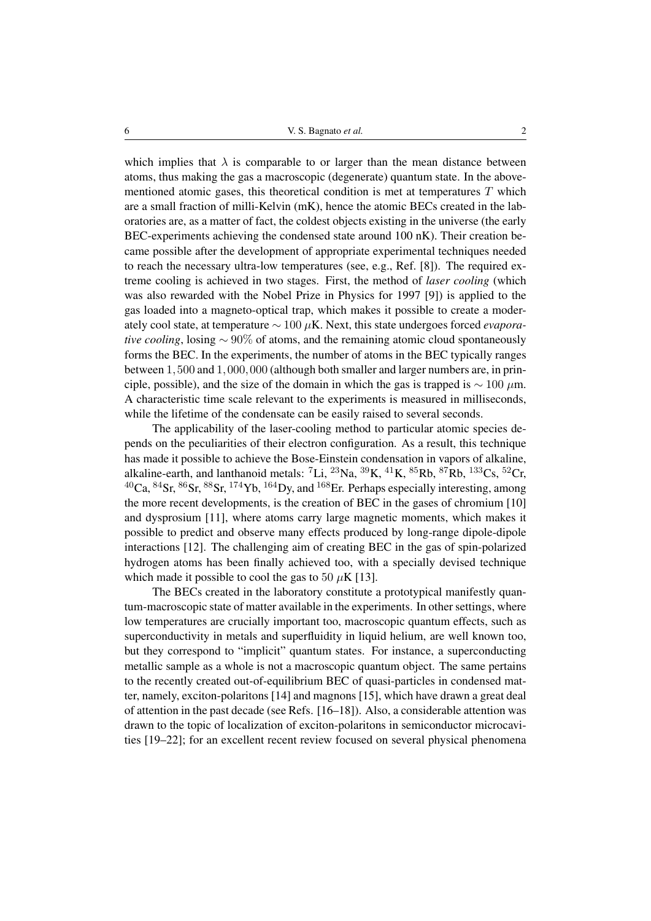which implies that $\lambda$ is comparable to or larger than the mean distance between atoms, thus making the gas a macroscopic (degenerate) quantum state. In the abovementioned atomic gases, this theoretical condition is met at temperatures $T$ which are a small fraction of milli-Kelvin (mK), hence the atomic BECs created in the laboratories are, as a matter of fact, the coldest objects existing in the universe (the early BEC-experiments achieving the condensed state around 100 nK). Their creation became possible after the development of appropriate experimental techniques needed to reach the necessary ultra-low temperatures (see, e.g., Ref. [8]). The required extreme cooling is achieved in two stages. First, the method of *laser cooling* (which was also rewarded with the Nobel Prize in Physics for 1997 [9]) is applied to the gas loaded into a magneto-optical trap, which makes it possible to create a moderately cool state, at temperature $\sim 100$ $\mu$K. Next, this state undergoes forced *evaporative cooling*, losing $\sim 90\%$ of atoms, and the remaining atomic cloud spontaneously forms the BEC. In the experiments, the number of atoms in the BEC typically ranges between $1,500$ and $1,000,000$ (although both smaller and larger numbers are, in principle, possible), and the size of the domain in which the gas is trapped is $\sim 100$ $\mu$m. A characteristic time scale relevant to the experiments is measured in milliseconds, while the lifetime of the condensate can be easily raised to several seconds.

The applicability of the laser-cooling method to particular atomic species depends on the peculiarities of their electron configuration. As a result, this technique has made it possible to achieve the Bose-Einstein condensation in vapors of alkaline, alkaline-earth, and lanthanoid metals: $^{7}$Li, $^{23}$Na, $^{39}$K, $^{41}$K, $^{85}$Rb, $^{87}$Rb, $^{133}$Cs, $^{52}$Cr, $^{40}$Ca, $^{84}$Sr, $^{86}$Sr, $^{88}$Sr, $^{174}$Yb, $^{164}$Dy, and $^{168}$Er. Perhaps especially interesting, among the more recent developments, is the creation of BEC in the gases of chromium [10] and dysprosium [11], where atoms carry large magnetic moments, which makes it possible to predict and observe many effects produced by long-range dipole-dipole interactions [12]. The challenging aim of creating BEC in the gas of spin-polarized hydrogen atoms has been finally achieved too, with a specially devised technique which made it possible to cool the gas to 50 $\mu$K [13].

The BECs created in the laboratory constitute a prototypical manifestly quantum-macroscopic state of matter available in the experiments. In other settings, where low temperatures are crucially important too, macroscopic quantum effects, such as superconductivity in metals and superfluidity in liquid helium, are well known too, but they correspond to "implicit" quantum states. For instance, a superconducting metallic sample as a whole is not a macroscopic quantum object. The same pertains to the recently created out-of-equilibrium BEC of quasi-particles in condensed matter, namely, exciton-polaritons [14] and magnons [15], which have drawn a great deal of attention in the past decade (see Refs. [16–18]). Also, a considerable attention was drawn to the topic of localization of exciton-polaritons in semiconductor microcavities [19–22]; for an excellent recent review focused on several physical phenomena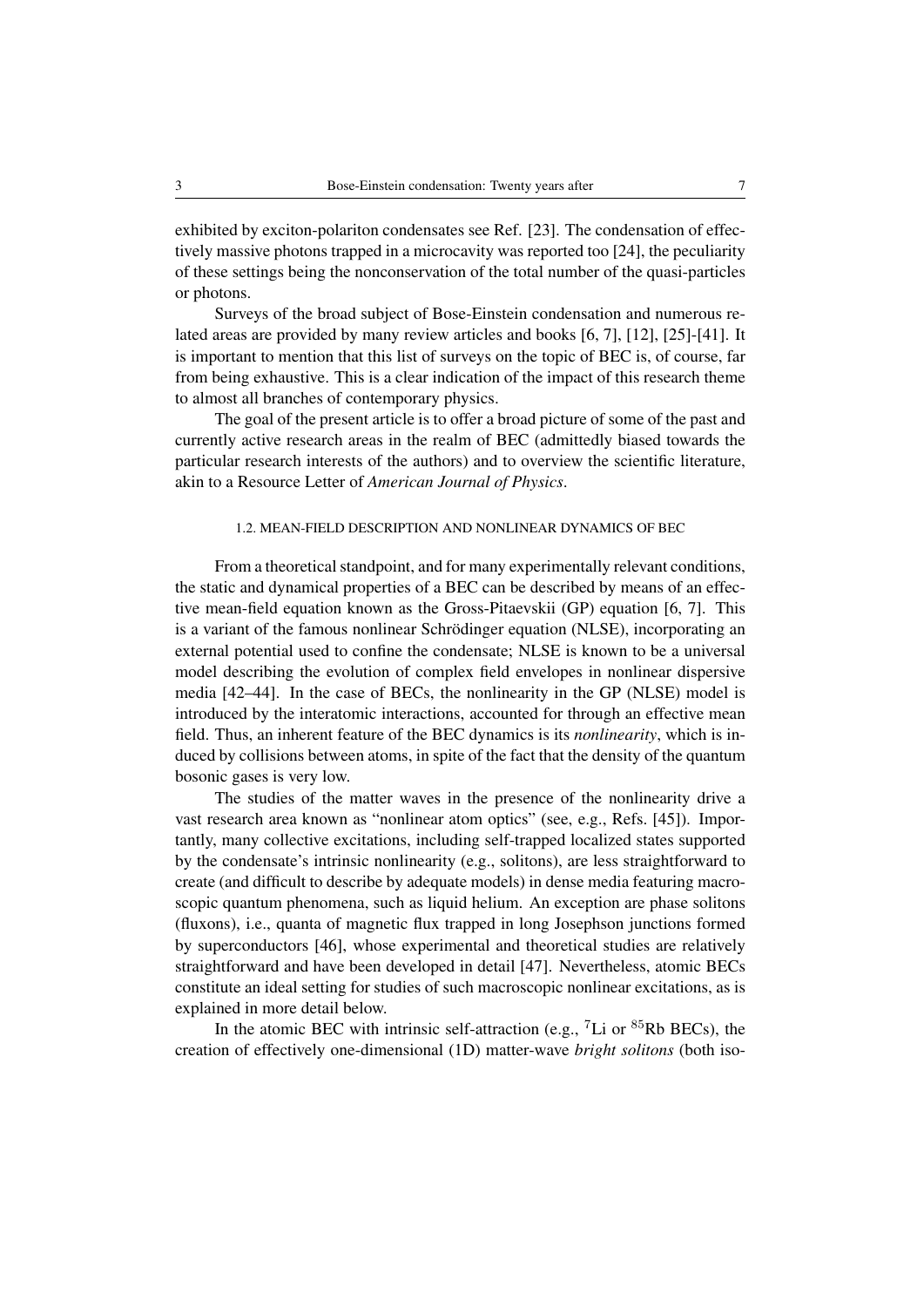exhibited by exciton-polariton condensates see Ref. [23]. The condensation of effectively massive photons trapped in a microcavity was reported too [24], the peculiarity of these settings being the nonconservation of the total number of the quasi-particles or photons.

Surveys of the broad subject of Bose-Einstein condensation and numerous related areas are provided by many review articles and books [6, 7], [12], [25]-[41]. It is important to mention that this list of surveys on the topic of BEC is, of course, far from being exhaustive. This is a clear indication of the impact of this research theme to almost all branches of contemporary physics.

The goal of the present article is to offer a broad picture of some of the past and currently active research areas in the realm of BEC (admittedly biased towards the particular research interests of the authors) and to overview the scientific literature, akin to a Resource Letter of *American Journal of Physics*.

### 1.2. MEAN-FIELD DESCRIPTION AND NONLINEAR DYNAMICS OF BEC

From a theoretical standpoint, and for many experimentally relevant conditions, the static and dynamical properties of a BEC can be described by means of an effective mean-field equation known as the Gross-Pitaevskii (GP) equation [6, 7]. This is a variant of the famous nonlinear Schrödinger equation (NLSE), incorporating an external potential used to confine the condensate; NLSE is known to be a universal model describing the evolution of complex field envelopes in nonlinear dispersive media [42–44]. In the case of BECs, the nonlinearity in the GP (NLSE) model is introduced by the interatomic interactions, accounted for through an effective mean field. Thus, an inherent feature of the BEC dynamics is its *nonlinearity*, which is induced by collisions between atoms, in spite of the fact that the density of the quantum bosonic gases is very low.

The studies of the matter waves in the presence of the nonlinearity drive a vast research area known as "nonlinear atom optics" (see, e.g., Refs. [45]). Importantly, many collective excitations, including self-trapped localized states supported by the condensate's intrinsic nonlinearity (e.g., solitons), are less straightforward to create (and difficult to describe by adequate models) in dense media featuring macroscopic quantum phenomena, such as liquid helium. An exception are phase solitons (fluxons), i.e., quanta of magnetic flux trapped in long Josephson junctions formed by superconductors [46], whose experimental and theoretical studies are relatively straightforward and have been developed in detail [47]. Nevertheless, atomic BECs constitute an ideal setting for studies of such macroscopic nonlinear excitations, as is explained in more detail below.

In the atomic BEC with intrinsic self-attraction (e.g., $^{7}$Li or $^{85}$Rb BECs), the creation of effectively one-dimensional (1D) matter-wave *bright solitons* (both iso-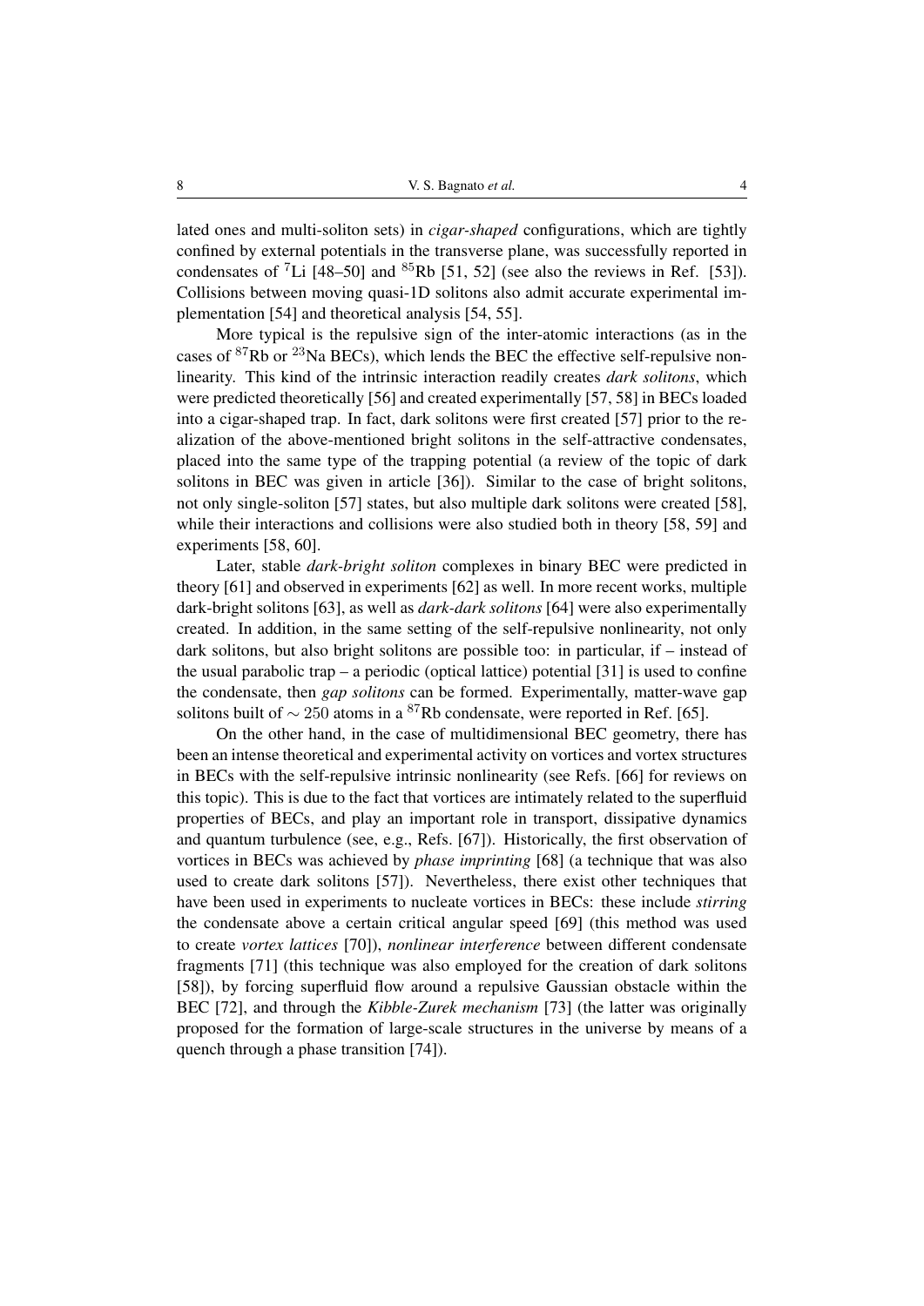lated ones and multi-soliton sets) in *cigar-shaped* configurations, which are tightly confined by external potentials in the transverse plane, was successfully reported in condensates of $^{7}$Li [48–50] and $^{85}$Rb [51, 52] (see also the reviews in Ref. [53]). Collisions between moving quasi-1D solitons also admit accurate experimental implementation [54] and theoretical analysis [54, 55].

More typical is the repulsive sign of the inter-atomic interactions (as in the cases of $^{87}$Rb or $^{23}$Na BECs), which lends the BEC the effective self-repulsive nonlinearity. This kind of the intrinsic interaction readily creates *dark solitons*, which were predicted theoretically [56] and created experimentally [57, 58] in BECs loaded into a cigar-shaped trap. In fact, dark solitons were first created [57] prior to the realization of the above-mentioned bright solitons in the self-attractive condensates, placed into the same type of the trapping potential (a review of the topic of dark solitons in BEC was given in article [36]). Similar to the case of bright solitons, not only single-soliton [57] states, but also multiple dark solitons were created [58], while their interactions and collisions were also studied both in theory [58, 59] and experiments [58, 60].

Later, stable *dark-bright soliton* complexes in binary BEC were predicted in theory [61] and observed in experiments [62] as well. In more recent works, multiple dark-bright solitons [63], as well as *dark-dark solitons* [64] were also experimentally created. In addition, in the same setting of the self-repulsive nonlinearity, not only dark solitons, but also bright solitons are possible too: in particular, if – instead of the usual parabolic trap – a periodic (optical lattice) potential [31] is used to confine the condensate, then *gap solitons* can be formed. Experimentally, matter-wave gap solitons built of $\sim 250$ atoms in a $^{87}$Rb condensate, were reported in Ref. [65].

On the other hand, in the case of multidimensional BEC geometry, there has been an intense theoretical and experimental activity on vortices and vortex structures in BECs with the self-repulsive intrinsic nonlinearity (see Refs. [66] for reviews on this topic). This is due to the fact that vortices are intimately related to the superfluid properties of BECs, and play an important role in transport, dissipative dynamics and quantum turbulence (see, e.g., Refs. [67]). Historically, the first observation of vortices in BECs was achieved by *phase imprinting* [68] (a technique that was also used to create dark solitons [57]). Nevertheless, there exist other techniques that have been used in experiments to nucleate vortices in BECs: these include *stirring* the condensate above a certain critical angular speed [69] (this method was used to create *vortex lattices* [70]), *nonlinear interference* between different condensate fragments [71] (this technique was also employed for the creation of dark solitons [58]), by forcing superfluid flow around a repulsive Gaussian obstacle within the BEC [72], and through the *Kibble-Zurek mechanism* [73] (the latter was originally proposed for the formation of large-scale structures in the universe by means of a quench through a phase transition [74]).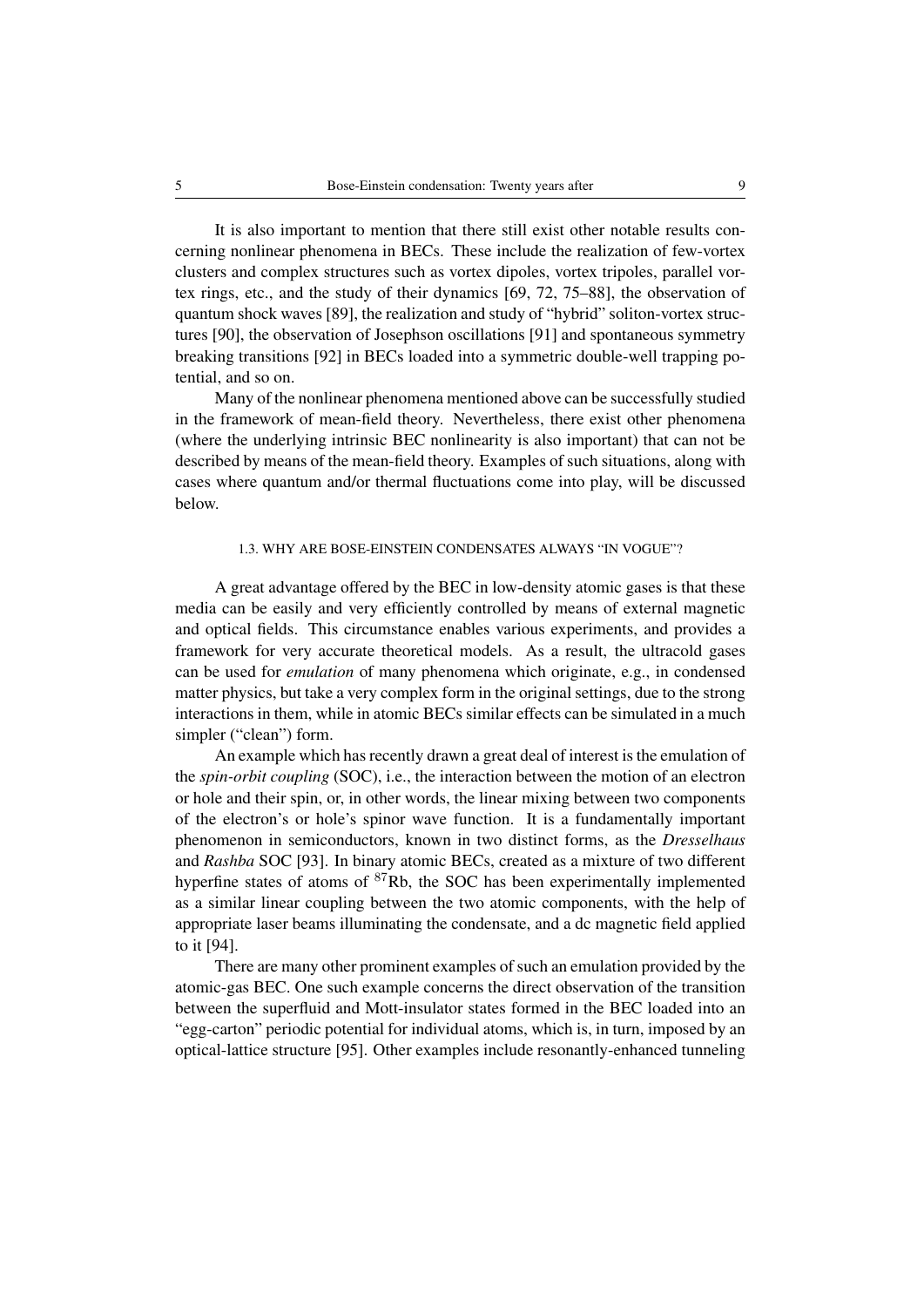It is also important to mention that there still exist other notable results concerning nonlinear phenomena in BECs. These include the realization of few-vortex clusters and complex structures such as vortex dipoles, vortex tripoles, parallel vortex rings, etc., and the study of their dynamics [69, 72, 75–88], the observation of quantum shock waves [89], the realization and study of "hybrid" soliton-vortex structures [90], the observation of Josephson oscillations [91] and spontaneous symmetry breaking transitions [92] in BECs loaded into a symmetric double-well trapping potential, and so on.

Many of the nonlinear phenomena mentioned above can be successfully studied in the framework of mean-field theory. Nevertheless, there exist other phenomena (where the underlying intrinsic BEC nonlinearity is also important) that can not be described by means of the mean-field theory. Examples of such situations, along with cases where quantum and/or thermal fluctuations come into play, will be discussed below.

### 1.3. WHY ARE BOSE-EINSTEIN CONDENSATES ALWAYS "IN VOGUE"?

A great advantage offered by the BEC in low-density atomic gases is that these media can be easily and very efficiently controlled by means of external magnetic and optical fields. This circumstance enables various experiments, and provides a framework for very accurate theoretical models. As a result, the ultracold gases can be used for *emulation* of many phenomena which originate, e.g., in condensed matter physics, but take a very complex form in the original settings, due to the strong interactions in them, while in atomic BECs similar effects can be simulated in a much simpler ("clean") form.

An example which has recently drawn a great deal of interest is the emulation of the *spin-orbit coupling* (SOC), i.e., the interaction between the motion of an electron or hole and their spin, or, in other words, the linear mixing between two components of the electron's or hole's spinor wave function. It is a fundamentally important phenomenon in semiconductors, known in two distinct forms, as the *Dresselhaus* and *Rashba* SOC [93]. In binary atomic BECs, created as a mixture of two different hyperfine states of atoms of $^{87}$Rb, the SOC has been experimentally implemented as a similar linear coupling between the two atomic components, with the help of appropriate laser beams illuminating the condensate, and a dc magnetic field applied to it [94].

There are many other prominent examples of such an emulation provided by the atomic-gas BEC. One such example concerns the direct observation of the transition between the superfluid and Mott-insulator states formed in the BEC loaded into an "egg-carton" periodic potential for individual atoms, which is, in turn, imposed by an optical-lattice structure [95]. Other examples include resonantly-enhanced tunneling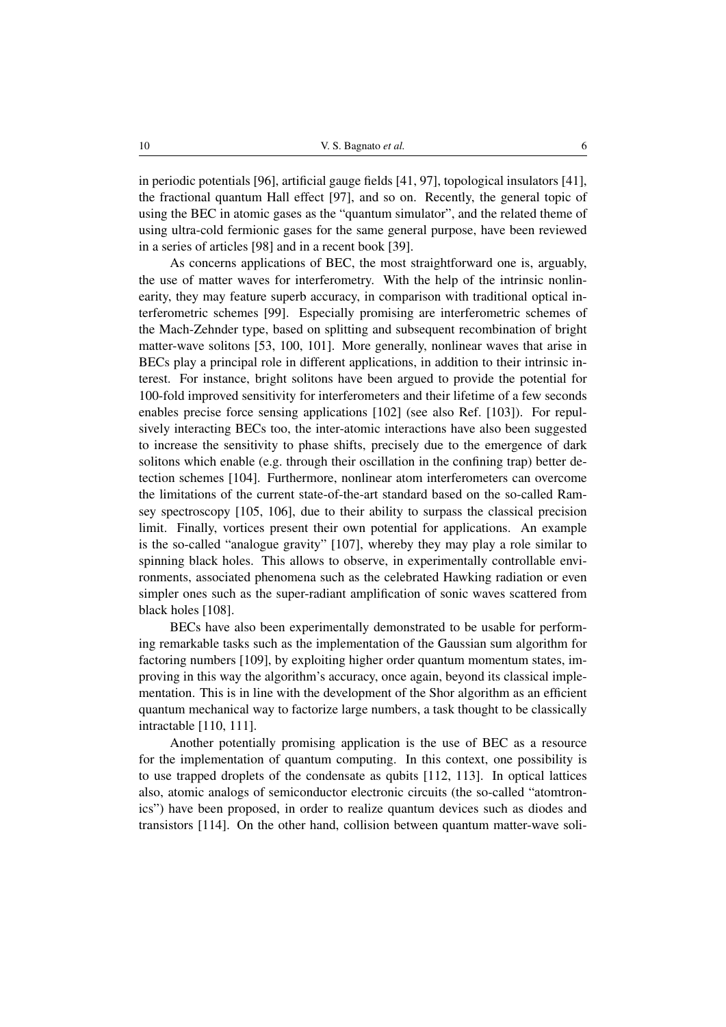in periodic potentials [96], artificial gauge fields [41, 97], topological insulators [41], the fractional quantum Hall effect [97], and so on. Recently, the general topic of using the BEC in atomic gases as the "quantum simulator", and the related theme of using ultra-cold fermionic gases for the same general purpose, have been reviewed in a series of articles [98] and in a recent book [39].

As concerns applications of BEC, the most straightforward one is, arguably, the use of matter waves for interferometry. With the help of the intrinsic nonlinearity, they may feature superb accuracy, in comparison with traditional optical interferometric schemes [99]. Especially promising are interferometric schemes of the Mach-Zehnder type, based on splitting and subsequent recombination of bright matter-wave solitons [53, 100, 101]. More generally, nonlinear waves that arise in BECs play a principal role in different applications, in addition to their intrinsic interest. For instance, bright solitons have been argued to provide the potential for 100-fold improved sensitivity for interferometers and their lifetime of a few seconds enables precise force sensing applications [102] (see also Ref. [103]). For repulsively interacting BECs too, the inter-atomic interactions have also been suggested to increase the sensitivity to phase shifts, precisely due to the emergence of dark solitons which enable (e.g. through their oscillation in the confining trap) better detection schemes [104]. Furthermore, nonlinear atom interferometers can overcome the limitations of the current state-of-the-art standard based on the so-called Ramsey spectroscopy [105, 106], due to their ability to surpass the classical precision limit. Finally, vortices present their own potential for applications. An example is the so-called "analogue gravity" [107], whereby they may play a role similar to spinning black holes. This allows to observe, in experimentally controllable environments, associated phenomena such as the celebrated Hawking radiation or even simpler ones such as the super-radiant amplification of sonic waves scattered from black holes [108].

BECs have also been experimentally demonstrated to be usable for performing remarkable tasks such as the implementation of the Gaussian sum algorithm for factoring numbers [109], by exploiting higher order quantum momentum states, improving in this way the algorithm's accuracy, once again, beyond its classical implementation. This is in line with the development of the Shor algorithm as an efficient quantum mechanical way to factorize large numbers, a task thought to be classically intractable [110, 111].

Another potentially promising application is the use of BEC as a resource for the implementation of quantum computing. In this context, one possibility is to use trapped droplets of the condensate as qubits [112, 113]. In optical lattices also, atomic analogs of semiconductor electronic circuits (the so-called "atomtronics") have been proposed, in order to realize quantum devices such as diodes and transistors [114]. On the other hand, collision between quantum matter-wave soli-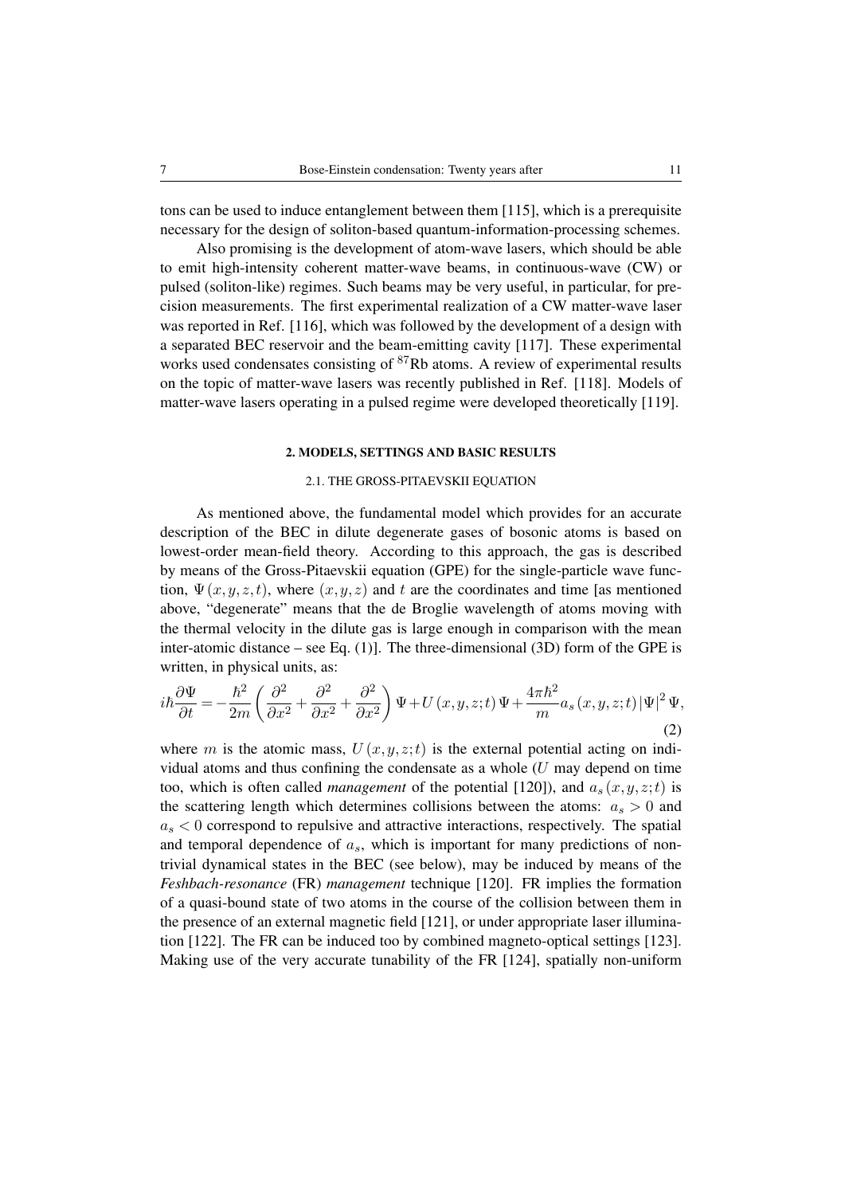tons can be used to induce entanglement between them [115], which is a prerequisite necessary for the design of soliton-based quantum-information-processing schemes.

Also promising is the development of atom-wave lasers, which should be able to emit high-intensity coherent matter-wave beams, in continuous-wave (CW) or pulsed (soliton-like) regimes. Such beams may be very useful, in particular, for precision measurements. The first experimental realization of a CW matter-wave laser was reported in Ref. [116], which was followed by the development of a design with a separated BEC reservoir and the beam-emitting cavity [117]. These experimental works used condensates consisting of $^{87}$Rb atoms. A review of experimental results on the topic of matter-wave lasers was recently published in Ref. [118]. Models of matter-wave lasers operating in a pulsed regime were developed theoretically [119].

## 2. MODELS, SETTINGS AND BASIC RESULTS

### 2.1. THE GROSS-PITAEVSKII EQUATION

As mentioned above, the fundamental model which provides for an accurate description of the BEC in dilute degenerate gases of bosonic atoms is based on lowest-order mean-field theory. According to this approach, the gas is described by means of the Gross-Pitaevskii equation (GPE) for the single-particle wave function, $\Psi(x,y,z,t)$, where $(x,y,z)$ and $t$ are the coordinates and time [as mentioned above, "degenerate" means that the de Broglie wavelength of atoms moving with the thermal velocity in the dilute gas is large enough in comparison with the mean inter-atomic distance – see Eq. (1)]. The three-dimensional (3D) form of the GPE is written, in physical units, as:

$$i\hbar\frac{\partial\Psi}{\partial t} = -\frac{\hbar^2}{2m}\left(\frac{\partial^2}{\partial x^2}+\frac{\partial^2}{\partial x^2}+\frac{\partial^2}{\partial x^2}\right)\Psi + U(x,y,z;t)\Psi + \frac{4\pi\hbar^2}{m}a_s(x,y,z;t)|\Psi|^2\Psi, \tag{2}$$

where $m$ is the atomic mass, $U(x,y,z;t)$ is the external potential acting on individual atoms and thus confining the condensate as a whole ($U$ may depend on time too, which is often called *management* of the potential [120]), and $a_s(x,y,z;t)$ is the scattering length which determines collisions between the atoms: $a_s > 0$ and $a_s < 0$ correspond to repulsive and attractive interactions, respectively. The spatial and temporal dependence of $a_s$, which is important for many predictions of nontrivial dynamical states in the BEC (see below), may be induced by means of the *Feshbach-resonance* (FR) *management* technique [120]. FR implies the formation of a quasi-bound state of two atoms in the course of the collision between them in the presence of an external magnetic field [121], or under appropriate laser illumination [122]. The FR can be induced too by combined magneto-optical settings [123]. Making use of the very accurate tunability of the FR [124], spatially non-uniform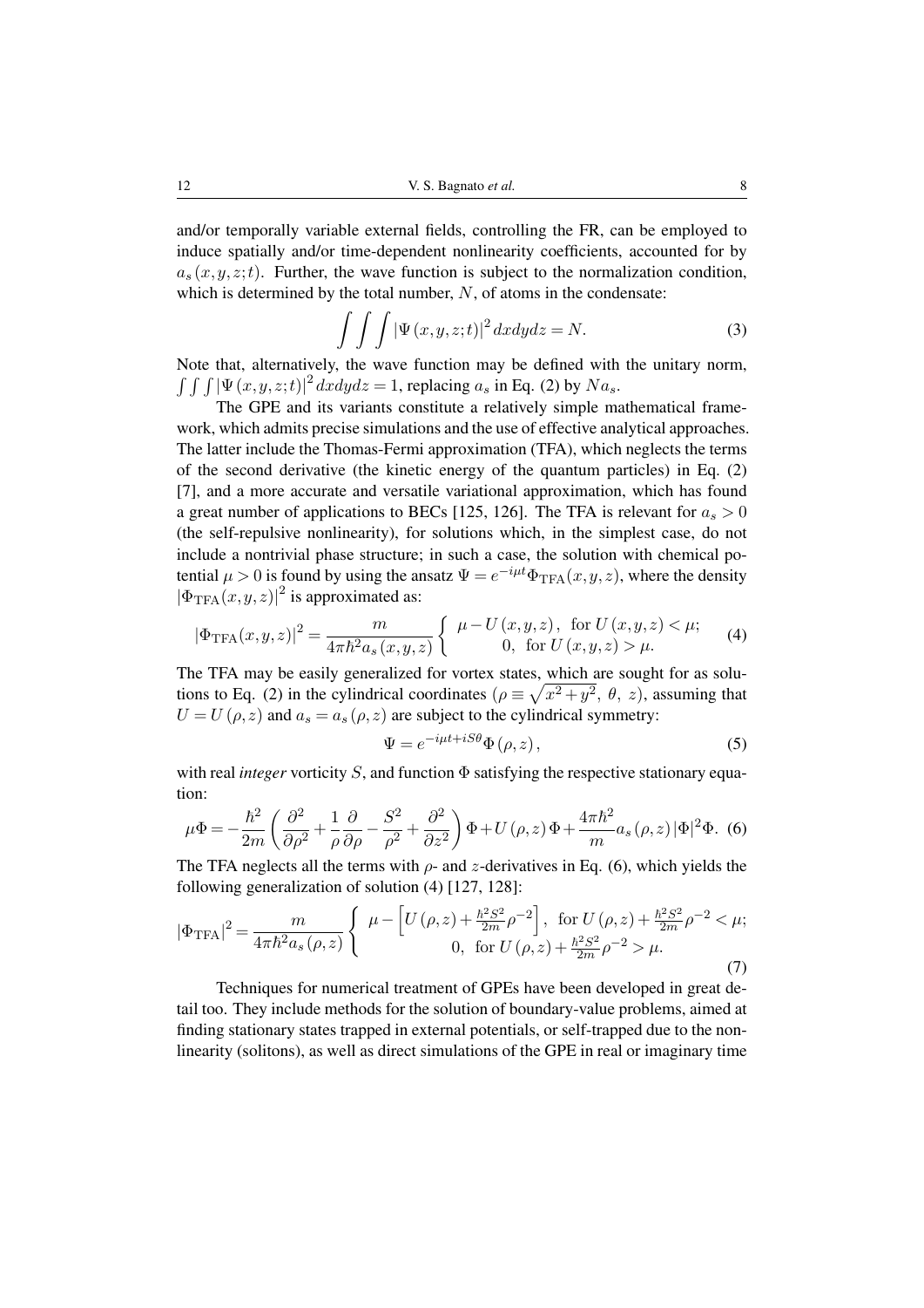and/or temporally variable external fields, controlling the FR, can be employed to induce spatially and/or time-dependent nonlinearity coefficients, accounted for by $a_s(x,y,z;t)$. Further, the wave function is subject to the normalization condition, which is determined by the total number, $N$, of atoms in the condensate:

$$\int\int\int |\Psi(x,y,z;t)|^2 \, dxdydz = N. \tag{3}$$

Note that, alternatively, the wave function may be defined with the unitary norm, $\int\int\int |\Psi(x,y,z;t)|^2 \, dxdydz = 1$, replacing $a_s$ in Eq. (2) by $Na_s$.

The GPE and its variants constitute a relatively simple mathematical framework, which admits precise simulations and the use of effective analytical approaches. The latter include the Thomas-Fermi approximation (TFA), which neglects the terms of the second derivative (the kinetic energy of the quantum particles) in Eq. (2) [7], and a more accurate and versatile variational approximation, which has found a great number of applications to BECs [125, 126]. The TFA is relevant for $a_s > 0$ (the self-repulsive nonlinearity), for solutions which, in the simplest case, do not include a nontrivial phase structure; in such a case, the solution with chemical potential $\mu > 0$ is found by using the ansatz $\Psi = e^{-i\mu t}\Phi_{\mathrm{TFA}}(x,y,z)$, where the density $|\Phi_{\mathrm{TFA}}(x,y,z)|^2$ is approximated as:

$$|\Phi_{\mathrm{TFA}}(x,y,z)|^2 = \frac{m}{4\pi\hbar^2 a_s(x,y,z)} \begin{cases} \mu - U(x,y,z), & \text{for } U(x,y,z) < \mu; \\ 0, & \text{for } U(x,y,z) > \mu. \end{cases} \tag{4}$$

The TFA may be easily generalized for vortex states, which are sought for as solutions to Eq. (2) in the cylindrical coordinates ($\rho \equiv \sqrt{x^2+y^2}$, $\theta$, $z$), assuming that $U = U(\rho,z)$ and $a_s = a_s(\rho,z)$ are subject to the cylindrical symmetry:

$$\Psi = e^{-i\mu t + iS\theta}\Phi(\rho,z), \tag{5}$$

with real *integer* vorticity $S$, and function $\Phi$ satisfying the respective stationary equation:

$$\mu\Phi = -\frac{\hbar^2}{2m}\left(\frac{\partial^2}{\partial\rho^2} + \frac{1}{\rho}\frac{\partial}{\partial\rho} - \frac{S^2}{\rho^2} + \frac{\partial^2}{\partial z^2}\right)\Phi + U(\rho,z)\Phi + \frac{4\pi\hbar^2}{m}a_s(\rho,z)|\Phi|^2\Phi. \tag{6}$$

The TFA neglects all the terms with $\rho$- and $z$-derivatives in Eq. (6), which yields the following generalization of solution (4) [127, 128]:

$$|\Phi_{\mathrm{TFA}}|^2 = \frac{m}{4\pi\hbar^2 a_s(\rho,z)} \begin{cases} \mu - \left[U(\rho,z) + \frac{\hbar^2 S^2}{2m}\rho^{-2}\right], & \text{for } U(\rho,z) + \frac{\hbar^2 S^2}{2m}\rho^{-2} < \mu; \\ 0, & \text{for } U(\rho,z) + \frac{\hbar^2 S^2}{2m}\rho^{-2} > \mu. \end{cases} \tag{7}$$

Techniques for numerical treatment of GPEs have been developed in great detail too. They include methods for the solution of boundary-value problems, aimed at finding stationary states trapped in external potentials, or self-trapped due to the nonlinearity (solitons), as well as direct simulations of the GPE in real or imaginary time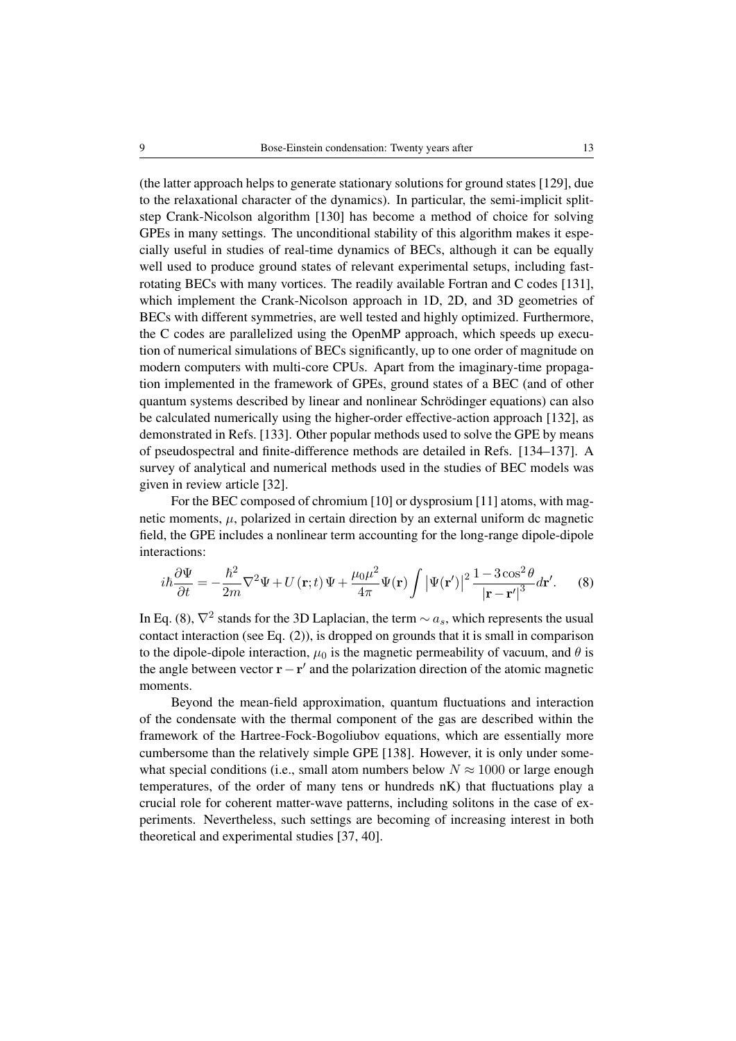(the latter approach helps to generate stationary solutions for ground states [129], due to the relaxational character of the dynamics). In particular, the semi-implicit split-step Crank-Nicolson algorithm [130] has become a method of choice for solving GPEs in many settings. The unconditional stability of this algorithm makes it especially useful in studies of real-time dynamics of BECs, although it can be equally well used to produce ground states of relevant experimental setups, including fast-rotating BECs with many vortices. The readily available Fortran and C codes [131], which implement the Crank-Nicolson approach in 1D, 2D, and 3D geometries of BECs with different symmetries, are well tested and highly optimized. Furthermore, the C codes are parallelized using the OpenMP approach, which speeds up execution of numerical simulations of BECs significantly, up to one order of magnitude on modern computers with multi-core CPUs. Apart from the imaginary-time propagation implemented in the framework of GPEs, ground states of a BEC (and of other quantum systems described by linear and nonlinear Schrödinger equations) can also be calculated numerically using the higher-order effective-action approach [132], as demonstrated in Refs. [133]. Other popular methods used to solve the GPE by means of pseudospectral and finite-difference methods are detailed in Refs. [134–137]. A survey of analytical and numerical methods used in the studies of BEC models was given in review article [32].

For the BEC composed of chromium [10] or dysprosium [11] atoms, with magnetic moments, $\mu$, polarized in certain direction by an external uniform dc magnetic field, the GPE includes a nonlinear term accounting for the long-range dipole-dipole interactions:

$$i\hbar\frac{\partial\Psi}{\partial t} = -\frac{\hbar^2}{2m}\nabla^2\Psi + U(\mathbf{r};t)\,\Psi + \frac{\mu_0\mu^2}{4\pi}\Psi(\mathbf{r})\int\left|\Psi(\mathbf{r}')\right|^2\frac{1-3\cos^2\theta}{\left|\mathbf{r}-\mathbf{r}'\right|^3}d\mathbf{r}'. \tag{8}$$

In Eq. (8), $\nabla^2$ stands for the 3D Laplacian, the term $\sim a_s$, which represents the usual contact interaction (see Eq. (2)), is dropped on grounds that it is small in comparison to the dipole-dipole interaction, $\mu_0$ is the magnetic permeability of vacuum, and $\theta$ is the angle between vector $\mathbf{r}-\mathbf{r}'$ and the polarization direction of the atomic magnetic moments.

Beyond the mean-field approximation, quantum fluctuations and interaction of the condensate with the thermal component of the gas are described within the framework of the Hartree-Fock-Bogoliubov equations, which are essentially more cumbersome than the relatively simple GPE [138]. However, it is only under somewhat special conditions (i.e., small atom numbers below $N \approx 1000$ or large enough temperatures, of the order of many tens or hundreds nK) that fluctuations play a crucial role for coherent matter-wave patterns, including solitons in the case of experiments. Nevertheless, such settings are becoming of increasing interest in both theoretical and experimental studies [37, 40].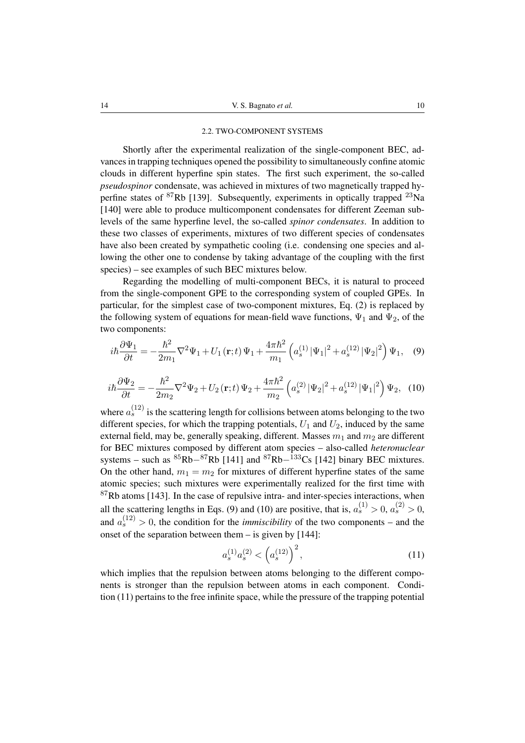### 2.2. TWO-COMPONENT SYSTEMS

Shortly after the experimental realization of the single-component BEC, advances in trapping techniques opened the possibility to simultaneously confine atomic clouds in different hyperfine spin states. The first such experiment, the so-called *pseudospinor* condensate, was achieved in mixtures of two magnetically trapped hyperfine states of $^{87}$Rb [139]. Subsequently, experiments in optically trapped $^{23}$Na [140] were able to produce multicomponent condensates for different Zeeman sublevels of the same hyperfine level, the so-called *spinor condensates*. In addition to these two classes of experiments, mixtures of two different species of condensates have also been created by sympathetic cooling (i.e. condensing one species and allowing the other one to condense by taking advantage of the coupling with the first species) – see examples of such BEC mixtures below.

Regarding the modelling of multi-component BECs, it is natural to proceed from the single-component GPE to the corresponding system of coupled GPEs. In particular, for the simplest case of two-component mixtures, Eq. (2) is replaced by the following system of equations for mean-field wave functions, $\Psi_1$ and $\Psi_2$, of the two components:

$$i\hbar\frac{\partial\Psi_1}{\partial t} = -\frac{\hbar^2}{2m_1}\nabla^2\Psi_1 + U_1(\mathbf{r};t)\,\Psi_1 + \frac{4\pi\hbar^2}{m_1}\left(a_s^{(1)}|\Psi_1|^2 + a_s^{(12)}|\Psi_2|^2\right)\Psi_1, \quad (9)$$

$$i\hbar\frac{\partial\Psi_2}{\partial t} = -\frac{\hbar^2}{2m_2}\nabla^2\Psi_2 + U_2(\mathbf{r};t)\,\Psi_2 + \frac{4\pi\hbar^2}{m_2}\left(a_s^{(2)}|\Psi_2|^2 + a_s^{(12)}|\Psi_1|^2\right)\Psi_2, \quad (10)$$

where $a_s^{(12)}$ is the scattering length for collisions between atoms belonging to the two different species, for which the trapping potentials, $U_1$ and $U_2$, induced by the same external field, may be, generally speaking, different. Masses $m_1$ and $m_2$ are different for BEC mixtures composed by different atom species – also-called *heteronuclear* systems – such as $^{85}$Rb$-^{87}$Rb [141] and $^{87}$Rb$-^{133}$Cs [142] binary BEC mixtures. On the other hand, $m_1 = m_2$ for mixtures of different hyperfine states of the same atomic species; such mixtures were experimentally realized for the first time with $^{87}$Rb atoms [143]. In the case of repulsive intra- and inter-species interactions, when all the scattering lengths in Eqs. (9) and (10) are positive, that is, $a_s^{(1)} > 0$, $a_s^{(2)} > 0$, and $a_s^{(12)} > 0$, the condition for the *immiscibility* of the two components – and the onset of the separation between them – is given by [144]:

$$a_s^{(1)}a_s^{(2)} < \left(a_s^{(12)}\right)^2, \quad (11)$$

which implies that the repulsion between atoms belonging to the different components is stronger than the repulsion between atoms in each component. Condition (11) pertains to the free infinite space, while the pressure of the trapping potential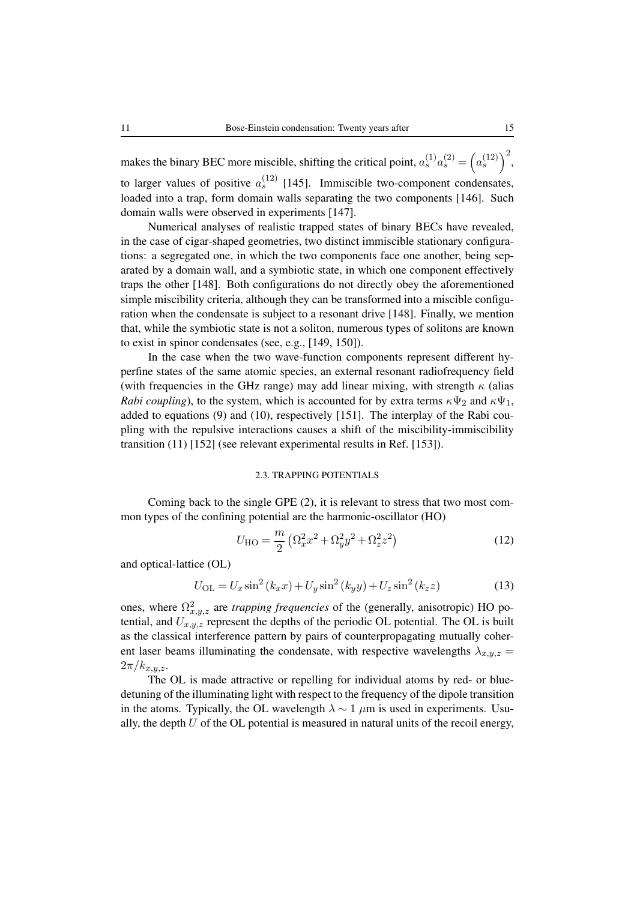makes the binary BEC more miscible, shifting the critical point, $a_s^{(1)}a_s^{(2)} = \left(a_s^{(12)}\right)^2$, to larger values of positive $a_s^{(12)}$ [145]. Immiscible two-component condensates, loaded into a trap, form domain walls separating the two components [146]. Such domain walls were observed in experiments [147].

Numerical analyses of realistic trapped states of binary BECs have revealed, in the case of cigar-shaped geometries, two distinct immiscible stationary configurations: a segregated one, in which the two components face one another, being separated by a domain wall, and a symbiotic state, in which one component effectively traps the other [148]. Both configurations do not directly obey the aforementioned simple miscibility criteria, although they can be transformed into a miscible configuration when the condensate is subject to a resonant drive [148]. Finally, we mention that, while the symbiotic state is not a soliton, numerous types of solitons are known to exist in spinor condensates (see, e.g., [149, 150]).

In the case when the two wave-function components represent different hyperfine states of the same atomic species, an external resonant radiofrequency field (with frequencies in the GHz range) may add linear mixing, with strength $\kappa$ (alias *Rabi coupling*), to the system, which is accounted for by extra terms $\kappa\Psi_2$ and $\kappa\Psi_1$, added to equations (9) and (10), respectively [151]. The interplay of the Rabi coupling with the repulsive interactions causes a shift of the miscibility-immiscibility transition (11) [152] (see relevant experimental results in Ref. [153]).

### 2.3. TRAPPING POTENTIALS

Coming back to the single GPE (2), it is relevant to stress that two most common types of the confining potential are the harmonic-oscillator (HO)

$$U_{\mathrm{HO}} = \frac{m}{2}\left(\Omega_x^2 x^2 + \Omega_y^2 y^2 + \Omega_z^2 z^2\right) \tag{12}$$

and optical-lattice (OL)

$$U_{\mathrm{OL}} = U_x \sin^2(k_x x) + U_y \sin^2(k_y y) + U_z \sin^2(k_z z) \tag{13}$$

ones, where $\Omega_{x,y,z}^2$ are *trapping frequencies* of the (generally, anisotropic) HO potential, and $U_{x,y,z}$ represent the depths of the periodic OL potential. The OL is built as the classical interference pattern by pairs of counterpropagating mutually coherent laser beams illuminating the condensate, with respective wavelengths $\lambda_{x,y,z} = 2\pi/k_{x,y,z}$.

The OL is made attractive or repelling for individual atoms by red- or blue-detuning of the illuminating light with respect to the frequency of the dipole transition in the atoms. Typically, the OL wavelength $\lambda \sim 1\ \mu$m is used in experiments. Usually, the depth $U$ of the OL potential is measured in natural units of the recoil energy,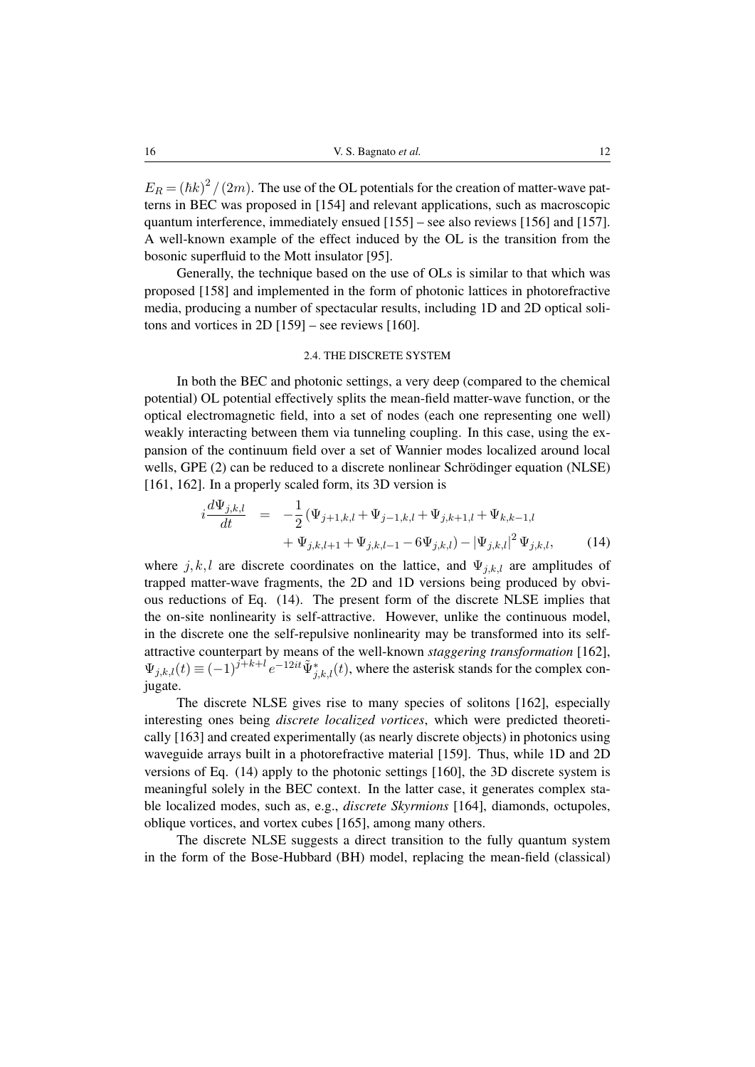$E_R = (\hbar k)^2 / (2m)$. The use of the OL potentials for the creation of matter-wave patterns in BEC was proposed in [154] and relevant applications, such as macroscopic quantum interference, immediately ensued [155] – see also reviews [156] and [157]. A well-known example of the effect induced by the OL is the transition from the bosonic superfluid to the Mott insulator [95].

Generally, the technique based on the use of OLs is similar to that which was proposed [158] and implemented in the form of photonic lattices in photorefractive media, producing a number of spectacular results, including 1D and 2D optical solitons and vortices in 2D [159] – see reviews [160].

### 2.4. THE DISCRETE SYSTEM

In both the BEC and photonic settings, a very deep (compared to the chemical potential) OL potential effectively splits the mean-field matter-wave function, or the optical electromagnetic field, into a set of nodes (each one representing one well) weakly interacting between them via tunneling coupling. In this case, using the expansion of the continuum field over a set of Wannier modes localized around local wells, GPE (2) can be reduced to a discrete nonlinear Schrödinger equation (NLSE) [161, 162]. In a properly scaled form, its 3D version is

$$
\begin{aligned}
i\frac{d\Psi_{j,k,l}}{dt} &= -\frac{1}{2}\left(\Psi_{j+1,k,l} + \Psi_{j-1,k,l} + \Psi_{j,k+1,l} + \Psi_{k,k-1,l}\right. \\
&\quad \left. + \Psi_{j,k,l+1} + \Psi_{j,k,l-1} - 6\Psi_{j,k,l}\right) - \left|\Psi_{j,k,l}\right|^2 \Psi_{j,k,l}, \qquad (14)
\end{aligned}
$$

where $j,k,l$ are discrete coordinates on the lattice, and $\Psi_{j,k,l}$ are amplitudes of trapped matter-wave fragments, the 2D and 1D versions being produced by obvious reductions of Eq. (14). The present form of the discrete NLSE implies that the on-site nonlinearity is self-attractive. However, unlike the continuous model, in the discrete one the self-repulsive nonlinearity may be transformed into its self-attractive counterpart by means of the well-known *staggering transformation* [162], $\Psi_{j,k,l}(t) \equiv (-1)^{j+k+l} e^{-12it} \tilde{\Psi}^{*}_{j,k,l}(t)$, where the asterisk stands for the complex conjugate.

The discrete NLSE gives rise to many species of solitons [162], especially interesting ones being *discrete localized vortices*, which were predicted theoretically [163] and created experimentally (as nearly discrete objects) in photonics using waveguide arrays built in a photorefractive material [159]. Thus, while 1D and 2D versions of Eq. (14) apply to the photonic settings [160], the 3D discrete system is meaningful solely in the BEC context. In the latter case, it generates complex stable localized modes, such as, e.g., *discrete Skyrmions* [164], diamonds, octupoles, oblique vortices, and vortex cubes [165], among many others.

The discrete NLSE suggests a direct transition to the fully quantum system in the form of the Bose-Hubbard (BH) model, replacing the mean-field (classical)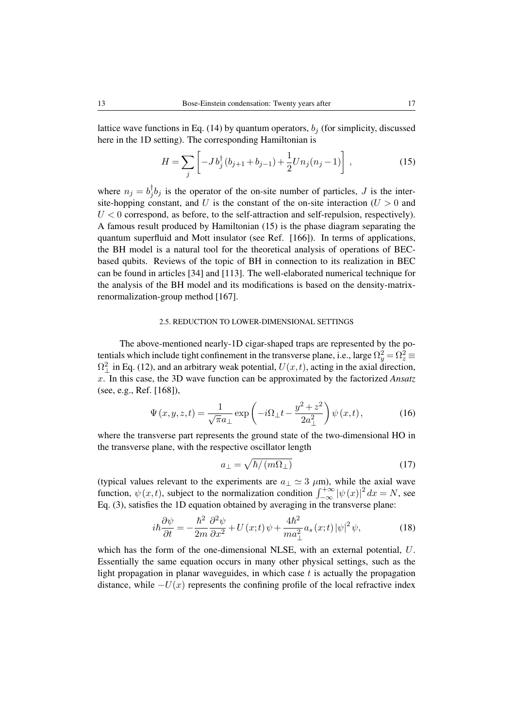lattice wave functions in Eq. (14) by quantum operators, $b_j$ (for simplicity, discussed here in the 1D setting). The corresponding Hamiltonian is

$$H = \sum_j \left[ -J\, b_j^\dagger \left(b_{j+1} + b_{j-1}\right) + \frac{1}{2} U n_j (n_j - 1) \right], \tag{15}$$

where $n_j = b_j^\dagger b_j$ is the operator of the on-site number of particles, $J$ is the inter-site-hopping constant, and $U$ is the constant of the on-site interaction ($U > 0$ and $U < 0$ correspond, as before, to the self-attraction and self-repulsion, respectively). A famous result produced by Hamiltonian (15) is the phase diagram separating the quantum superfluid and Mott insulator (see Ref. [166]). In terms of applications, the BH model is a natural tool for the theoretical analysis of operations of BEC-based qubits. Reviews of the topic of BH in connection to its realization in BEC can be found in articles [34] and [113]. The well-elaborated numerical technique for the analysis of the BH model and its modifications is based on the density-matrix-renormalization-group method [167].

### 2.5. REDUCTION TO LOWER-DIMENSIONAL SETTINGS

The above-mentioned nearly-1D cigar-shaped traps are represented by the potentials which include tight confinement in the transverse plane, i.e., large $\Omega_y^2 = \Omega_z^2 \equiv \Omega_\perp^2$ in Eq. (12), and an arbitrary weak potential, $U(x,t)$, acting in the axial direction, $x$. In this case, the 3D wave function can be approximated by the factorized *Ansatz* (see, e.g., Ref. [168]),

$$\Psi(x,y,z,t) = \frac{1}{\sqrt{\pi} a_\perp} \exp\left( -i\Omega_\perp t - \frac{y^2 + z^2}{2a_\perp^2} \right) \psi(x,t), \tag{16}$$

where the transverse part represents the ground state of the two-dimensional HO in the transverse plane, with the respective oscillator length

$$a_\perp = \sqrt{\hbar / (m\Omega_\perp)} \tag{17}$$

(typical values relevant to the experiments are $a_\perp \simeq 3$ $\mu$m), while the axial wave function, $\psi(x,t)$, subject to the normalization condition $\int_{-\infty}^{+\infty} |\psi(x)|^2 dx = N$, see Eq. (3), satisfies the 1D equation obtained by averaging in the transverse plane:

$$i\hbar \frac{\partial \psi}{\partial t} = -\frac{\hbar^2}{2m} \frac{\partial^2 \psi}{\partial x^2} + U(x;t)\,\psi + \frac{4\hbar^2}{m a_\perp^2} a_s(x;t) |\psi|^2 \psi, \tag{18}$$

which has the form of the one-dimensional NLSE, with an external potential, $U$. Essentially the same equation occurs in many other physical settings, such as the light propagation in planar waveguides, in which case $t$ is actually the propagation distance, while $-U(x)$ represents the confining profile of the local refractive index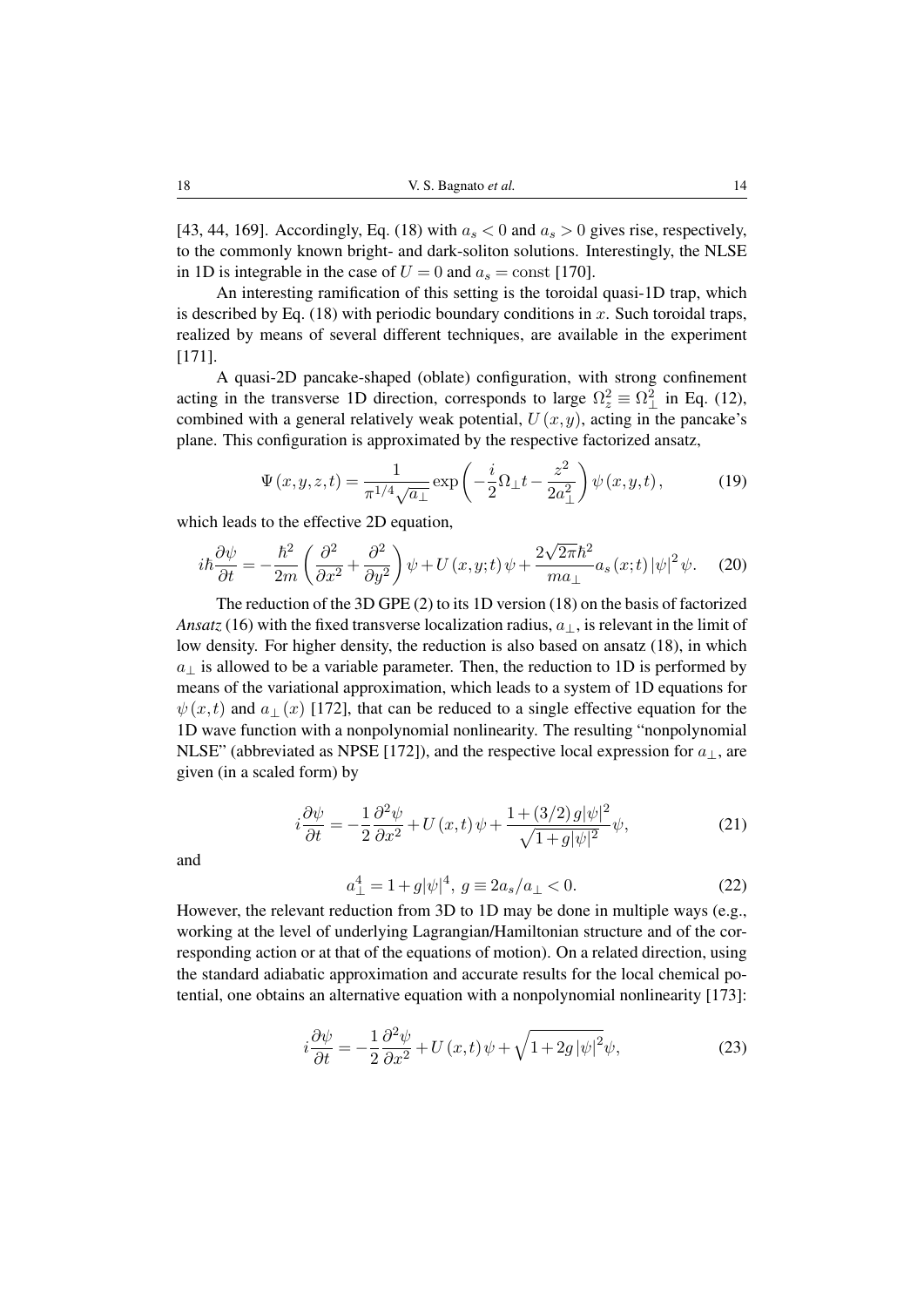[43, 44, 169]. Accordingly, Eq. (18) with $a_s < 0$ and $a_s > 0$ gives rise, respectively, to the commonly known bright- and dark-soliton solutions. Interestingly, the NLSE in 1D is integrable in the case of $U = 0$ and $a_s = \mathrm{const}$ [170].

An interesting ramification of this setting is the toroidal quasi-1D trap, which is described by Eq. (18) with periodic boundary conditions in $x$. Such toroidal traps, realized by means of several different techniques, are available in the experiment [171].

A quasi-2D pancake-shaped (oblate) configuration, with strong confinement acting in the transverse 1D direction, corresponds to large $\Omega_z^2 \equiv \Omega_\perp^2$ in Eq. (12), combined with a general relatively weak potential, $U(x,y)$, acting in the pancake's plane. This configuration is approximated by the respective factorized ansatz,

$$\Psi(x,y,z,t) = \frac{1}{\pi^{1/4}\sqrt{a_\perp}} \exp\left(-\frac{i}{2}\Omega_\perp t - \frac{z^2}{2a_\perp^2}\right)\psi(x,y,t), \tag{19}$$

which leads to the effective 2D equation,

$$i\hbar\frac{\partial\psi}{\partial t} = -\frac{\hbar^2}{2m}\left(\frac{\partial^2}{\partial x^2} + \frac{\partial^2}{\partial y^2}\right)\psi + U(x,y;t)\psi + \frac{2\sqrt{2\pi}\hbar^2}{ma_\perp}a_s(x;t)|\psi|^2\psi. \tag{20}$$

The reduction of the 3D GPE (2) to its 1D version (18) on the basis of factorized *Ansatz* (16) with the fixed transverse localization radius, $a_\perp$, is relevant in the limit of low density. For higher density, the reduction is also based on ansatz (18), in which $a_\perp$ is allowed to be a variable parameter. Then, the reduction to 1D is performed by means of the variational approximation, which leads to a system of 1D equations for $\psi(x,t)$ and $a_\perp(x)$ [172], that can be reduced to a single effective equation for the 1D wave function with a nonpolynomial nonlinearity. The resulting "nonpolynomial NLSE" (abbreviated as NPSE [172]), and the respective local expression for $a_\perp$, are given (in a scaled form) by

$$i\frac{\partial\psi}{\partial t} = -\frac{1}{2}\frac{\partial^2\psi}{\partial x^2} + U(x,t)\psi + \frac{1+(3/2)g|\psi|^2}{\sqrt{1+g|\psi|^2}}\psi, \tag{21}$$

and

$$a_\perp^4 = 1 + g|\psi|^4,\ g \equiv 2a_s/a_\perp < 0. \tag{22}$$

However, the relevant reduction from 3D to 1D may be done in multiple ways (e.g., working at the level of underlying Lagrangian/Hamiltonian structure and of the corresponding action or at that of the equations of motion). On a related direction, using the standard adiabatic approximation and accurate results for the local chemical potential, one obtains an alternative equation with a nonpolynomial nonlinearity [173]:

$$i\frac{\partial\psi}{\partial t} = -\frac{1}{2}\frac{\partial^2\psi}{\partial x^2} + U(x,t)\psi + \sqrt{1+2g|\psi|^2}\psi, \tag{23}$$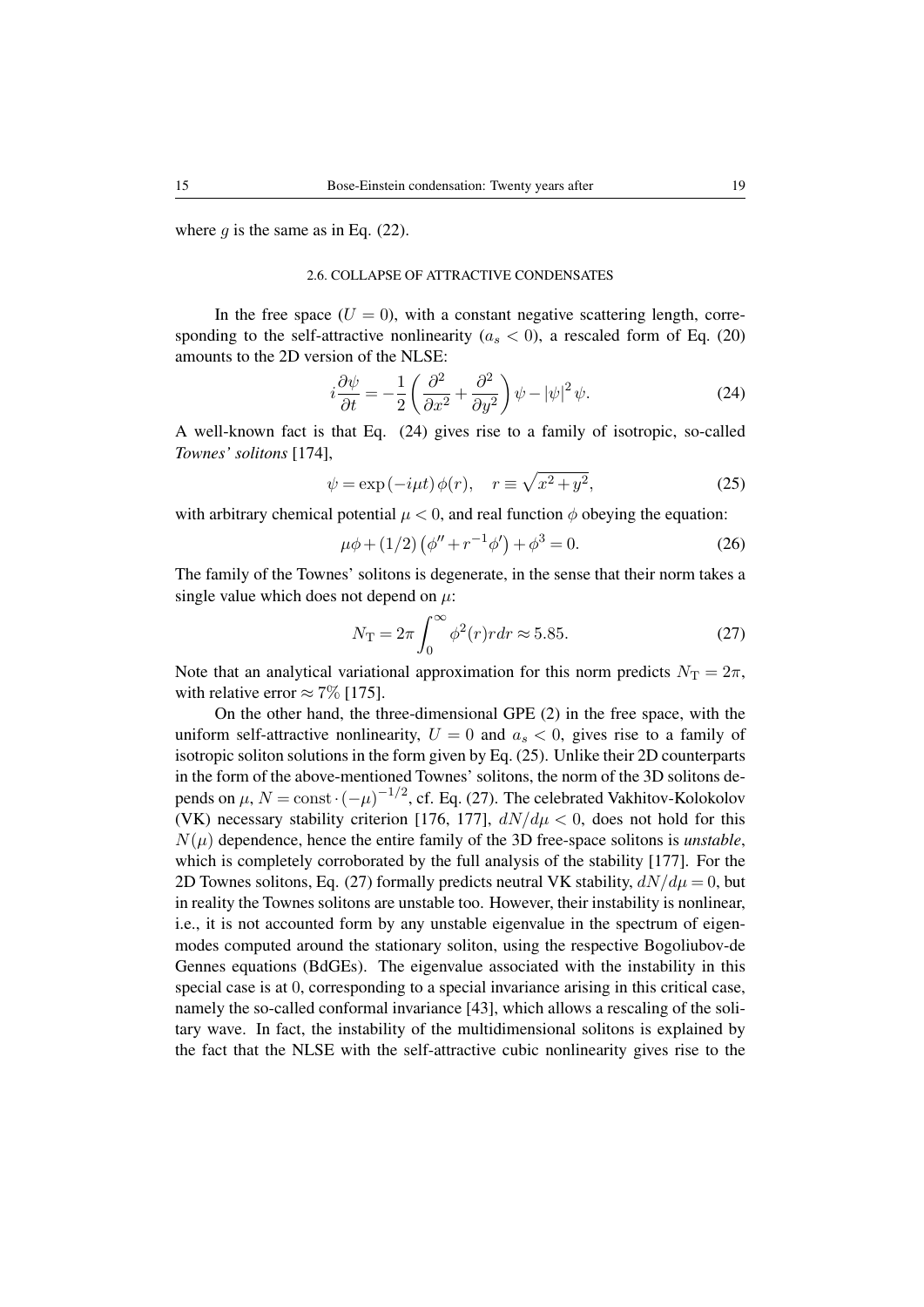where $g$ is the same as in Eq. (22).

### 2.6. COLLAPSE OF ATTRACTIVE CONDENSATES

In the free space ($U = 0$), with a constant negative scattering length, corresponding to the self-attractive nonlinearity ($a_s < 0$), a rescaled form of Eq. (20) amounts to the 2D version of the NLSE:

$$i\frac{\partial \psi}{\partial t} = -\frac{1}{2}\left(\frac{\partial^2}{\partial x^2} + \frac{\partial^2}{\partial y^2}\right)\psi - |\psi|^2\psi. \tag{24}$$

A well-known fact is that Eq. (24) gives rise to a family of isotropic, so-called *Townes' solitons* [174],

$$\psi = \exp(-i\mu t)\,\phi(r), \quad r \equiv \sqrt{x^2 + y^2}, \tag{25}$$

with arbitrary chemical potential $\mu < 0$, and real function $\phi$ obeying the equation:

$$\mu\phi + (1/2)\left(\phi'' + r^{-1}\phi'\right) + \phi^3 = 0. \tag{26}$$

The family of the Townes' solitons is degenerate, in the sense that their norm takes a single value which does not depend on $\mu$:

$$N_{\mathrm{T}} = 2\pi \int_0^\infty \phi^2(r) r dr \approx 5.85. \tag{27}$$

Note that an analytical variational approximation for this norm predicts $N_{\mathrm{T}} = 2\pi$, with relative error $\approx 7\%$ [175].

On the other hand, the three-dimensional GPE (2) in the free space, with the uniform self-attractive nonlinearity, $U = 0$ and $a_s < 0$, gives rise to a family of isotropic soliton solutions in the form given by Eq. (25). Unlike their 2D counterparts in the form of the above-mentioned Townes' solitons, the norm of the 3D solitons depends on $\mu$, $N = \mathrm{const}\cdot(-\mu)^{-1/2}$, cf. Eq. (27). The celebrated Vakhitov-Kolokolov (VK) necessary stability criterion [176, 177], $dN/d\mu < 0$, does not hold for this $N(\mu)$ dependence, hence the entire family of the 3D free-space solitons is *unstable*, which is completely corroborated by the full analysis of the stability [177]. For the 2D Townes solitons, Eq. (27) formally predicts neutral VK stability, $dN/d\mu = 0$, but in reality the Townes solitons are unstable too. However, their instability is nonlinear, i.e., it is not accounted form by any unstable eigenvalue in the spectrum of eigenmodes computed around the stationary soliton, using the respective Bogoliubov-de Gennes equations (BdGEs). The eigenvalue associated with the instability in this special case is at 0, corresponding to a special invariance arising in this critical case, namely the so-called conformal invariance [43], which allows a rescaling of the solitary wave. In fact, the instability of the multidimensional solitons is explained by the fact that the NLSE with the self-attractive cubic nonlinearity gives rise to the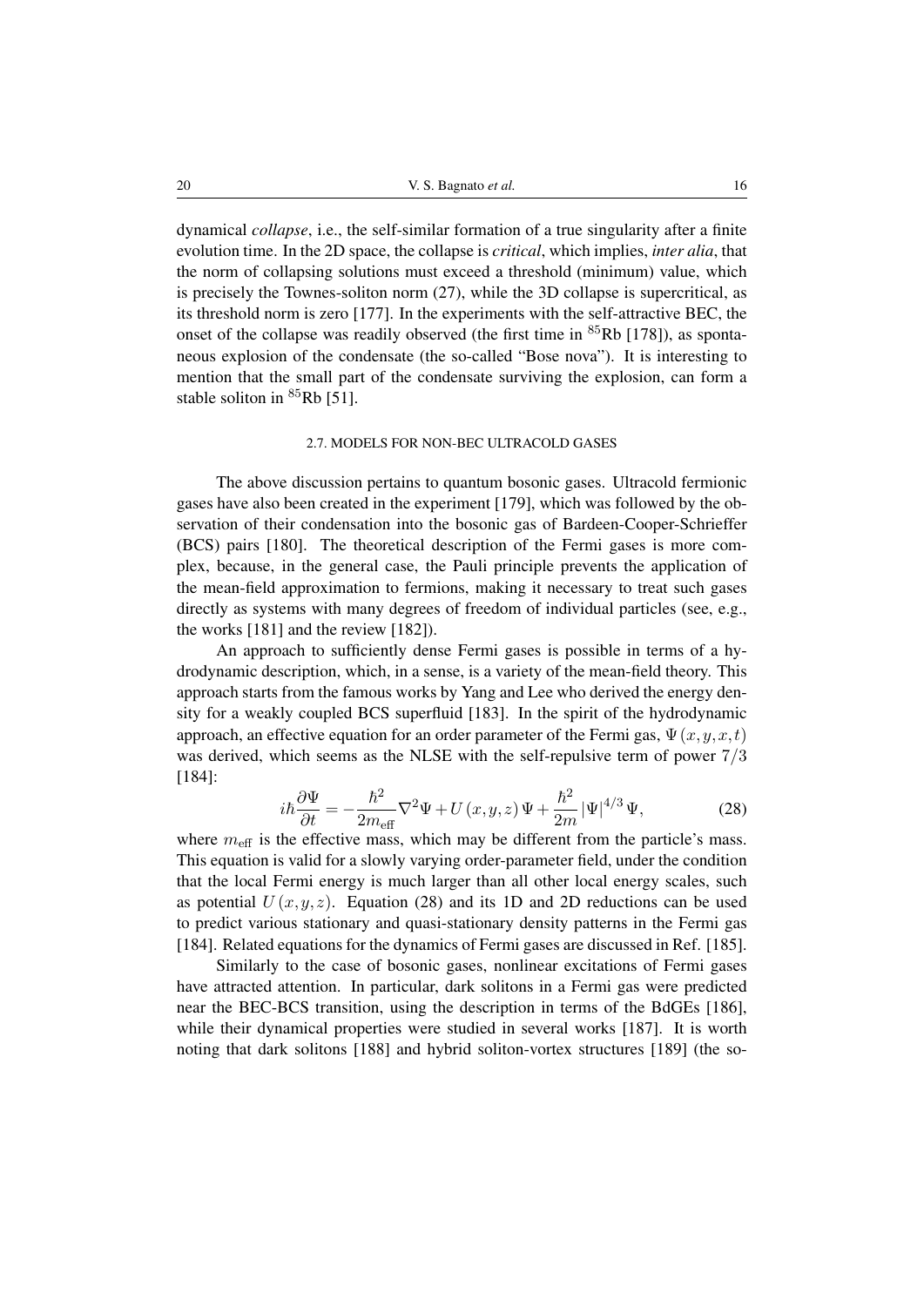dynamical *collapse*, i.e., the self-similar formation of a true singularity after a finite evolution time. In the 2D space, the collapse is *critical*, which implies, *inter alia*, that the norm of collapsing solutions must exceed a threshold (minimum) value, which is precisely the Townes-soliton norm (27), while the 3D collapse is supercritical, as its threshold norm is zero [177]. In the experiments with the self-attractive BEC, the onset of the collapse was readily observed (the first time in $^{85}$Rb [178]), as spontaneous explosion of the condensate (the so-called "Bose nova"). It is interesting to mention that the small part of the condensate surviving the explosion, can form a stable soliton in $^{85}$Rb [51].

### 2.7. MODELS FOR NON-BEC ULTRACOLD GASES

The above discussion pertains to quantum bosonic gases. Ultracold fermionic gases have also been created in the experiment [179], which was followed by the observation of their condensation into the bosonic gas of Bardeen-Cooper-Schrieffer (BCS) pairs [180]. The theoretical description of the Fermi gases is more complex, because, in the general case, the Pauli principle prevents the application of the mean-field approximation to fermions, making it necessary to treat such gases directly as systems with many degrees of freedom of individual particles (see, e.g., the works [181] and the review [182]).

An approach to sufficiently dense Fermi gases is possible in terms of a hydrodynamic description, which, in a sense, is a variety of the mean-field theory. This approach starts from the famous works by Yang and Lee who derived the energy density for a weakly coupled BCS superfluid [183]. In the spirit of the hydrodynamic approach, an effective equation for an order parameter of the Fermi gas, $\Psi(x,y,x,t)$ was derived, which seems as the NLSE with the self-repulsive term of power $7/3$ [184]:

$$i\hbar\frac{\partial\Psi}{\partial t} = -\frac{\hbar^2}{2m_{\text{eff}}}\nabla^2\Psi + U(x,y,z)\,\Psi + \frac{\hbar^2}{2m}|\Psi|^{4/3}\Psi, \tag{28}$$

where $m_{\text{eff}}$ is the effective mass, which may be different from the particle's mass. This equation is valid for a slowly varying order-parameter field, under the condition that the local Fermi energy is much larger than all other local energy scales, such as potential $U(x,y,z)$. Equation (28) and its 1D and 2D reductions can be used to predict various stationary and quasi-stationary density patterns in the Fermi gas [184]. Related equations for the dynamics of Fermi gases are discussed in Ref. [185].

Similarly to the case of bosonic gases, nonlinear excitations of Fermi gases have attracted attention. In particular, dark solitons in a Fermi gas were predicted near the BEC-BCS transition, using the description in terms of the BdGEs [186], while their dynamical properties were studied in several works [187]. It is worth noting that dark solitons [188] and hybrid soliton-vortex structures [189] (the so-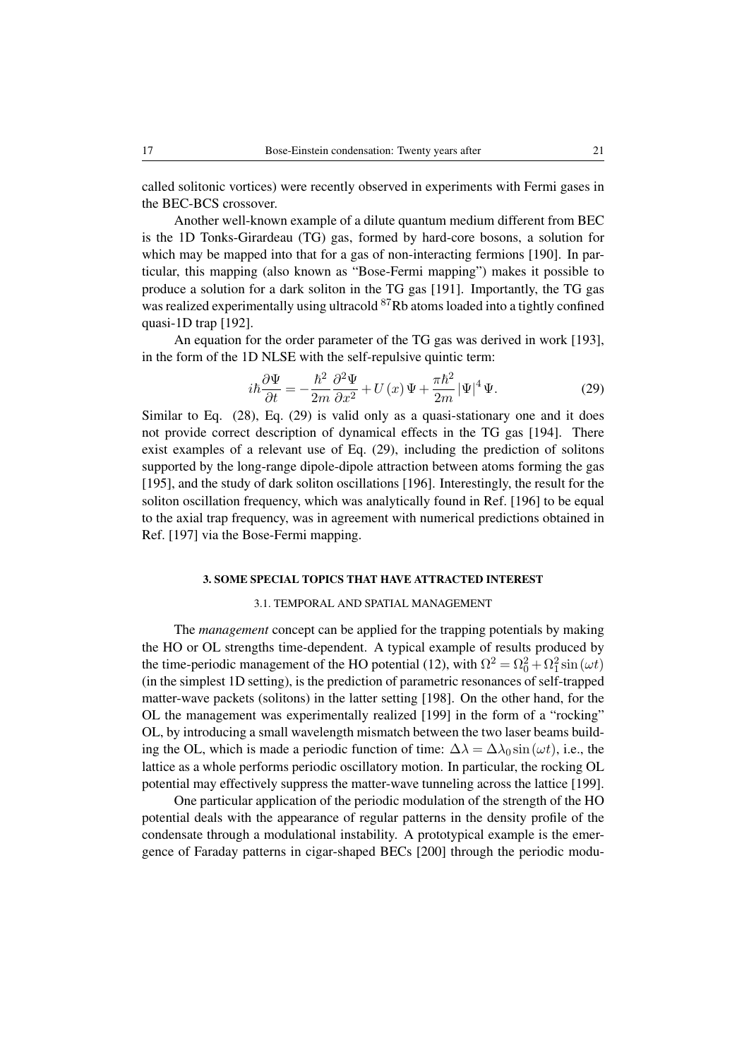called solitonic vortices) were recently observed in experiments with Fermi gases in the BEC-BCS crossover.

Another well-known example of a dilute quantum medium different from BEC is the 1D Tonks-Girardeau (TG) gas, formed by hard-core bosons, a solution for which may be mapped into that for a gas of non-interacting fermions [190]. In particular, this mapping (also known as "Bose-Fermi mapping") makes it possible to produce a solution for a dark soliton in the TG gas [191]. Importantly, the TG gas was realized experimentally using ultracold $^{87}$Rb atoms loaded into a tightly confined quasi-1D trap [192].

An equation for the order parameter of the TG gas was derived in work [193], in the form of the 1D NLSE with the self-repulsive quintic term:

$$i\hbar\frac{\partial\Psi}{\partial t} = -\frac{\hbar^2}{2m}\frac{\partial^2\Psi}{\partial x^2} + U(x)\Psi + \frac{\pi\hbar^2}{2m}|\Psi|^4\Psi. \tag{29}$$

Similar to Eq. (28), Eq. (29) is valid only as a quasi-stationary one and it does not provide correct description of dynamical effects in the TG gas [194]. There exist examples of a relevant use of Eq. (29), including the prediction of solitons supported by the long-range dipole-dipole attraction between atoms forming the gas [195], and the study of dark soliton oscillations [196]. Interestingly, the result for the soliton oscillation frequency, which was analytically found in Ref. [196] to be equal to the axial trap frequency, was in agreement with numerical predictions obtained in Ref. [197] via the Bose-Fermi mapping.

## 3. SOME SPECIAL TOPICS THAT HAVE ATTRACTED INTEREST

### 3.1. TEMPORAL AND SPATIAL MANAGEMENT

The *management* concept can be applied for the trapping potentials by making the HO or OL strengths time-dependent. A typical example of results produced by the time-periodic management of the HO potential (12), with $\Omega^2 = \Omega_0^2 + \Omega_1^2\sin(\omega t)$ (in the simplest 1D setting), is the prediction of parametric resonances of self-trapped matter-wave packets (solitons) in the latter setting [198]. On the other hand, for the OL the management was experimentally realized [199] in the form of a "rocking" OL, by introducing a small wavelength mismatch between the two laser beams building the OL, which is made a periodic function of time: $\Delta\lambda = \Delta\lambda_0\sin(\omega t)$, i.e., the lattice as a whole performs periodic oscillatory motion. In particular, the rocking OL potential may effectively suppress the matter-wave tunneling across the lattice [199].

One particular application of the periodic modulation of the strength of the HO potential deals with the appearance of regular patterns in the density profile of the condensate through a modulational instability. A prototypical example is the emergence of Faraday patterns in cigar-shaped BECs [200] through the periodic modu-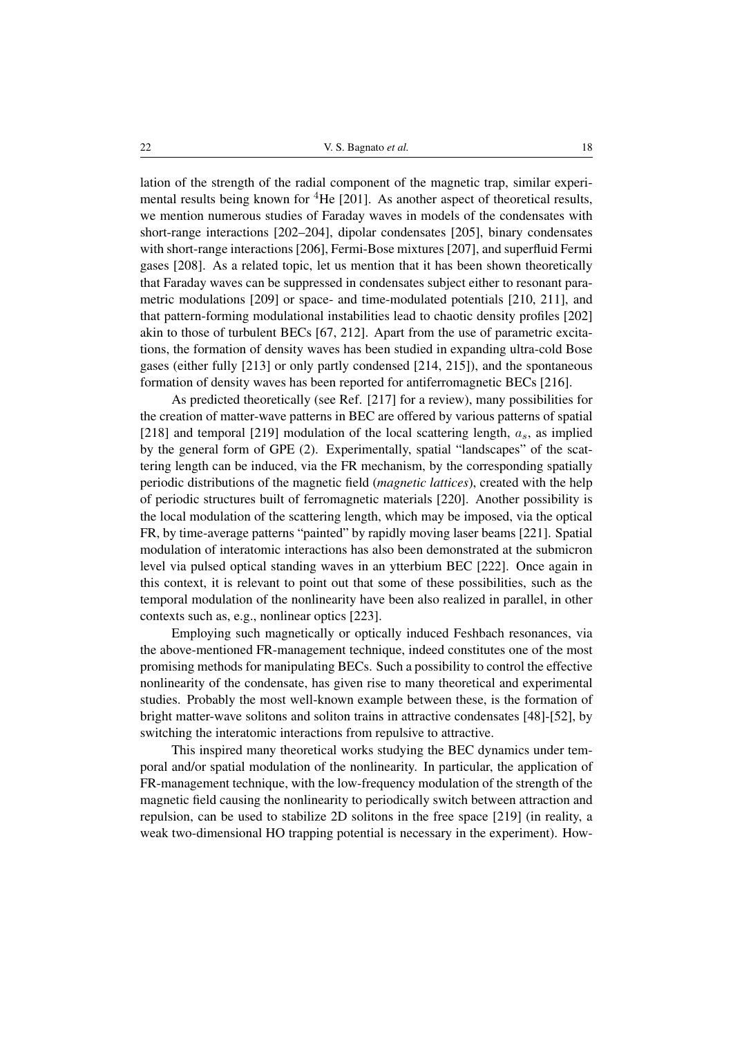lation of the strength of the radial component of the magnetic trap, similar experimental results being known for $^4$He [201]. As another aspect of theoretical results, we mention numerous studies of Faraday waves in models of the condensates with short-range interactions [202–204], dipolar condensates [205], binary condensates with short-range interactions [206], Fermi-Bose mixtures [207], and superfluid Fermi gases [208]. As a related topic, let us mention that it has been shown theoretically that Faraday waves can be suppressed in condensates subject either to resonant parametric modulations [209] or space- and time-modulated potentials [210, 211], and that pattern-forming modulational instabilities lead to chaotic density profiles [202] akin to those of turbulent BECs [67, 212]. Apart from the use of parametric excitations, the formation of density waves has been studied in expanding ultra-cold Bose gases (either fully [213] or only partly condensed [214, 215]), and the spontaneous formation of density waves has been reported for antiferromagnetic BECs [216].

As predicted theoretically (see Ref. [217] for a review), many possibilities for the creation of matter-wave patterns in BEC are offered by various patterns of spatial [218] and temporal [219] modulation of the local scattering length, $a_s$, as implied by the general form of GPE (2). Experimentally, spatial "landscapes" of the scattering length can be induced, via the FR mechanism, by the corresponding spatially periodic distributions of the magnetic field (*magnetic lattices*), created with the help of periodic structures built of ferromagnetic materials [220]. Another possibility is the local modulation of the scattering length, which may be imposed, via the optical FR, by time-average patterns "painted" by rapidly moving laser beams [221]. Spatial modulation of interatomic interactions has also been demonstrated at the submicron level via pulsed optical standing waves in an ytterbium BEC [222]. Once again in this context, it is relevant to point out that some of these possibilities, such as the temporal modulation of the nonlinearity have been also realized in parallel, in other contexts such as, e.g., nonlinear optics [223].

Employing such magnetically or optically induced Feshbach resonances, via the above-mentioned FR-management technique, indeed constitutes one of the most promising methods for manipulating BECs. Such a possibility to control the effective nonlinearity of the condensate, has given rise to many theoretical and experimental studies. Probably the most well-known example between these, is the formation of bright matter-wave solitons and soliton trains in attractive condensates [48]-[52], by switching the interatomic interactions from repulsive to attractive.

This inspired many theoretical works studying the BEC dynamics under temporal and/or spatial modulation of the nonlinearity. In particular, the application of FR-management technique, with the low-frequency modulation of the strength of the magnetic field causing the nonlinearity to periodically switch between attraction and repulsion, can be used to stabilize 2D solitons in the free space [219] (in reality, a weak two-dimensional HO trapping potential is necessary in the experiment). How-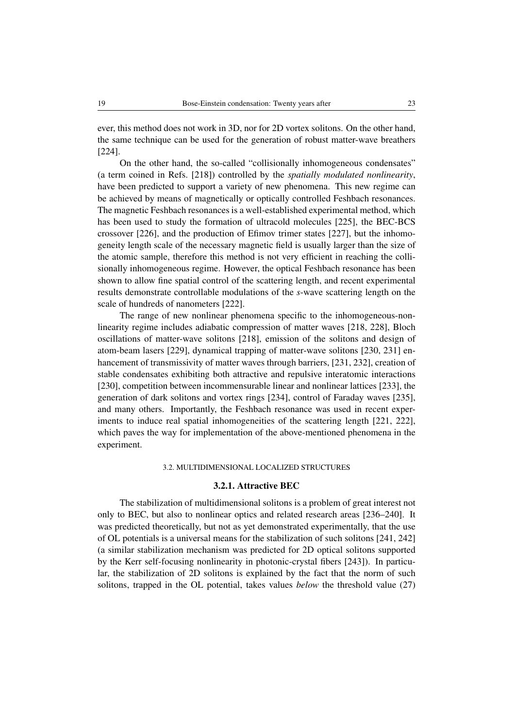ever, this method does not work in 3D, nor for 2D vortex solitons. On the other hand, the same technique can be used for the generation of robust matter-wave breathers [224].

On the other hand, the so-called "collisionally inhomogeneous condensates" (a term coined in Refs. [218]) controlled by the *spatially modulated nonlinearity*, have been predicted to support a variety of new phenomena. This new regime can be achieved by means of magnetically or optically controlled Feshbach resonances. The magnetic Feshbach resonances is a well-established experimental method, which has been used to study the formation of ultracold molecules [225], the BEC-BCS crossover [226], and the production of Efimov trimer states [227], but the inhomogeneity length scale of the necessary magnetic field is usually larger than the size of the atomic sample, therefore this method is not very efficient in reaching the collisionally inhomogeneous regime. However, the optical Feshbach resonance has been shown to allow fine spatial control of the scattering length, and recent experimental results demonstrate controllable modulations of the *s*-wave scattering length on the scale of hundreds of nanometers [222].

The range of new nonlinear phenomena specific to the inhomogeneous-nonlinearity regime includes adiabatic compression of matter waves [218, 228], Bloch oscillations of matter-wave solitons [218], emission of the solitons and design of atom-beam lasers [229], dynamical trapping of matter-wave solitons [230, 231] enhancement of transmissivity of matter waves through barriers, [231, 232], creation of stable condensates exhibiting both attractive and repulsive interatomic interactions [230], competition between incommensurable linear and nonlinear lattices [233], the generation of dark solitons and vortex rings [234], control of Faraday waves [235], and many others. Importantly, the Feshbach resonance was used in recent experiments to induce real spatial inhomogeneities of the scattering length [221, 222], which paves the way for implementation of the above-mentioned phenomena in the experiment.

## 3.2. MULTIDIMENSIONAL LOCALIZED STRUCTURES

### 3.2.1. Attractive BEC

The stabilization of multidimensional solitons is a problem of great interest not only to BEC, but also to nonlinear optics and related research areas [236–240]. It was predicted theoretically, but not as yet demonstrated experimentally, that the use of OL potentials is a universal means for the stabilization of such solitons [241, 242] (a similar stabilization mechanism was predicted for 2D optical solitons supported by the Kerr self-focusing nonlinearity in photonic-crystal fibers [243]). In particular, the stabilization of 2D solitons is explained by the fact that the norm of such solitons, trapped in the OL potential, takes values *below* the threshold value (27)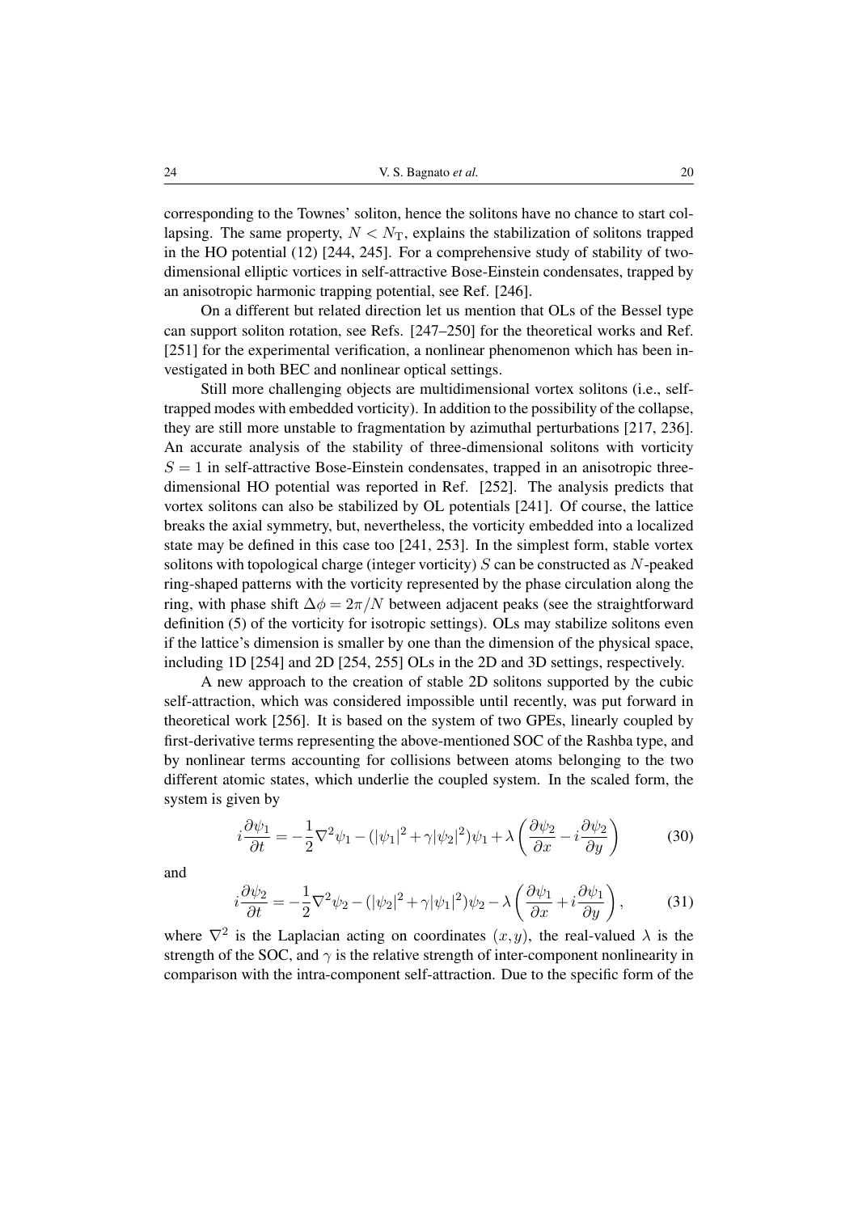corresponding to the Townes' soliton, hence the solitons have no chance to start collapsing. The same property, $N < N_{\mathrm{T}}$, explains the stabilization of solitons trapped in the HO potential (12) [244, 245]. For a comprehensive study of stability of two-dimensional elliptic vortices in self-attractive Bose-Einstein condensates, trapped by an anisotropic harmonic trapping potential, see Ref. [246].

On a different but related direction let us mention that OLs of the Bessel type can support soliton rotation, see Refs. [247–250] for the theoretical works and Ref. [251] for the experimental verification, a nonlinear phenomenon which has been investigated in both BEC and nonlinear optical settings.

Still more challenging objects are multidimensional vortex solitons (i.e., self-trapped modes with embedded vorticity). In addition to the possibility of the collapse, they are still more unstable to fragmentation by azimuthal perturbations [217, 236]. An accurate analysis of the stability of three-dimensional solitons with vorticity $S = 1$ in self-attractive Bose-Einstein condensates, trapped in an anisotropic three-dimensional HO potential was reported in Ref. [252]. The analysis predicts that vortex solitons can also be stabilized by OL potentials [241]. Of course, the lattice breaks the axial symmetry, but, nevertheless, the vorticity embedded into a localized state may be defined in this case too [241, 253]. In the simplest form, stable vortex solitons with topological charge (integer vorticity) $S$ can be constructed as $N$-peaked ring-shaped patterns with the vorticity represented by the phase circulation along the ring, with phase shift $\Delta\phi = 2\pi/N$ between adjacent peaks (see the straightforward definition (5) of the vorticity for isotropic settings). OLs may stabilize solitons even if the lattice's dimension is smaller by one than the dimension of the physical space, including 1D [254] and 2D [254, 255] OLs in the 2D and 3D settings, respectively.

A new approach to the creation of stable 2D solitons supported by the cubic self-attraction, which was considered impossible until recently, was put forward in theoretical work [256]. It is based on the system of two GPEs, linearly coupled by first-derivative terms representing the above-mentioned SOC of the Rashba type, and by nonlinear terms accounting for collisions between atoms belonging to the two different atomic states, which underlie the coupled system. In the scaled form, the system is given by

$$i\frac{\partial \psi_1}{\partial t} = -\frac{1}{2}\nabla^2\psi_1 - (|\psi_1|^2 + \gamma|\psi_2|^2)\psi_1 + \lambda\left(\frac{\partial \psi_2}{\partial x} - i\frac{\partial \psi_2}{\partial y}\right) \tag{30}$$

and

$$i\frac{\partial \psi_2}{\partial t} = -\frac{1}{2}\nabla^2\psi_2 - (|\psi_2|^2 + \gamma|\psi_1|^2)\psi_2 - \lambda\left(\frac{\partial \psi_1}{\partial x} + i\frac{\partial \psi_1}{\partial y}\right), \tag{31}$$

where $\nabla^2$ is the Laplacian acting on coordinates $(x, y)$, the real-valued $\lambda$ is the strength of the SOC, and $\gamma$ is the relative strength of inter-component nonlinearity in comparison with the intra-component self-attraction. Due to the specific form of the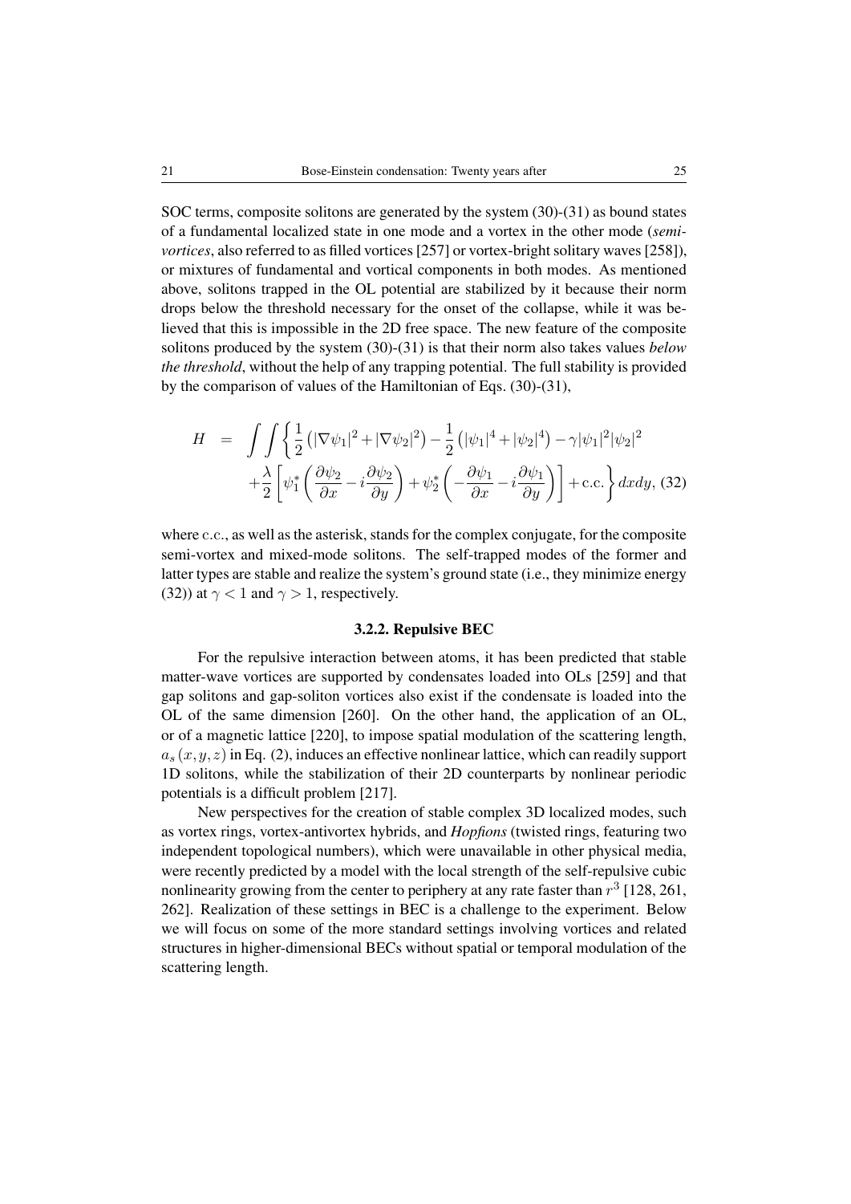SOC terms, composite solitons are generated by the system (30)-(31) as bound states of a fundamental localized state in one mode and a vortex in the other mode (*semi-vortices*, also referred to as filled vortices [257] or vortex-bright solitary waves [258]), or mixtures of fundamental and vortical components in both modes. As mentioned above, solitons trapped in the OL potential are stabilized by it because their norm drops below the threshold necessary for the onset of the collapse, while it was believed that this is impossible in the 2D free space. The new feature of the composite solitons produced by the system (30)-(31) is that their norm also takes values *below the threshold*, without the help of any trapping potential. The full stability is provided by the comparison of values of the Hamiltonian of Eqs. (30)-(31),

$$
\begin{aligned}
H \quad = \quad & \int\int \left\{ \frac{1}{2}\left(|\nabla\psi_1|^2 + |\nabla\psi_2|^2\right) - \frac{1}{2}\left(|\psi_1|^4 + |\psi_2|^4\right) - \gamma|\psi_1|^2|\psi_2|^2 \right. \\
& \left. + \frac{\lambda}{2}\left[\psi_1^*\left(\frac{\partial\psi_2}{\partial x} - i\frac{\partial\psi_2}{\partial y}\right) + \psi_2^*\left(-\frac{\partial\psi_1}{\partial x} - i\frac{\partial\psi_1}{\partial y}\right)\right] + \text{c.c.}\right\} dxdy, \quad (32)
\end{aligned}
$$

where c.c., as well as the asterisk, stands for the complex conjugate, for the composite semi-vortex and mixed-mode solitons. The self-trapped modes of the former and latter types are stable and realize the system's ground state (i.e., they minimize energy (32)) at $\gamma < 1$ and $\gamma > 1$, respectively.

### 3.2.2. Repulsive BEC

For the repulsive interaction between atoms, it has been predicted that stable matter-wave vortices are supported by condensates loaded into OLs [259] and that gap solitons and gap-soliton vortices also exist if the condensate is loaded into the OL of the same dimension [260]. On the other hand, the application of an OL, or of a magnetic lattice [220], to impose spatial modulation of the scattering length, $a_s(x, y, z)$ in Eq. (2), induces an effective nonlinear lattice, which can readily support 1D solitons, while the stabilization of their 2D counterparts by nonlinear periodic potentials is a difficult problem [217].

New perspectives for the creation of stable complex 3D localized modes, such as vortex rings, vortex-antivortex hybrids, and *Hopfions* (twisted rings, featuring two independent topological numbers), which were unavailable in other physical media, were recently predicted by a model with the local strength of the self-repulsive cubic nonlinearity growing from the center to periphery at any rate faster than $r^3$ [128, 261, 262]. Realization of these settings in BEC is a challenge to the experiment. Below we will focus on some of the more standard settings involving vortices and related structures in higher-dimensional BECs without spatial or temporal modulation of the scattering length.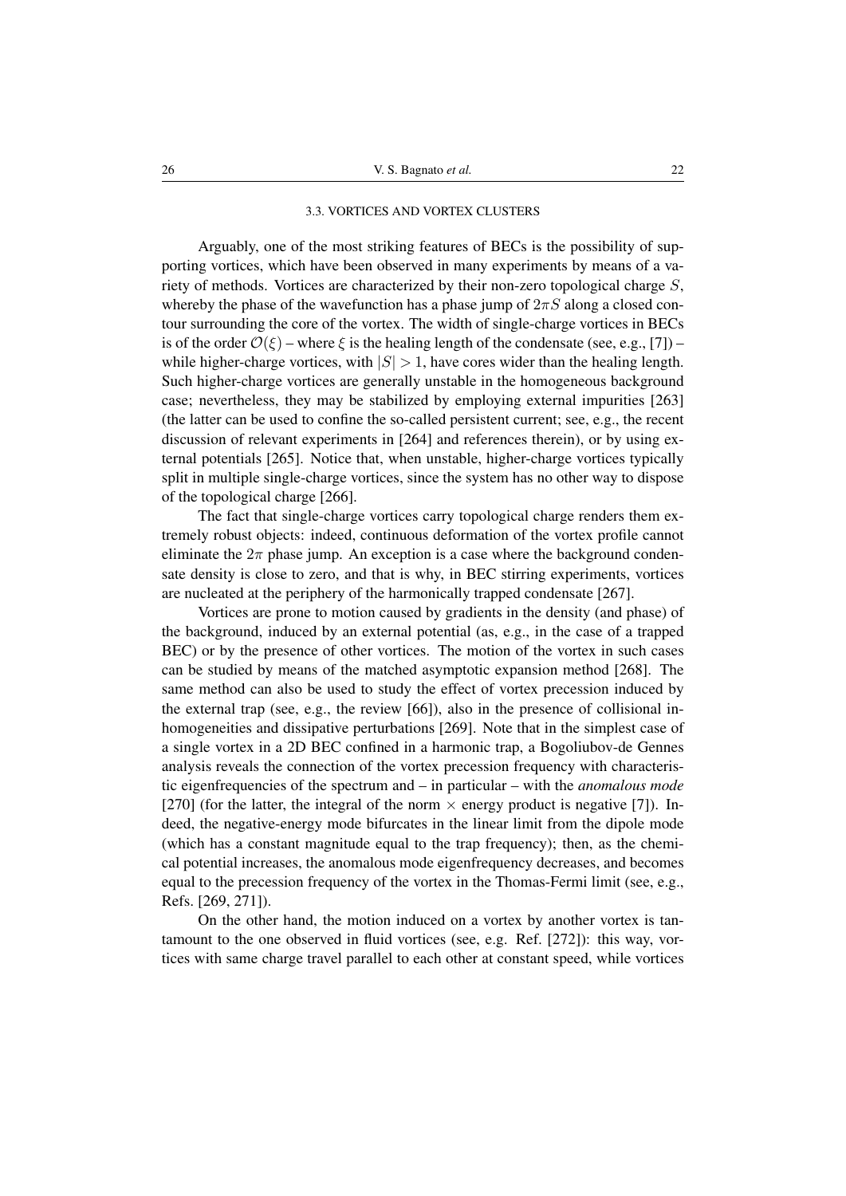### 3.3. VORTICES AND VORTEX CLUSTERS

Arguably, one of the most striking features of BECs is the possibility of supporting vortices, which have been observed in many experiments by means of a variety of methods. Vortices are characterized by their non-zero topological charge $S$, whereby the phase of the wavefunction has a phase jump of $2\pi S$ along a closed contour surrounding the core of the vortex. The width of single-charge vortices in BECs is of the order $\mathcal{O}(\xi)$ – where $\xi$ is the healing length of the condensate (see, e.g., [7]) – while higher-charge vortices, with $|S| > 1$, have cores wider than the healing length. Such higher-charge vortices are generally unstable in the homogeneous background case; nevertheless, they may be stabilized by employing external impurities [263] (the latter can be used to confine the so-called persistent current; see, e.g., the recent discussion of relevant experiments in [264] and references therein), or by using external potentials [265]. Notice that, when unstable, higher-charge vortices typically split in multiple single-charge vortices, since the system has no other way to dispose of the topological charge [266].

The fact that single-charge vortices carry topological charge renders them extremely robust objects: indeed, continuous deformation of the vortex profile cannot eliminate the $2\pi$ phase jump. An exception is a case where the background condensate density is close to zero, and that is why, in BEC stirring experiments, vortices are nucleated at the periphery of the harmonically trapped condensate [267].

Vortices are prone to motion caused by gradients in the density (and phase) of the background, induced by an external potential (as, e.g., in the case of a trapped BEC) or by the presence of other vortices. The motion of the vortex in such cases can be studied by means of the matched asymptotic expansion method [268]. The same method can also be used to study the effect of vortex precession induced by the external trap (see, e.g., the review [66]), also in the presence of collisional inhomogeneities and dissipative perturbations [269]. Note that in the simplest case of a single vortex in a 2D BEC confined in a harmonic trap, a Bogoliubov-de Gennes analysis reveals the connection of the vortex precession frequency with characteristic eigenfrequencies of the spectrum and – in particular – with the *anomalous mode* [270] (for the latter, the integral of the norm $\times$ energy product is negative [7]). Indeed, the negative-energy mode bifurcates in the linear limit from the dipole mode (which has a constant magnitude equal to the trap frequency); then, as the chemical potential increases, the anomalous mode eigenfrequency decreases, and becomes equal to the precession frequency of the vortex in the Thomas-Fermi limit (see, e.g., Refs. [269, 271]).

On the other hand, the motion induced on a vortex by another vortex is tantamount to the one observed in fluid vortices (see, e.g. Ref. [272]): this way, vortices with same charge travel parallel to each other at constant speed, while vortices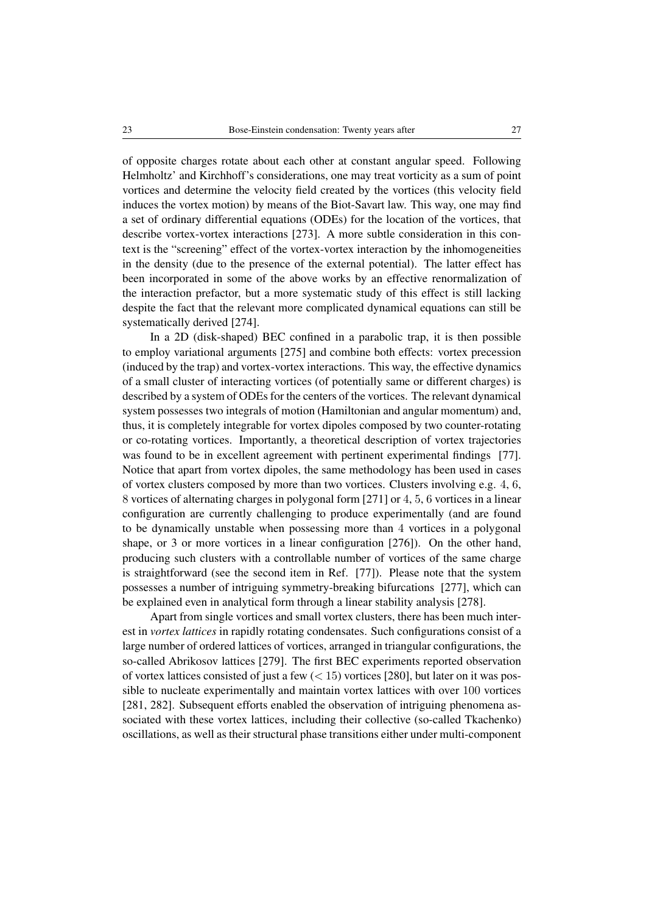of opposite charges rotate about each other at constant angular speed. Following Helmholtz' and Kirchhoff's considerations, one may treat vorticity as a sum of point vortices and determine the velocity field created by the vortices (this velocity field induces the vortex motion) by means of the Biot-Savart law. This way, one may find a set of ordinary differential equations (ODEs) for the location of the vortices, that describe vortex-vortex interactions [273]. A more subtle consideration in this context is the "screening" effect of the vortex-vortex interaction by the inhomogeneities in the density (due to the presence of the external potential). The latter effect has been incorporated in some of the above works by an effective renormalization of the interaction prefactor, but a more systematic study of this effect is still lacking despite the fact that the relevant more complicated dynamical equations can still be systematically derived [274].

In a 2D (disk-shaped) BEC confined in a parabolic trap, it is then possible to employ variational arguments [275] and combine both effects: vortex precession (induced by the trap) and vortex-vortex interactions. This way, the effective dynamics of a small cluster of interacting vortices (of potentially same or different charges) is described by a system of ODEs for the centers of the vortices. The relevant dynamical system possesses two integrals of motion (Hamiltonian and angular momentum) and, thus, it is completely integrable for vortex dipoles composed by two counter-rotating or co-rotating vortices. Importantly, a theoretical description of vortex trajectories was found to be in excellent agreement with pertinent experimental findings [77]. Notice that apart from vortex dipoles, the same methodology has been used in cases of vortex clusters composed by more than two vortices. Clusters involving e.g. $4$, $6$, $8$ vortices of alternating charges in polygonal form [271] or $4$, $5$, $6$ vortices in a linear configuration are currently challenging to produce experimentally (and are found to be dynamically unstable when possessing more than $4$ vortices in a polygonal shape, or 3 or more vortices in a linear configuration [276]). On the other hand, producing such clusters with a controllable number of vortices of the same charge is straightforward (see the second item in Ref. [77]). Please note that the system possesses a number of intriguing symmetry-breaking bifurcations [277], which can be explained even in analytical form through a linear stability analysis [278].

Apart from single vortices and small vortex clusters, there has been much interest in *vortex lattices* in rapidly rotating condensates. Such configurations consist of a large number of ordered lattices of vortices, arranged in triangular configurations, the so-called Abrikosov lattices [279]. The first BEC experiments reported observation of vortex lattices consisted of just a few ($< 15$) vortices [280], but later on it was possible to nucleate experimentally and maintain vortex lattices with over $100$ vortices [281, 282]. Subsequent efforts enabled the observation of intriguing phenomena associated with these vortex lattices, including their collective (so-called Tkachenko) oscillations, as well as their structural phase transitions either under multi-component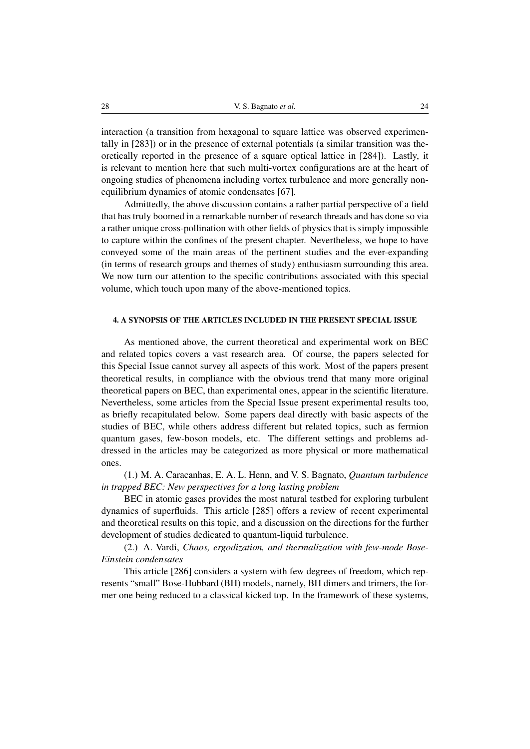interaction (a transition from hexagonal to square lattice was observed experimentally in [283]) or in the presence of external potentials (a similar transition was theoretically reported in the presence of a square optical lattice in [284]). Lastly, it is relevant to mention here that such multi-vortex configurations are at the heart of ongoing studies of phenomena including vortex turbulence and more generally non-equilibrium dynamics of atomic condensates [67].

Admittedly, the above discussion contains a rather partial perspective of a field that has truly boomed in a remarkable number of research threads and has done so via a rather unique cross-pollination with other fields of physics that is simply impossible to capture within the confines of the present chapter. Nevertheless, we hope to have conveyed some of the main areas of the pertinent studies and the ever-expanding (in terms of research groups and themes of study) enthusiasm surrounding this area. We now turn our attention to the specific contributions associated with this special volume, which touch upon many of the above-mentioned topics.

## 4. A SYNOPSIS OF THE ARTICLES INCLUDED IN THE PRESENT SPECIAL ISSUE

As mentioned above, the current theoretical and experimental work on BEC and related topics covers a vast research area. Of course, the papers selected for this Special Issue cannot survey all aspects of this work. Most of the papers present theoretical results, in compliance with the obvious trend that many more original theoretical papers on BEC, than experimental ones, appear in the scientific literature. Nevertheless, some articles from the Special Issue present experimental results too, as briefly recapitulated below. Some papers deal directly with basic aspects of the studies of BEC, while others address different but related topics, such as fermion quantum gases, few-boson models, etc. The different settings and problems addressed in the articles may be categorized as more physical or more mathematical ones.

(1.) M. A. Caracanhas, E. A. L. Henn, and V. S. Bagnato, *Quantum turbulence in trapped BEC: New perspectives for a long lasting problem*

BEC in atomic gases provides the most natural testbed for exploring turbulent dynamics of superfluids. This article [285] offers a review of recent experimental and theoretical results on this topic, and a discussion on the directions for the further development of studies dedicated to quantum-liquid turbulence.

(2.) A. Vardi, *Chaos, ergodization, and thermalization with few-mode Bose-Einstein condensates*

This article [286] considers a system with few degrees of freedom, which represents "small" Bose-Hubbard (BH) models, namely, BH dimers and trimers, the former one being reduced to a classical kicked top. In the framework of these systems,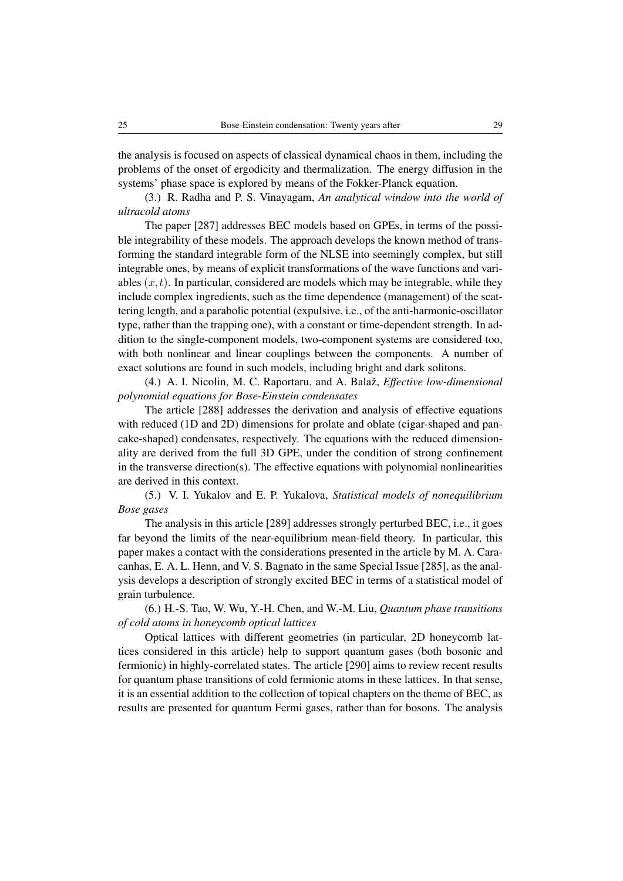the analysis is focused on aspects of classical dynamical chaos in them, including the problems of the onset of ergodicity and thermalization. The energy diffusion in the systems' phase space is explored by means of the Fokker-Planck equation.

(3.) R. Radha and P. S. Vinayagam, *An analytical window into the world of ultracold atoms*

The paper [287] addresses BEC models based on GPEs, in terms of the possible integrability of these models. The approach develops the known method of transforming the standard integrable form of the NLSE into seemingly complex, but still integrable ones, by means of explicit transformations of the wave functions and variables $(x, t)$. In particular, considered are models which may be integrable, while they include complex ingredients, such as the time dependence (management) of the scattering length, and a parabolic potential (expulsive, i.e., of the anti-harmonic-oscillator type, rather than the trapping one), with a constant or time-dependent strength. In addition to the single-component models, two-component systems are considered too, with both nonlinear and linear couplings between the components. A number of exact solutions are found in such models, including bright and dark solitons.

(4.) A. I. Nicolin, M. C. Raportaru, and A. Balaž, *Effective low-dimensional polynomial equations for Bose-Einstein condensates*

The article [288] addresses the derivation and analysis of effective equations with reduced (1D and 2D) dimensions for prolate and oblate (cigar-shaped and pancake-shaped) condensates, respectively. The equations with the reduced dimensionality are derived from the full 3D GPE, under the condition of strong confinement in the transverse direction(s). The effective equations with polynomial nonlinearities are derived in this context.

(5.) V. I. Yukalov and E. P. Yukalova, *Statistical models of nonequilibrium Bose gases*

The analysis in this article [289] addresses strongly perturbed BEC, i.e., it goes far beyond the limits of the near-equilibrium mean-field theory. In particular, this paper makes a contact with the considerations presented in the article by M. A. Caracanhas, E. A. L. Henn, and V. S. Bagnato in the same Special Issue [285], as the analysis develops a description of strongly excited BEC in terms of a statistical model of grain turbulence.

(6.) H.-S. Tao, W. Wu, Y.-H. Chen, and W.-M. Liu, *Quantum phase transitions of cold atoms in honeycomb optical lattices*

Optical lattices with different geometries (in particular, 2D honeycomb lattices considered in this article) help to support quantum gases (both bosonic and fermionic) in highly-correlated states. The article [290] aims to review recent results for quantum phase transitions of cold fermionic atoms in these lattices. In that sense, it is an essential addition to the collection of topical chapters on the theme of BEC, as results are presented for quantum Fermi gases, rather than for bosons. The analysis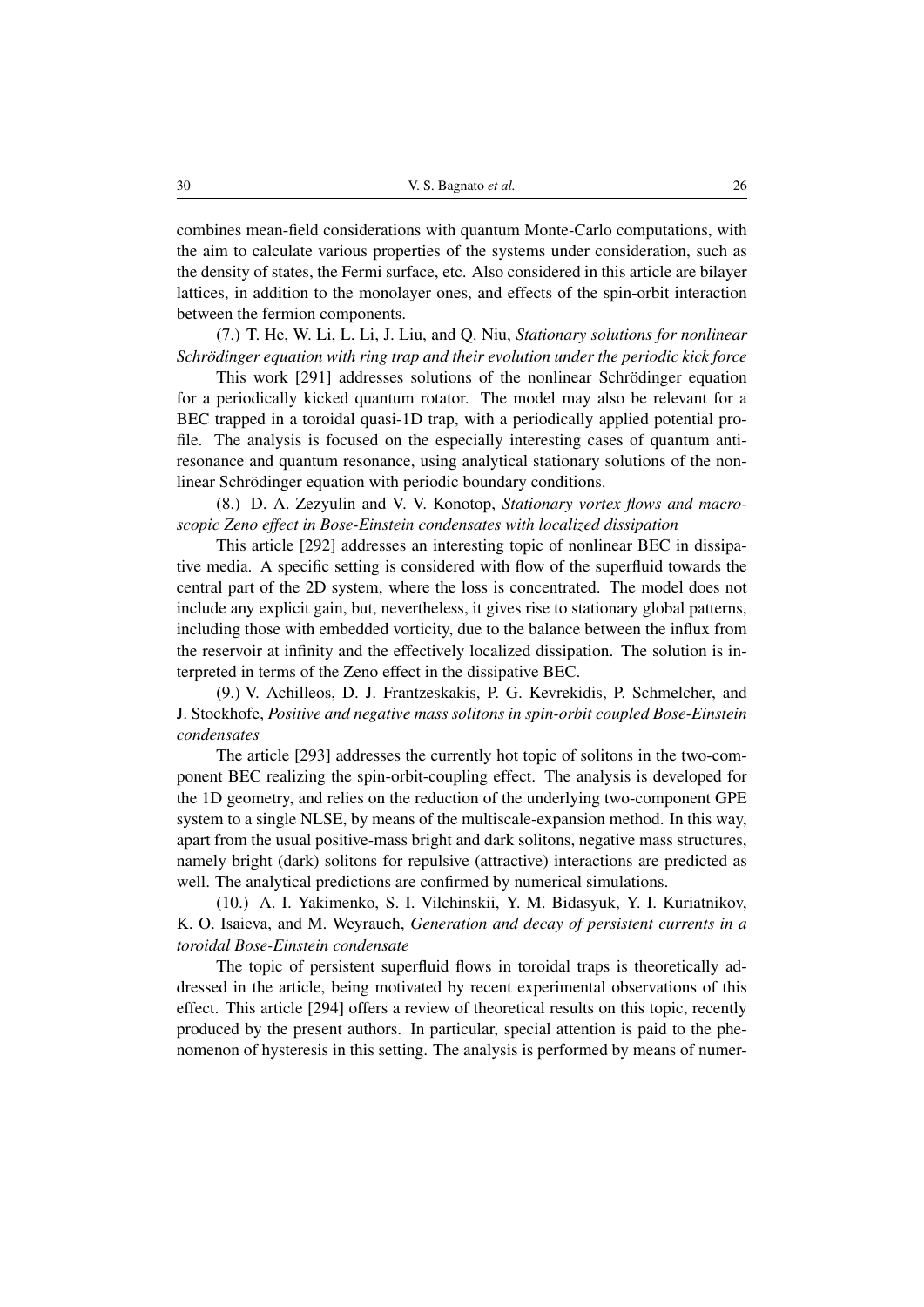combines mean-field considerations with quantum Monte-Carlo computations, with the aim to calculate various properties of the systems under consideration, such as the density of states, the Fermi surface, etc. Also considered in this article are bilayer lattices, in addition to the monolayer ones, and effects of the spin-orbit interaction between the fermion components.

(7.) T. He, W. Li, L. Li, J. Liu, and Q. Niu, *Stationary solutions for nonlinear Schrödinger equation with ring trap and their evolution under the periodic kick force*

This work [291] addresses solutions of the nonlinear Schrödinger equation for a periodically kicked quantum rotator. The model may also be relevant for a BEC trapped in a toroidal quasi-1D trap, with a periodically applied potential profile. The analysis is focused on the especially interesting cases of quantum antiresonance and quantum resonance, using analytical stationary solutions of the nonlinear Schrödinger equation with periodic boundary conditions.

(8.) D. A. Zezyulin and V. V. Konotop, *Stationary vortex flows and macroscopic Zeno effect in Bose-Einstein condensates with localized dissipation*

This article [292] addresses an interesting topic of nonlinear BEC in dissipative media. A specific setting is considered with flow of the superfluid towards the central part of the 2D system, where the loss is concentrated. The model does not include any explicit gain, but, nevertheless, it gives rise to stationary global patterns, including those with embedded vorticity, due to the balance between the influx from the reservoir at infinity and the effectively localized dissipation. The solution is interpreted in terms of the Zeno effect in the dissipative BEC.

(9.) V. Achilleos, D. J. Frantzeskakis, P. G. Kevrekidis, P. Schmelcher, and J. Stockhofe, *Positive and negative mass solitons in spin-orbit coupled Bose-Einstein condensates*

The article [293] addresses the currently hot topic of solitons in the two-component BEC realizing the spin-orbit-coupling effect. The analysis is developed for the 1D geometry, and relies on the reduction of the underlying two-component GPE system to a single NLSE, by means of the multiscale-expansion method. In this way, apart from the usual positive-mass bright and dark solitons, negative mass structures, namely bright (dark) solitons for repulsive (attractive) interactions are predicted as well. The analytical predictions are confirmed by numerical simulations.

(10.) A. I. Yakimenko, S. I. Vilchinskii, Y. M. Bidasyuk, Y. I. Kuriatnikov, K. O. Isaieva, and M. Weyrauch, *Generation and decay of persistent currents in a toroidal Bose-Einstein condensate*

The topic of persistent superfluid flows in toroidal traps is theoretically addressed in the article, being motivated by recent experimental observations of this effect. This article [294] offers a review of theoretical results on this topic, recently produced by the present authors. In particular, special attention is paid to the phenomenon of hysteresis in this setting. The analysis is performed by means of numer-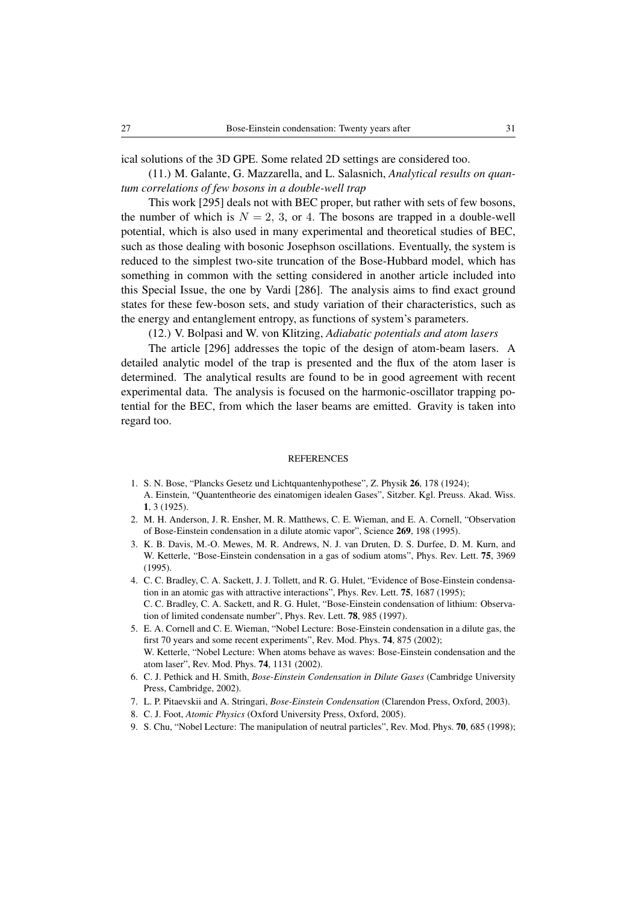ical solutions of the 3D GPE. Some related 2D settings are considered too.

(11.) M. Galante, G. Mazzarella, and L. Salasnich, *Analytical results on quantum correlations of few bosons in a double-well trap*

This work [295] deals not with BEC proper, but rather with sets of few bosons, the number of which is $N = 2$, 3, or 4. The bosons are trapped in a double-well potential, which is also used in many experimental and theoretical studies of BEC, such as those dealing with bosonic Josephson oscillations. Eventually, the system is reduced to the simplest two-site truncation of the Bose-Hubbard model, which has something in common with the setting considered in another article included into this Special Issue, the one by Vardi [286]. The analysis aims to find exact ground states for these few-boson sets, and study variation of their characteristics, such as the energy and entanglement entropy, as functions of system's parameters.

(12.) V. Bolpasi and W. von Klitzing, *Adiabatic potentials and atom lasers*

The article [296] addresses the topic of the design of atom-beam lasers. A detailed analytic model of the trap is presented and the flux of the atom laser is determined. The analytical results are found to be in good agreement with recent experimental data. The analysis is focused on the harmonic-oscillator trapping potential for the BEC, from which the laser beams are emitted. Gravity is taken into regard too.

## REFERENCES

1. S. N. Bose, "Plancks Gesetz und Lichtquantenhypothese", Z. Physik **26**, 178 (1924); A. Einstein, "Quantentheorie des einatomigen idealen Gases", Sitzber. Kgl. Preuss. Akad. Wiss. **1**, 3 (1925).
2. M. H. Anderson, J. R. Ensher, M. R. Matthews, C. E. Wieman, and E. A. Cornell, "Observation of Bose-Einstein condensation in a dilute atomic vapor", Science **269**, 198 (1995).
3. K. B. Davis, M.-O. Mewes, M. R. Andrews, N. J. van Druten, D. S. Durfee, D. M. Kurn, and W. Ketterle, "Bose-Einstein condensation in a gas of sodium atoms", Phys. Rev. Lett. **75**, 3969 (1995).
4. C. C. Bradley, C. A. Sackett, J. J. Tollett, and R. G. Hulet, "Evidence of Bose-Einstein condensation in an atomic gas with attractive interactions", Phys. Rev. Lett. **75**, 1687 (1995); C. C. Bradley, C. A. Sackett, and R. G. Hulet, "Bose-Einstein condensation of lithium: Observation of limited condensate number", Phys. Rev. Lett. **78**, 985 (1997).
5. E. A. Cornell and C. E. Wieman, "Nobel Lecture: Bose-Einstein condensation in a dilute gas, the first 70 years and some recent experiments", Rev. Mod. Phys. **74**, 875 (2002); W. Ketterle, "Nobel Lecture: When atoms behave as waves: Bose-Einstein condensation and the atom laser", Rev. Mod. Phys. **74**, 1131 (2002).
6. C. J. Pethick and H. Smith, *Bose-Einstein Condensation in Dilute Gases* (Cambridge University Press, Cambridge, 2002).
7. L. P. Pitaevskii and A. Stringari, *Bose-Einstein Condensation* (Clarendon Press, Oxford, 2003).
8. C. J. Foot, *Atomic Physics* (Oxford University Press, Oxford, 2005).
9. S. Chu, "Nobel Lecture: The manipulation of neutral particles", Rev. Mod. Phys. **70**, 685 (1998);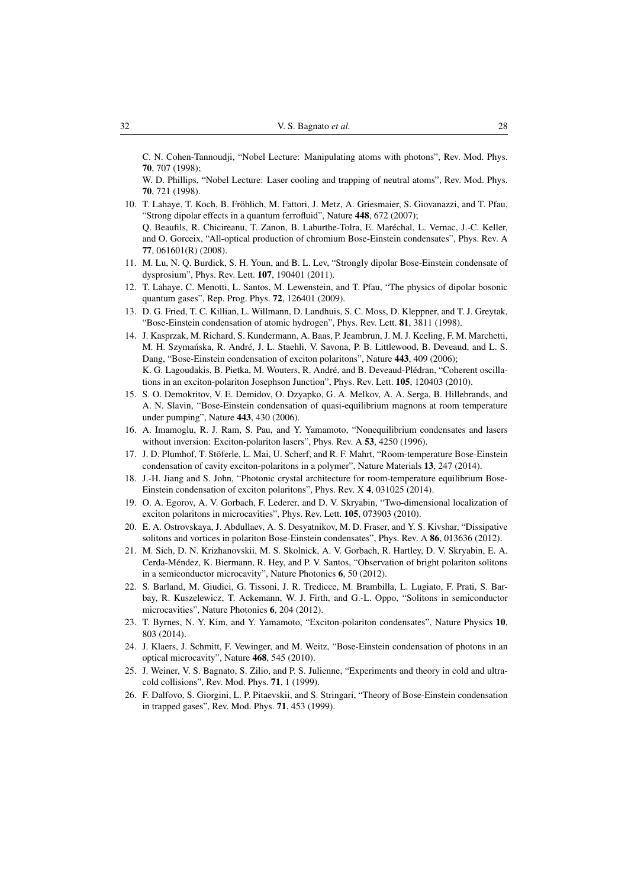C. N. Cohen-Tannoudji, "Nobel Lecture: Manipulating atoms with photons", Rev. Mod. Phys. **70**, 707 (1998);
W. D. Phillips, "Nobel Lecture: Laser cooling and trapping of neutral atoms", Rev. Mod. Phys. **70**, 721 (1998).

10. T. Lahaye, T. Koch, B. Fröhlich, M. Fattori, J. Metz, A. Griesmaier, S. Giovanazzi, and T. Pfau, "Strong dipolar effects in a quantum ferrofluid", Nature **448**, 672 (2007);
Q. Beaufils, R. Chicireanu, T. Zanon, B. Laburthe-Tolra, E. Maréchal, L. Vernac, J.-C. Keller, and O. Gorceix, "All-optical production of chromium Bose-Einstein condensates", Phys. Rev. A **77**, 061601(R) (2008).
11. M. Lu, N. Q. Burdick, S. H. Youn, and B. L. Lev, "Strongly dipolar Bose-Einstein condensate of dysprosium", Phys. Rev. Lett. **107**, 190401 (2011).
12. T. Lahaye, C. Menotti, L. Santos, M. Lewenstein, and T. Pfau, "The physics of dipolar bosonic quantum gases", Rep. Prog. Phys. **72**, 126401 (2009).
13. D. G. Fried, T. C. Killian, L. Willmann, D. Landhuis, S. C. Moss, D. Kleppner, and T. J. Greytak, "Bose-Einstein condensation of atomic hydrogen", Phys. Rev. Lett. **81**, 3811 (1998).
14. J. Kasprzak, M. Richard, S. Kundermann, A. Baas, P. Jeambrun, J. M. J. Keeling, F. M. Marchetti, M. H. Szymańska, R. André, J. L. Staehli, V. Savona, P. B. Littlewood, B. Deveaud, and L. S. Dang, "Bose-Einstein condensation of exciton polaritons", Nature **443**, 409 (2006);
K. G. Lagoudakis, B. Pietka, M. Wouters, R. André, and B. Deveaud-Plédran, "Coherent oscillations in an exciton-polariton Josephson Junction", Phys. Rev. Lett. **105**, 120403 (2010).
15. S. O. Demokritov, V. E. Demidov, O. Dzyapko, G. A. Melkov, A. A. Serga, B. Hillebrands, and A. N. Slavin, "Bose-Einstein condensation of quasi-equilibrium magnons at room temperature under pumping", Nature **443**, 430 (2006).
16. A. Imamoglu, R. J. Ram, S. Pau, and Y. Yamamoto, "Nonequilibrium condensates and lasers without inversion: Exciton-polariton lasers", Phys. Rev. A **53**, 4250 (1996).
17. J. D. Plumhof, T. Stöferle, L. Mai, U. Scherf, and R. F. Mahrt, "Room-temperature Bose-Einstein condensation of cavity exciton-polaritons in a polymer", Nature Materials **13**, 247 (2014).
18. J.-H. Jiang and S. John, "Photonic crystal architecture for room-temperature equilibrium Bose-Einstein condensation of exciton polaritons", Phys. Rev. X **4**, 031025 (2014).
19. O. A. Egorov, A. V. Gorbach, F. Lederer, and D. V. Skryabin, "Two-dimensional localization of exciton polaritons in microcavities", Phys. Rev. Lett. **105**, 073903 (2010).
20. E. A. Ostrovskaya, J. Abdullaev, A. S. Desyatnikov, M. D. Fraser, and Y. S. Kivshar, "Dissipative solitons and vortices in polariton Bose-Einstein condensates", Phys. Rev. A **86**, 013636 (2012).
21. M. Sich, D. N. Krizhanovskii, M. S. Skolnick, A. V. Gorbach, R. Hartley, D. V. Skryabin, E. A. Cerda-Méndez, K. Biermann, R. Hey, and P. V. Santos, "Observation of bright polariton solitons in a semiconductor microcavity", Nature Photonics **6**, 50 (2012).
22. S. Barland, M. Giudici, G. Tissoni, J. R. Tredicce, M. Brambilla, L. Lugiato, F. Prati, S. Barbay, R. Kuszelewicz, T. Ackemann, W. J. Firth, and G.-L. Oppo, "Solitons in semiconductor microcavities", Nature Photonics **6**, 204 (2012).
23. T. Byrnes, N. Y. Kim, and Y. Yamamoto, "Exciton-polariton condensates", Nature Physics **10**, 803 (2014).
24. J. Klaers, J. Schmitt, F. Vewinger, and M. Weitz, "Bose-Einstein condensation of photons in an optical microcavity", Nature **468**, 545 (2010).
25. J. Weiner, V. S. Bagnato, S. Zilio, and P. S. Julienne, "Experiments and theory in cold and ultracold collisions", Rev. Mod. Phys. **71**, 1 (1999).
26. F. Dalfovo, S. Giorgini, L. P. Pitaevskii, and S. Stringari, "Theory of Bose-Einstein condensation in trapped gases", Rev. Mod. Phys. **71**, 453 (1999).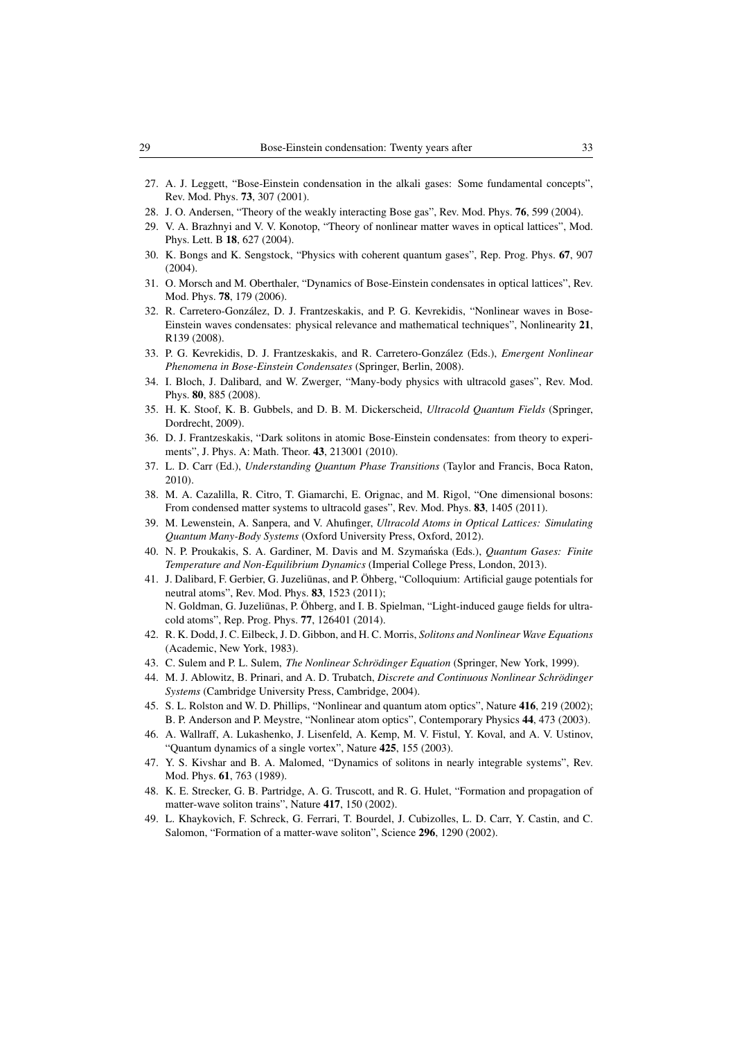27. A. J. Leggett, "Bose-Einstein condensation in the alkali gases: Some fundamental concepts", Rev. Mod. Phys. **73**, 307 (2001).
28. J. O. Andersen, "Theory of the weakly interacting Bose gas", Rev. Mod. Phys. **76**, 599 (2004).
29. V. A. Brazhnyi and V. V. Konotop, "Theory of nonlinear matter waves in optical lattices", Mod. Phys. Lett. B **18**, 627 (2004).
30. K. Bongs and K. Sengstock, "Physics with coherent quantum gases", Rep. Prog. Phys. **67**, 907 (2004).
31. O. Morsch and M. Oberthaler, "Dynamics of Bose-Einstein condensates in optical lattices", Rev. Mod. Phys. **78**, 179 (2006).
32. R. Carretero-González, D. J. Frantzeskakis, and P. G. Kevrekidis, "Nonlinear waves in Bose-Einstein waves condensates: physical relevance and mathematical techniques", Nonlinearity **21**, R139 (2008).
33. P. G. Kevrekidis, D. J. Frantzeskakis, and R. Carretero-González (Eds.), *Emergent Nonlinear Phenomena in Bose-Einstein Condensates* (Springer, Berlin, 2008).
34. I. Bloch, J. Dalibard, and W. Zwerger, "Many-body physics with ultracold gases", Rev. Mod. Phys. **80**, 885 (2008).
35. H. K. Stoof, K. B. Gubbels, and D. B. M. Dickerscheid, *Ultracold Quantum Fields* (Springer, Dordrecht, 2009).
36. D. J. Frantzeskakis, "Dark solitons in atomic Bose-Einstein condensates: from theory to experiments", J. Phys. A: Math. Theor. **43**, 213001 (2010).
37. L. D. Carr (Ed.), *Understanding Quantum Phase Transitions* (Taylor and Francis, Boca Raton, 2010).
38. M. A. Cazalilla, R. Citro, T. Giamarchi, E. Orignac, and M. Rigol, "One dimensional bosons: From condensed matter systems to ultracold gases", Rev. Mod. Phys. **83**, 1405 (2011).
39. M. Lewenstein, A. Sanpera, and V. Ahufinger, *Ultracold Atoms in Optical Lattices: Simulating Quantum Many-Body Systems* (Oxford University Press, Oxford, 2012).
40. N. P. Proukakis, S. A. Gardiner, M. Davis and M. Szymańska (Eds.), *Quantum Gases: Finite Temperature and Non-Equilibrium Dynamics* (Imperial College Press, London, 2013).
41. J. Dalibard, F. Gerbier, G. Juzeliūnas, and P. Öhberg, "Colloquium: Artificial gauge potentials for neutral atoms", Rev. Mod. Phys. **83**, 1523 (2011);
    N. Goldman, G. Juzeliūnas, P. Öhberg, and I. B. Spielman, "Light-induced gauge fields for ultracold atoms", Rep. Prog. Phys. **77**, 126401 (2014).
42. R. K. Dodd, J. C. Eilbeck, J. D. Gibbon, and H. C. Morris, *Solitons and Nonlinear Wave Equations* (Academic, New York, 1983).
43. C. Sulem and P. L. Sulem, *The Nonlinear Schrödinger Equation* (Springer, New York, 1999).
44. M. J. Ablowitz, B. Prinari, and A. D. Trubatch, *Discrete and Continuous Nonlinear Schrödinger Systems* (Cambridge University Press, Cambridge, 2004).
45. S. L. Rolston and W. D. Phillips, "Nonlinear and quantum atom optics", Nature **416**, 219 (2002);
    B. P. Anderson and P. Meystre, "Nonlinear atom optics", Contemporary Physics **44**, 473 (2003).
46. A. Wallraff, A. Lukashenko, J. Lisenfeld, A. Kemp, M. V. Fistul, Y. Koval, and A. V. Ustinov, "Quantum dynamics of a single vortex", Nature **425**, 155 (2003).
47. Y. S. Kivshar and B. A. Malomed, "Dynamics of solitons in nearly integrable systems", Rev. Mod. Phys. **61**, 763 (1989).
48. K. E. Strecker, G. B. Partridge, A. G. Truscott, and R. G. Hulet, "Formation and propagation of matter-wave soliton trains", Nature **417**, 150 (2002).
49. L. Khaykovich, F. Schreck, G. Ferrari, T. Bourdel, J. Cubizolles, L. D. Carr, Y. Castin, and C. Salomon, "Formation of a matter-wave soliton", Science **296**, 1290 (2002).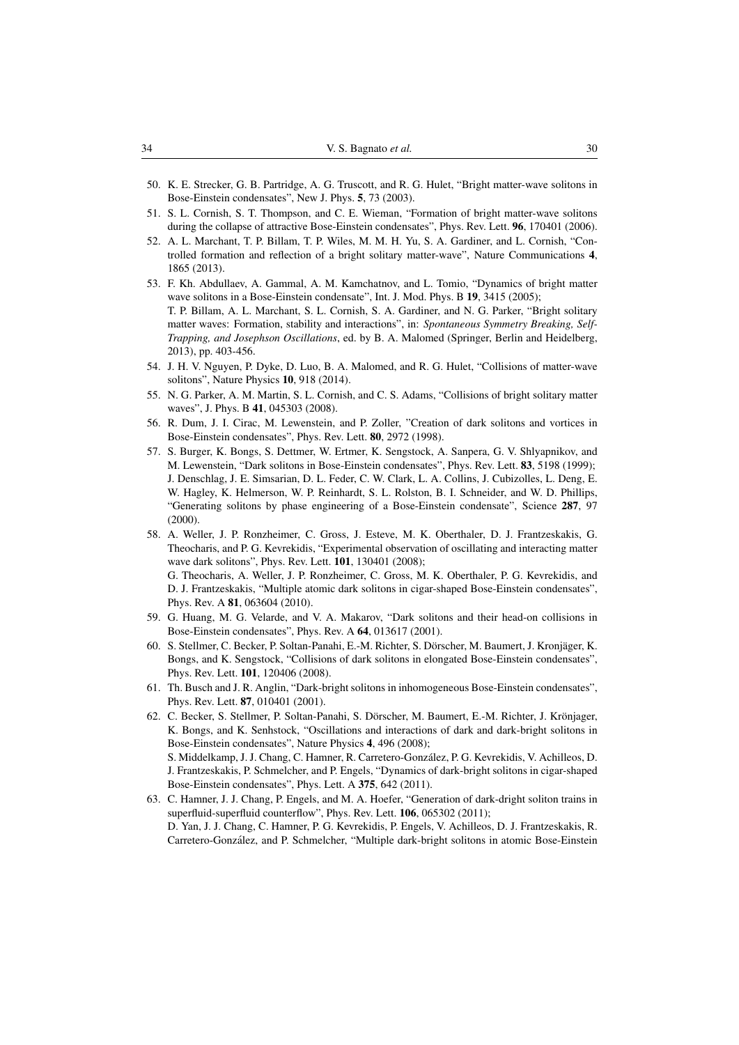50. K. E. Strecker, G. B. Partridge, A. G. Truscott, and R. G. Hulet, “Bright matter-wave solitons in Bose-Einstein condensates”, New J. Phys. **5**, 73 (2003).
51. S. L. Cornish, S. T. Thompson, and C. E. Wieman, “Formation of bright matter-wave solitons during the collapse of attractive Bose-Einstein condensates”, Phys. Rev. Lett. **96**, 170401 (2006).
52. A. L. Marchant, T. P. Billam, T. P. Wiles, M. M. H. Yu, S. A. Gardiner, and L. Cornish, “Controlled formation and reflection of a bright solitary matter-wave”, Nature Communications **4**, 1865 (2013).
53. F. Kh. Abdullaev, A. Gammal, A. M. Kamchatnov, and L. Tomio, “Dynamics of bright matter wave solitons in a Bose-Einstein condensate”, Int. J. Mod. Phys. B **19**, 3415 (2005);
T. P. Billam, A. L. Marchant, S. L. Cornish, S. A. Gardiner, and N. G. Parker, “Bright solitary matter waves: Formation, stability and interactions”, in: *Spontaneous Symmetry Breaking, Self-Trapping, and Josephson Oscillations*, ed. by B. A. Malomed (Springer, Berlin and Heidelberg, 2013), pp. 403-456.
54. J. H. V. Nguyen, P. Dyke, D. Luo, B. A. Malomed, and R. G. Hulet, “Collisions of matter-wave solitons”, Nature Physics **10**, 918 (2014).
55. N. G. Parker, A. M. Martin, S. L. Cornish, and C. S. Adams, “Collisions of bright solitary matter waves”, J. Phys. B **41**, 045303 (2008).
56. R. Dum, J. I. Cirac, M. Lewenstein, and P. Zoller, ”Creation of dark solitons and vortices in Bose-Einstein condensates”, Phys. Rev. Lett. **80**, 2972 (1998).
57. S. Burger, K. Bongs, S. Dettmer, W. Ertmer, K. Sengstock, A. Sanpera, G. V. Shlyapnikov, and M. Lewenstein, “Dark solitons in Bose-Einstein condensates”, Phys. Rev. Lett. **83**, 5198 (1999);
J. Denschlag, J. E. Simsarian, D. L. Feder, C. W. Clark, L. A. Collins, J. Cubizolles, L. Deng, E. W. Hagley, K. Helmerson, W. P. Reinhardt, S. L. Rolston, B. I. Schneider, and W. D. Phillips, “Generating solitons by phase engineering of a Bose-Einstein condensate”, Science **287**, 97 (2000).
58. A. Weller, J. P. Ronzheimer, C. Gross, J. Esteve, M. K. Oberthaler, D. J. Frantzeskakis, G. Theocharis, and P. G. Kevrekidis, “Experimental observation of oscillating and interacting matter wave dark solitons”, Phys. Rev. Lett. **101**, 130401 (2008);
G. Theocharis, A. Weller, J. P. Ronzheimer, C. Gross, M. K. Oberthaler, P. G. Kevrekidis, and D. J. Frantzeskakis, “Multiple atomic dark solitons in cigar-shaped Bose-Einstein condensates”, Phys. Rev. A **81**, 063604 (2010).
59. G. Huang, M. G. Velarde, and V. A. Makarov, “Dark solitons and their head-on collisions in Bose-Einstein condensates”, Phys. Rev. A **64**, 013617 (2001).
60. S. Stellmer, C. Becker, P. Soltan-Panahi, E.-M. Richter, S. Dörscher, M. Baumert, J. Kronjäger, K. Bongs, and K. Sengstock, “Collisions of dark solitons in elongated Bose-Einstein condensates”, Phys. Rev. Lett. **101**, 120406 (2008).
61. Th. Busch and J. R. Anglin, “Dark-bright solitons in inhomogeneous Bose-Einstein condensates”, Phys. Rev. Lett. **87**, 010401 (2001).
62. C. Becker, S. Stellmer, P. Soltan-Panahi, S. Dörscher, M. Baumert, E.-M. Richter, J. Krönjager, K. Bongs, and K. Senhstock, “Oscillations and interactions of dark and dark-bright solitons in Bose-Einstein condensates”, Nature Physics **4**, 496 (2008);
S. Middelkamp, J. J. Chang, C. Hamner, R. Carretero-González, P. G. Kevrekidis, V. Achilleos, D. J. Frantzeskakis, P. Schmelcher, and P. Engels, “Dynamics of dark-bright solitons in cigar-shaped Bose-Einstein condensates”, Phys. Lett. A **375**, 642 (2011).
63. C. Hamner, J. J. Chang, P. Engels, and M. A. Hoefer, “Generation of dark-dright soliton trains in superfluid-superfluid counterflow”, Phys. Rev. Lett. **106**, 065302 (2011);
D. Yan, J. J. Chang, C. Hamner, P. G. Kevrekidis, P. Engels, V. Achilleos, D. J. Frantzeskakis, R. Carretero-González, and P. Schmelcher, “Multiple dark-bright solitons in atomic Bose-Einstein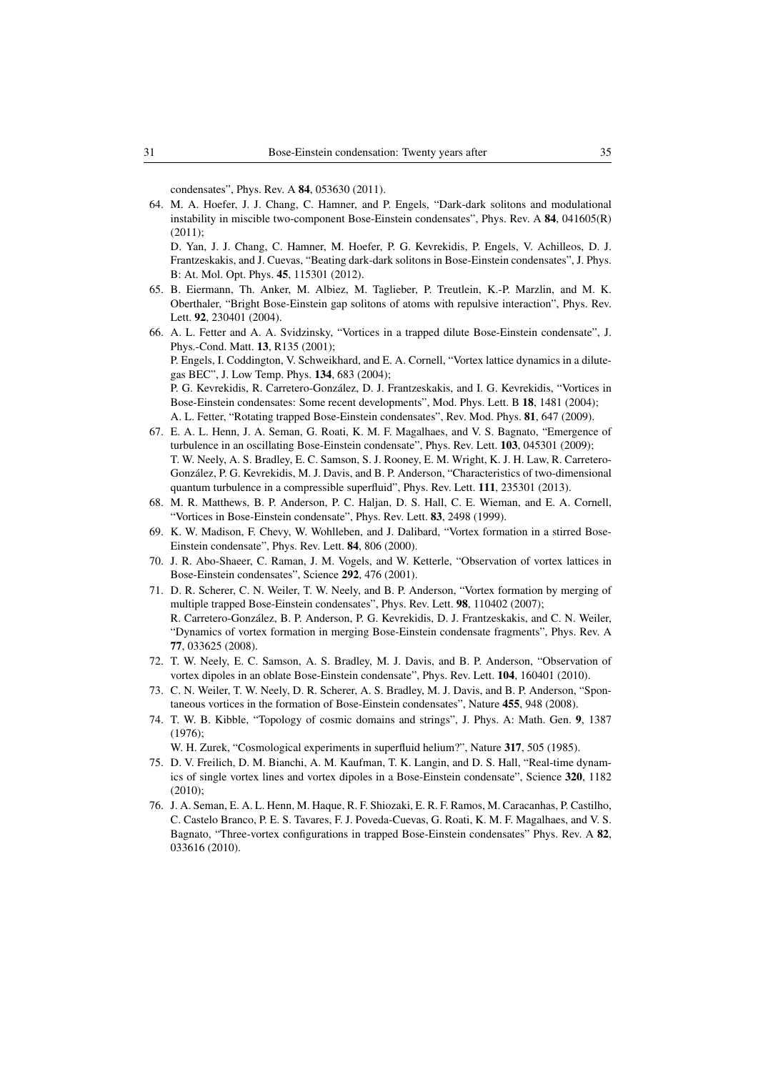condensates", Phys. Rev. A **84**, 053630 (2011).

64. M. A. Hoefer, J. J. Chang, C. Hamner, and P. Engels, "Dark-dark solitons and modulational instability in miscible two-component Bose-Einstein condensates", Phys. Rev. A **84**, 041605(R) (2011);
    D. Yan, J. J. Chang, C. Hamner, M. Hoefer, P. G. Kevrekidis, P. Engels, V. Achilleos, D. J. Frantzeskakis, and J. Cuevas, "Beating dark-dark solitons in Bose-Einstein condensates", J. Phys. B: At. Mol. Opt. Phys. **45**, 115301 (2012).
65. B. Eiermann, Th. Anker, M. Albiez, M. Taglieber, P. Treutlein, K.-P. Marzlin, and M. K. Oberthaler, "Bright Bose-Einstein gap solitons of atoms with repulsive interaction", Phys. Rev. Lett. **92**, 230401 (2004).
66. A. L. Fetter and A. A. Svidzinsky, "Vortices in a trapped dilute Bose-Einstein condensate", J. Phys.-Cond. Matt. **13**, R135 (2001);
    P. Engels, I. Coddington, V. Schweikhard, and E. A. Cornell, "Vortex lattice dynamics in a dilute-gas BEC", J. Low Temp. Phys. **134**, 683 (2004);
    P. G. Kevrekidis, R. Carretero-González, D. J. Frantzeskakis, and I. G. Kevrekidis, "Vortices in Bose-Einstein condensates: Some recent developments", Mod. Phys. Lett. B **18**, 1481 (2004);
    A. L. Fetter, "Rotating trapped Bose-Einstein condensates", Rev. Mod. Phys. **81**, 647 (2009).
67. E. A. L. Henn, J. A. Seman, G. Roati, K. M. F. Magalhaes, and V. S. Bagnato, "Emergence of turbulence in an oscillating Bose-Einstein condensate", Phys. Rev. Lett. **103**, 045301 (2009);
    T. W. Neely, A. S. Bradley, E. C. Samson, S. J. Rooney, E. M. Wright, K. J. H. Law, R. Carretero-González, P. G. Kevrekidis, M. J. Davis, and B. P. Anderson, "Characteristics of two-dimensional quantum turbulence in a compressible superfluid", Phys. Rev. Lett. **111**, 235301 (2013).
68. M. R. Matthews, B. P. Anderson, P. C. Haljan, D. S. Hall, C. E. Wieman, and E. A. Cornell, "Vortices in Bose-Einstein condensate", Phys. Rev. Lett. **83**, 2498 (1999).
69. K. W. Madison, F. Chevy, W. Wohlleben, and J. Dalibard, "Vortex formation in a stirred Bose-Einstein condensate", Phys. Rev. Lett. **84**, 806 (2000).
70. J. R. Abo-Shaeer, C. Raman, J. M. Vogels, and W. Ketterle, "Observation of vortex lattices in Bose-Einstein condensates", Science **292**, 476 (2001).
71. D. R. Scherer, C. N. Weiler, T. W. Neely, and B. P. Anderson, "Vortex formation by merging of multiple trapped Bose-Einstein condensates", Phys. Rev. Lett. **98**, 110402 (2007);
    R. Carretero-González, B. P. Anderson, P. G. Kevrekidis, D. J. Frantzeskakis, and C. N. Weiler, "Dynamics of vortex formation in merging Bose-Einstein condensate fragments", Phys. Rev. A **77**, 033625 (2008).
72. T. W. Neely, E. C. Samson, A. S. Bradley, M. J. Davis, and B. P. Anderson, "Observation of vortex dipoles in an oblate Bose-Einstein condensate", Phys. Rev. Lett. **104**, 160401 (2010).
73. C. N. Weiler, T. W. Neely, D. R. Scherer, A. S. Bradley, M. J. Davis, and B. P. Anderson, "Spontaneous vortices in the formation of Bose-Einstein condensates", Nature **455**, 948 (2008).
74. T. W. B. Kibble, "Topology of cosmic domains and strings", J. Phys. A: Math. Gen. **9**, 1387 (1976);
    W. H. Zurek, "Cosmological experiments in superfluid helium?", Nature **317**, 505 (1985).
75. D. V. Freilich, D. M. Bianchi, A. M. Kaufman, T. K. Langin, and D. S. Hall, "Real-time dynamics of single vortex lines and vortex dipoles in a Bose-Einstein condensate", Science **320**, 1182 (2010);
76. J. A. Seman, E. A. L. Henn, M. Haque, R. F. Shiozaki, E. R. F. Ramos, M. Caracanhas, P. Castilho, C. Castelo Branco, P. E. S. Tavares, F. J. Poveda-Cuevas, G. Roati, K. M. F. Magalhaes, and V. S. Bagnato, "Three-vortex configurations in trapped Bose-Einstein condensates" Phys. Rev. A **82**, 033616 (2010).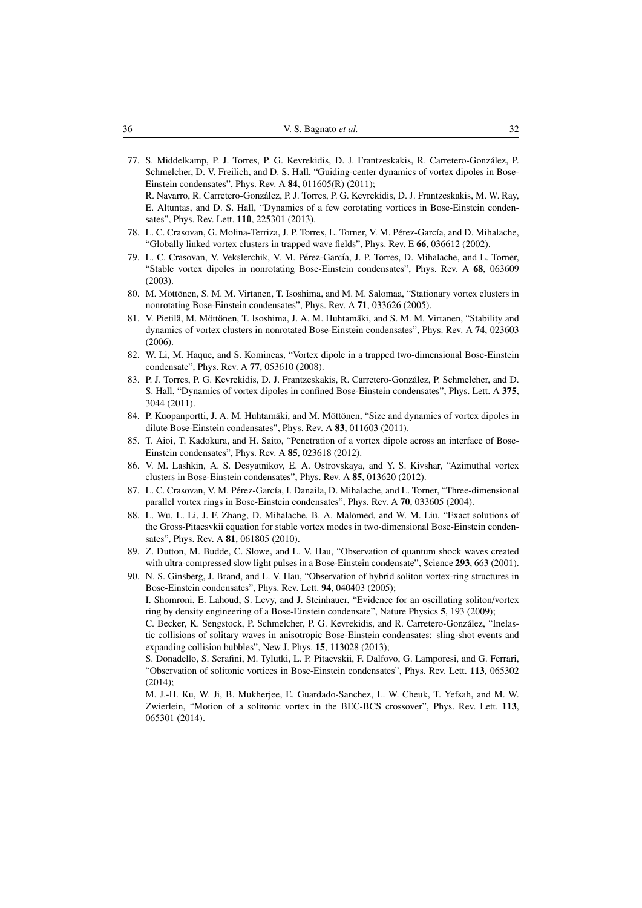77. S. Middelkamp, P. J. Torres, P. G. Kevrekidis, D. J. Frantzeskakis, R. Carretero-González, P. Schmelcher, D. V. Freilich, and D. S. Hall, "Guiding-center dynamics of vortex dipoles in Bose-Einstein condensates", Phys. Rev. A **84**, 011605(R) (2011);
R. Navarro, R. Carretero-González, P. J. Torres, P. G. Kevrekidis, D. J. Frantzeskakis, M. W. Ray, E. Altuntas, and D. S. Hall, "Dynamics of a few corotating vortices in Bose-Einstein condensates", Phys. Rev. Lett. **110**, 225301 (2013).
78. L. C. Crasovan, G. Molina-Terriza, J. P. Torres, L. Torner, V. M. Pérez-García, and D. Mihalache, "Globally linked vortex clusters in trapped wave fields", Phys. Rev. E **66**, 036612 (2002).
79. L. C. Crasovan, V. Vekslerchik, V. M. Pérez-García, J. P. Torres, D. Mihalache, and L. Torner, "Stable vortex dipoles in nonrotating Bose-Einstein condensates", Phys. Rev. A **68**, 063609 (2003).
80. M. Möttönen, S. M. M. Virtanen, T. Isoshima, and M. M. Salomaa, "Stationary vortex clusters in nonrotating Bose-Einstein condensates", Phys. Rev. A **71**, 033626 (2005).
81. V. Pietilä, M. Möttönen, T. Isoshima, J. A. M. Huhtamäki, and S. M. M. Virtanen, "Stability and dynamics of vortex clusters in nonrotated Bose-Einstein condensates", Phys. Rev. A **74**, 023603 (2006).
82. W. Li, M. Haque, and S. Komineas, "Vortex dipole in a trapped two-dimensional Bose-Einstein condensate", Phys. Rev. A **77**, 053610 (2008).
83. P. J. Torres, P. G. Kevrekidis, D. J. Frantzeskakis, R. Carretero-González, P. Schmelcher, and D. S. Hall, "Dynamics of vortex dipoles in confined Bose-Einstein condensates", Phys. Lett. A **375**, 3044 (2011).
84. P. Kuopanportti, J. A. M. Huhtamäki, and M. Möttönen, "Size and dynamics of vortex dipoles in dilute Bose-Einstein condensates", Phys. Rev. A **83**, 011603 (2011).
85. T. Aioi, T. Kadokura, and H. Saito, "Penetration of a vortex dipole across an interface of Bose-Einstein condensates", Phys. Rev. A **85**, 023618 (2012).
86. V. M. Lashkin, A. S. Desyatnikov, E. A. Ostrovskaya, and Y. S. Kivshar, "Azimuthal vortex clusters in Bose-Einstein condensates", Phys. Rev. A **85**, 013620 (2012).
87. L. C. Crasovan, V. M. Pérez-García, I. Danaila, D. Mihalache, and L. Torner, "Three-dimensional parallel vortex rings in Bose-Einstein condensates", Phys. Rev. A **70**, 033605 (2004).
88. L. Wu, L. Li, J. F. Zhang, D. Mihalache, B. A. Malomed, and W. M. Liu, "Exact solutions of the Gross-Pitaesvkii equation for stable vortex modes in two-dimensional Bose-Einstein condensates", Phys. Rev. A **81**, 061805 (2010).
89. Z. Dutton, M. Budde, C. Slowe, and L. V. Hau, "Observation of quantum shock waves created with ultra-compressed slow light pulses in a Bose-Einstein condensate", Science **293**, 663 (2001).
90. N. S. Ginsberg, J. Brand, and L. V. Hau, "Observation of hybrid soliton vortex-ring structures in Bose-Einstein condensates", Phys. Rev. Lett. **94**, 040403 (2005);
I. Shomroni, E. Lahoud, S. Levy, and J. Steinhauer, "Evidence for an oscillating soliton/vortex ring by density engineering of a Bose-Einstein condensate", Nature Physics **5**, 193 (2009);
C. Becker, K. Sengstock, P. Schmelcher, P. G. Kevrekidis, and R. Carretero-González, "Inelastic collisions of solitary waves in anisotropic Bose-Einstein condensates: sling-shot events and expanding collision bubbles", New J. Phys. **15**, 113028 (2013);
S. Donadello, S. Serafini, M. Tylutki, L. P. Pitaevskii, F. Dalfovo, G. Lamporesi, and G. Ferrari, "Observation of solitonic vortices in Bose-Einstein condensates", Phys. Rev. Lett. **113**, 065302 (2014);
M. J.-H. Ku, W. Ji, B. Mukherjee, E. Guardado-Sanchez, L. W. Cheuk, T. Yefsah, and M. W. Zwierlein, "Motion of a solitonic vortex in the BEC-BCS crossover", Phys. Rev. Lett. **113**, 065301 (2014).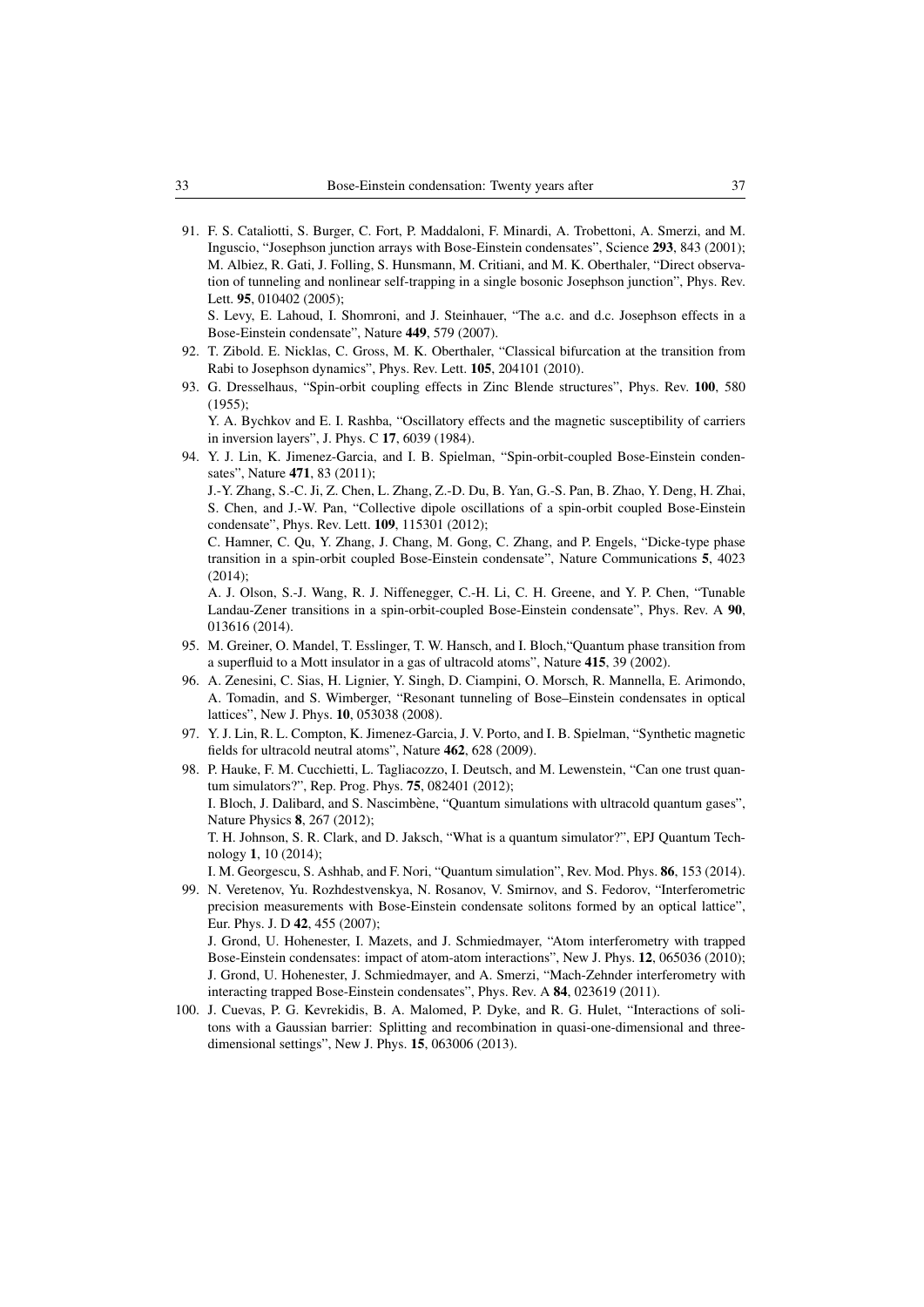91. F. S. Cataliotti, S. Burger, C. Fort, P. Maddaloni, F. Minardi, A. Trobettoni, A. Smerzi, and M. Inguscio, "Josephson junction arrays with Bose-Einstein condensates", Science **293**, 843 (2001); M. Albiez, R. Gati, J. Folling, S. Hunsmann, M. Critiani, and M. K. Oberthaler, "Direct observation of tunneling and nonlinear self-trapping in a single bosonic Josephson junction", Phys. Rev. Lett. **95**, 010402 (2005);
   S. Levy, E. Lahoud, I. Shomroni, and J. Steinhauer, "The a.c. and d.c. Josephson effects in a Bose-Einstein condensate", Nature **449**, 579 (2007).
92. T. Zibold. E. Nicklas, C. Gross, M. K. Oberthaler, "Classical bifurcation at the transition from Rabi to Josephson dynamics", Phys. Rev. Lett. **105**, 204101 (2010).
93. G. Dresselhaus, "Spin-orbit coupling effects in Zinc Blende structures", Phys. Rev. **100**, 580 (1955);
   Y. A. Bychkov and E. I. Rashba, "Oscillatory effects and the magnetic susceptibility of carriers in inversion layers", J. Phys. C **17**, 6039 (1984).
94. Y. J. Lin, K. Jimenez-Garcia, and I. B. Spielman, "Spin-orbit-coupled Bose-Einstein condensates", Nature **471**, 83 (2011);
   J.-Y. Zhang, S.-C. Ji, Z. Chen, L. Zhang, Z.-D. Du, B. Yan, G.-S. Pan, B. Zhao, Y. Deng, H. Zhai, S. Chen, and J.-W. Pan, "Collective dipole oscillations of a spin-orbit coupled Bose-Einstein condensate", Phys. Rev. Lett. **109**, 115301 (2012);
   C. Hamner, C. Qu, Y. Zhang, J. Chang, M. Gong, C. Zhang, and P. Engels, "Dicke-type phase transition in a spin-orbit coupled Bose-Einstein condensate", Nature Communications **5**, 4023 (2014);
   A. J. Olson, S.-J. Wang, R. J. Niffenegger, C.-H. Li, C. H. Greene, and Y. P. Chen, "Tunable Landau-Zener transitions in a spin-orbit-coupled Bose-Einstein condensate", Phys. Rev. A **90**, 013616 (2014).
95. M. Greiner, O. Mandel, T. Esslinger, T. W. Hansch, and I. Bloch,"Quantum phase transition from a superfluid to a Mott insulator in a gas of ultracold atoms", Nature **415**, 39 (2002).
96. A. Zenesini, C. Sias, H. Lignier, Y. Singh, D. Ciampini, O. Morsch, R. Mannella, E. Arimondo, A. Tomadin, and S. Wimberger, "Resonant tunneling of Bose–Einstein condensates in optical lattices", New J. Phys. **10**, 053038 (2008).
97. Y. J. Lin, R. L. Compton, K. Jimenez-Garcia, J. V. Porto, and I. B. Spielman, "Synthetic magnetic fields for ultracold neutral atoms", Nature **462**, 628 (2009).
98. P. Hauke, F. M. Cucchietti, L. Tagliacozzo, I. Deutsch, and M. Lewenstein, "Can one trust quantum simulators?", Rep. Prog. Phys. **75**, 082401 (2012);
   I. Bloch, J. Dalibard, and S. Nascimbène, "Quantum simulations with ultracold quantum gases", Nature Physics **8**, 267 (2012);
   T. H. Johnson, S. R. Clark, and D. Jaksch, "What is a quantum simulator?", EPJ Quantum Technology **1**, 10 (2014);
   I. M. Georgescu, S. Ashhab, and F. Nori, "Quantum simulation", Rev. Mod. Phys. **86**, 153 (2014).
99. N. Veretenov, Yu. Rozhdestvenskya, N. Rosanov, V. Smirnov, and S. Fedorov, "Interferometric precision measurements with Bose-Einstein condensate solitons formed by an optical lattice", Eur. Phys. J. D **42**, 455 (2007);
   J. Grond, U. Hohenester, I. Mazets, and J. Schmiedmayer, "Atom interferometry with trapped Bose-Einstein condensates: impact of atom-atom interactions", New J. Phys. **12**, 065036 (2010); J. Grond, U. Hohenester, J. Schmiedmayer, and A. Smerzi, "Mach-Zehnder interferometry with interacting trapped Bose-Einstein condensates", Phys. Rev. A **84**, 023619 (2011).
100. J. Cuevas, P. G. Kevrekidis, B. A. Malomed, P. Dyke, and R. G. Hulet, "Interactions of solitons with a Gaussian barrier: Splitting and recombination in quasi-one-dimensional and three-dimensional settings", New J. Phys. **15**, 063006 (2013).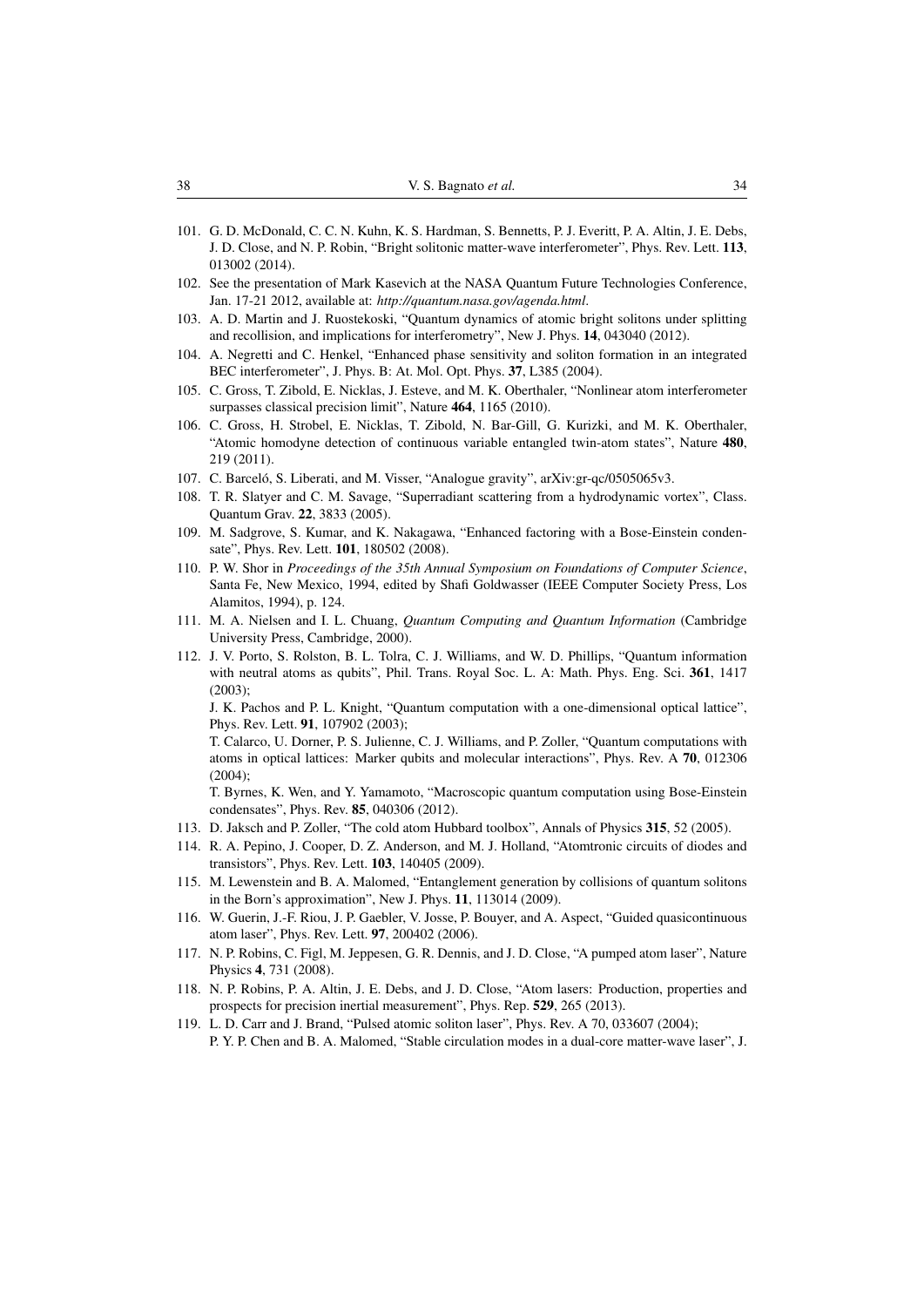101. G. D. McDonald, C. C. N. Kuhn, K. S. Hardman, S. Bennetts, P. J. Everitt, P. A. Altin, J. E. Debs, J. D. Close, and N. P. Robin, "Bright solitonic matter-wave interferometer", Phys. Rev. Lett. **113**, 013002 (2014).
102. See the presentation of Mark Kasevich at the NASA Quantum Future Technologies Conference, Jan. 17-21 2012, available at: *http://quantum.nasa.gov/agenda.html*.
103. A. D. Martin and J. Ruostekoski, "Quantum dynamics of atomic bright solitons under splitting and recollision, and implications for interferometry", New J. Phys. **14**, 043040 (2012).
104. A. Negretti and C. Henkel, "Enhanced phase sensitivity and soliton formation in an integrated BEC interferometer", J. Phys. B: At. Mol. Opt. Phys. **37**, L385 (2004).
105. C. Gross, T. Zibold, E. Nicklas, J. Esteve, and M. K. Oberthaler, "Nonlinear atom interferometer surpasses classical precision limit", Nature **464**, 1165 (2010).
106. C. Gross, H. Strobel, E. Nicklas, T. Zibold, N. Bar-Gill, G. Kurizki, and M. K. Oberthaler, "Atomic homodyne detection of continuous variable entangled twin-atom states", Nature **480**, 219 (2011).
107. C. Barceló, S. Liberati, and M. Visser, "Analogue gravity", arXiv:gr-qc/0505065v3.
108. T. R. Slatyer and C. M. Savage, "Superradiant scattering from a hydrodynamic vortex", Class. Quantum Grav. **22**, 3833 (2005).
109. M. Sadgrove, S. Kumar, and K. Nakagawa, "Enhanced factoring with a Bose-Einstein condensate", Phys. Rev. Lett. **101**, 180502 (2008).
110. P. W. Shor in *Proceedings of the 35th Annual Symposium on Foundations of Computer Science*, Santa Fe, New Mexico, 1994, edited by Shafi Goldwasser (IEEE Computer Society Press, Los Alamitos, 1994), p. 124.
111. M. A. Nielsen and I. L. Chuang, *Quantum Computing and Quantum Information* (Cambridge University Press, Cambridge, 2000).
112. J. V. Porto, S. Rolston, B. L. Tolra, C. J. Williams, and W. D. Phillips, "Quantum information with neutral atoms as qubits", Phil. Trans. Royal Soc. L. A: Math. Phys. Eng. Sci. **361**, 1417 (2003);
    J. K. Pachos and P. L. Knight, "Quantum computation with a one-dimensional optical lattice", Phys. Rev. Lett. **91**, 107902 (2003);
    T. Calarco, U. Dorner, P. S. Julienne, C. J. Williams, and P. Zoller, "Quantum computations with atoms in optical lattices: Marker qubits and molecular interactions", Phys. Rev. A **70**, 012306 (2004);
    T. Byrnes, K. Wen, and Y. Yamamoto, "Macroscopic quantum computation using Bose-Einstein condensates", Phys. Rev. **85**, 040306 (2012).
113. D. Jaksch and P. Zoller, "The cold atom Hubbard toolbox", Annals of Physics **315**, 52 (2005).
114. R. A. Pepino, J. Cooper, D. Z. Anderson, and M. J. Holland, "Atomtronic circuits of diodes and transistors", Phys. Rev. Lett. **103**, 140405 (2009).
115. M. Lewenstein and B. A. Malomed, "Entanglement generation by collisions of quantum solitons in the Born's approximation", New J. Phys. **11**, 113014 (2009).
116. W. Guerin, J.-F. Riou, J. P. Gaebler, V. Josse, P. Bouyer, and A. Aspect, "Guided quasicontinuous atom laser", Phys. Rev. Lett. **97**, 200402 (2006).
117. N. P. Robins, C. Figl, M. Jeppesen, G. R. Dennis, and J. D. Close, "A pumped atom laser", Nature Physics **4**, 731 (2008).
118. N. P. Robins, P. A. Altin, J. E. Debs, and J. D. Close, "Atom lasers: Production, properties and prospects for precision inertial measurement", Phys. Rep. **529**, 265 (2013).
119. L. D. Carr and J. Brand, "Pulsed atomic soliton laser", Phys. Rev. A 70, 033607 (2004);
    P. Y. P. Chen and B. A. Malomed, "Stable circulation modes in a dual-core matter-wave laser", J.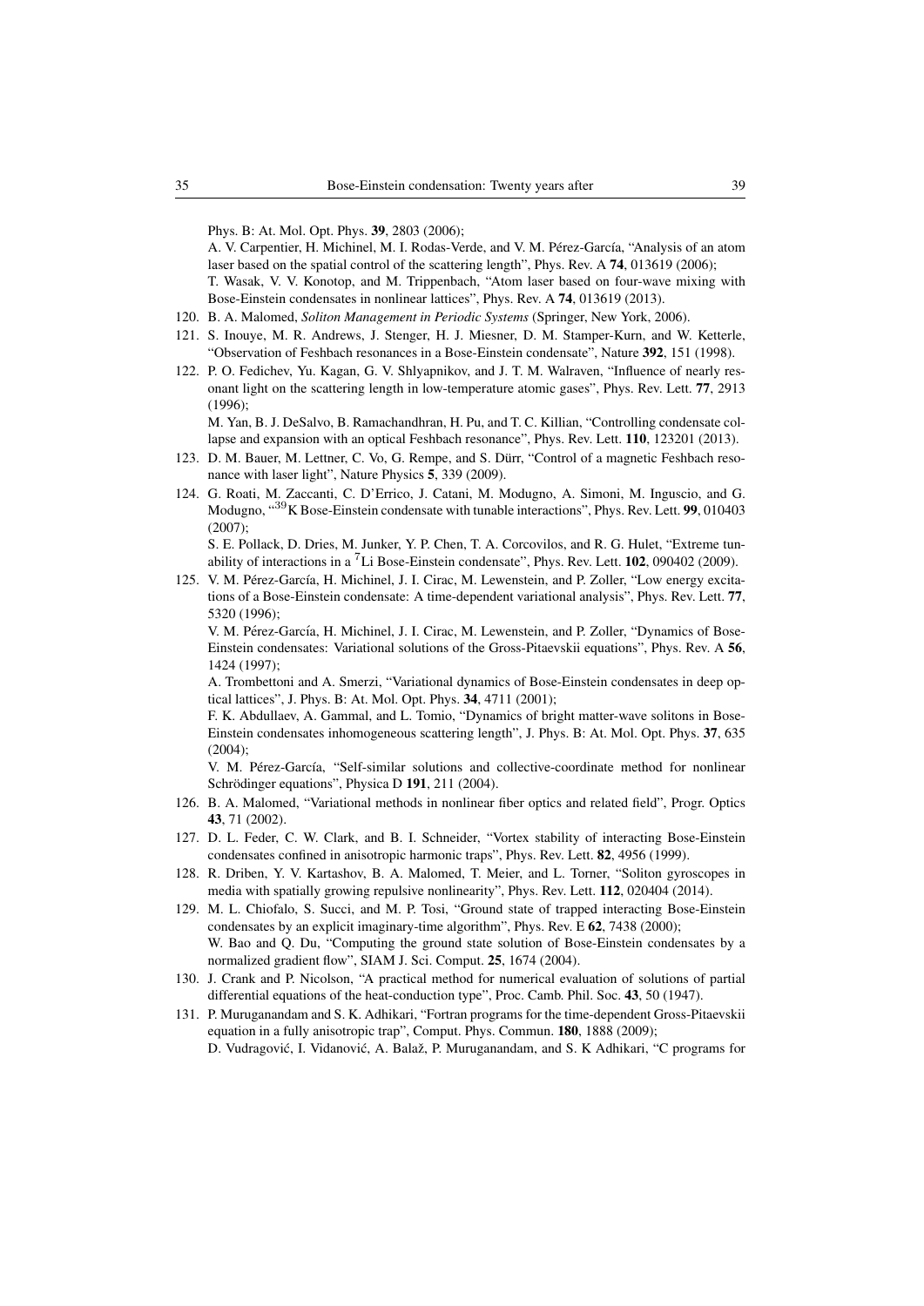Phys. B: At. Mol. Opt. Phys. **39**, 2803 (2006);

A. V. Carpentier, H. Michinel, M. I. Rodas-Verde, and V. M. Pérez-García, "Analysis of an atom laser based on the spatial control of the scattering length", Phys. Rev. A **74**, 013619 (2006);

T. Wasak, V. V. Konotop, and M. Trippenbach, "Atom laser based on four-wave mixing with Bose-Einstein condensates in nonlinear lattices", Phys. Rev. A **74**, 013619 (2013).

120. B. A. Malomed, *Soliton Management in Periodic Systems* (Springer, New York, 2006).
121. S. Inouye, M. R. Andrews, J. Stenger, H. J. Miesner, D. M. Stamper-Kurn, and W. Ketterle, "Observation of Feshbach resonances in a Bose-Einstein condensate", Nature **392**, 151 (1998).
122. P. O. Fedichev, Yu. Kagan, G. V. Shlyapnikov, and J. T. M. Walraven, "Influence of nearly resonant light on the scattering length in low-temperature atomic gases", Phys. Rev. Lett. **77**, 2913 (1996);

    M. Yan, B. J. DeSalvo, B. Ramachandhran, H. Pu, and T. C. Killian, "Controlling condensate collapse and expansion with an optical Feshbach resonance", Phys. Rev. Lett. **110**, 123201 (2013).
123. D. M. Bauer, M. Lettner, C. Vo, G. Rempe, and S. Dürr, "Control of a magnetic Feshbach resonance with laser light", Nature Physics **5**, 339 (2009).
124. G. Roati, M. Zaccanti, C. D'Errico, J. Catani, M. Modugno, A. Simoni, M. Inguscio, and G. Modugno, "$^{39}$K Bose-Einstein condensate with tunable interactions", Phys. Rev. Lett. **99**, 010403 (2007);

    S. E. Pollack, D. Dries, M. Junker, Y. P. Chen, T. A. Corcovilos, and R. G. Hulet, "Extreme tunability of interactions in a $^{7}$Li Bose-Einstein condensate", Phys. Rev. Lett. **102**, 090402 (2009).
125. V. M. Pérez-García, H. Michinel, J. I. Cirac, M. Lewenstein, and P. Zoller, "Low energy excitations of a Bose-Einstein condensate: A time-dependent variational analysis", Phys. Rev. Lett. **77**, 5320 (1996);

    V. M. Pérez-García, H. Michinel, J. I. Cirac, M. Lewenstein, and P. Zoller, "Dynamics of Bose-Einstein condensates: Variational solutions of the Gross-Pitaevskii equations", Phys. Rev. A **56**, 1424 (1997);

    A. Trombettoni and A. Smerzi, "Variational dynamics of Bose-Einstein condensates in deep optical lattices", J. Phys. B: At. Mol. Opt. Phys. **34**, 4711 (2001);

    F. K. Abdullaev, A. Gammal, and L. Tomio, "Dynamics of bright matter-wave solitons in Bose-Einstein condensates inhomogeneous scattering length", J. Phys. B: At. Mol. Opt. Phys. **37**, 635 (2004);

    V. M. Pérez-García, "Self-similar solutions and collective-coordinate method for nonlinear Schrödinger equations", Physica D **191**, 211 (2004).
126. B. A. Malomed, "Variational methods in nonlinear fiber optics and related field", Progr. Optics **43**, 71 (2002).
127. D. L. Feder, C. W. Clark, and B. I. Schneider, "Vortex stability of interacting Bose-Einstein condensates confined in anisotropic harmonic traps", Phys. Rev. Lett. **82**, 4956 (1999).
128. R. Driben, Y. V. Kartashov, B. A. Malomed, T. Meier, and L. Torner, "Soliton gyroscopes in media with spatially growing repulsive nonlinearity", Phys. Rev. Lett. **112**, 020404 (2014).
129. M. L. Chiofalo, S. Succi, and M. P. Tosi, "Ground state of trapped interacting Bose-Einstein condensates by an explicit imaginary-time algorithm", Phys. Rev. E **62**, 7438 (2000);

    W. Bao and Q. Du, "Computing the ground state solution of Bose-Einstein condensates by a normalized gradient flow", SIAM J. Sci. Comput. **25**, 1674 (2004).
130. J. Crank and P. Nicolson, "A practical method for numerical evaluation of solutions of partial differential equations of the heat-conduction type", Proc. Camb. Phil. Soc. **43**, 50 (1947).
131. P. Muruganandam and S. K. Adhikari, "Fortran programs for the time-dependent Gross-Pitaevskii equation in a fully anisotropic trap", Comput. Phys. Commun. **180**, 1888 (2009);

    D. Vudragović, I. Vidanović, A. Balaž, P. Muruganandam, and S. K Adhikari, "C programs for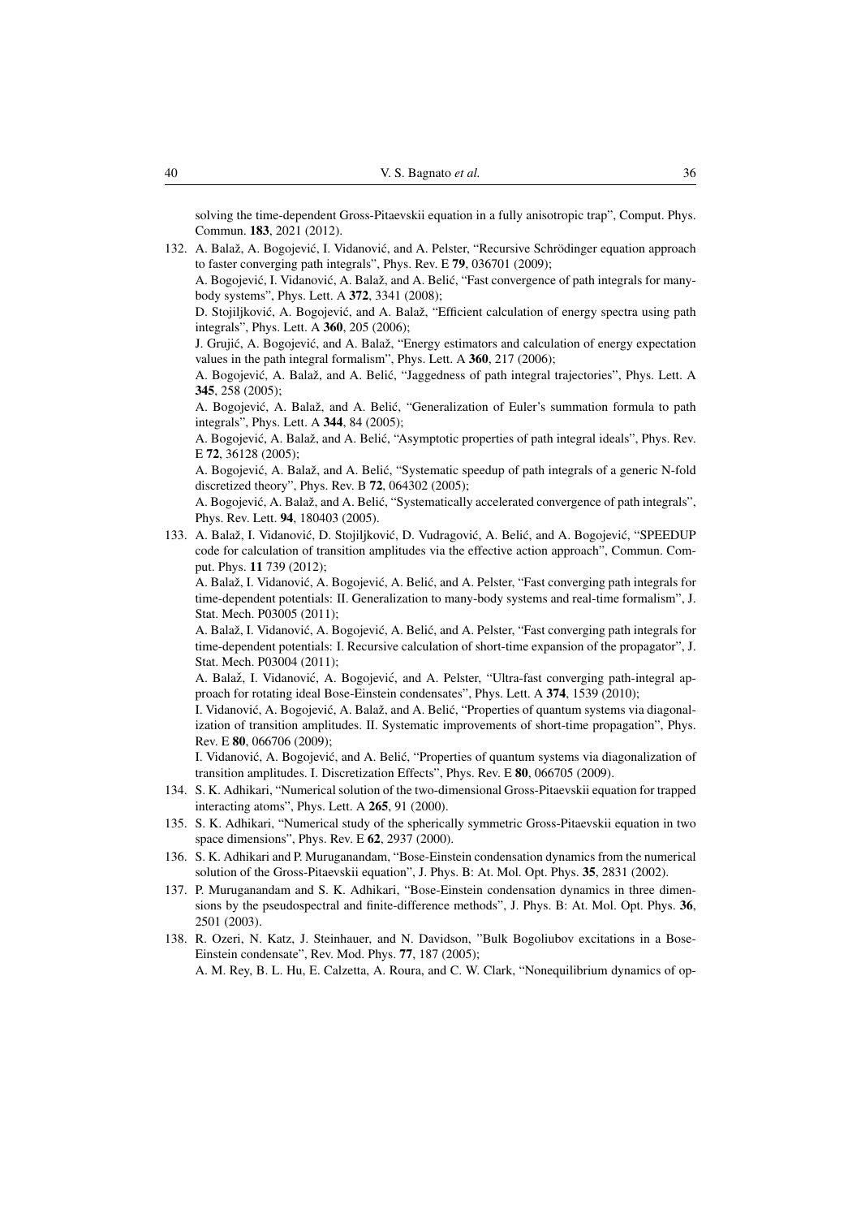solving the time-dependent Gross-Pitaevskii equation in a fully anisotropic trap", Comput. Phys. Commun. **183**, 2021 (2012).

132. A. Balaž, A. Bogojević, I. Vidanović, and A. Pelster, "Recursive Schrödinger equation approach to faster converging path integrals", Phys. Rev. E **79**, 036701 (2009);
A. Bogojević, I. Vidanović, A. Balaž, and A. Belić, "Fast convergence of path integrals for many-body systems", Phys. Lett. A **372**, 3341 (2008);
D. Stojiljković, A. Bogojević, and A. Balaž, "Efficient calculation of energy spectra using path integrals", Phys. Lett. A **360**, 205 (2006);
J. Grujić, A. Bogojević, and A. Balaž, "Energy estimators and calculation of energy expectation values in the path integral formalism", Phys. Lett. A **360**, 217 (2006);
A. Bogojević, A. Balaž, and A. Belić, "Jaggedness of path integral trajectories", Phys. Lett. A **345**, 258 (2005);
A. Bogojević, A. Balaž, and A. Belić, "Generalization of Euler's summation formula to path integrals", Phys. Lett. A **344**, 84 (2005);
A. Bogojević, A. Balaž, and A. Belić, "Asymptotic properties of path integral ideals", Phys. Rev. E **72**, 36128 (2005);
A. Bogojević, A. Balaž, and A. Belić, "Systematic speedup of path integrals of a generic N-fold discretized theory", Phys. Rev. B **72**, 064302 (2005);
A. Bogojević, A. Balaž, and A. Belić, "Systematically accelerated convergence of path integrals", Phys. Rev. Lett. **94**, 180403 (2005).

133. A. Balaž, I. Vidanović, D. Stojiljković, D. Vudragović, A. Belić, and A. Bogojević, "SPEEDUP code for calculation of transition amplitudes via the effective action approach", Commun. Comput. Phys. **11** 739 (2012);
A. Balaž, I. Vidanović, A. Bogojević, A. Belić, and A. Pelster, "Fast converging path integrals for time-dependent potentials: II. Generalization to many-body systems and real-time formalism", J. Stat. Mech. P03005 (2011);
A. Balaž, I. Vidanović, A. Bogojević, A. Belić, and A. Pelster, "Fast converging path integrals for time-dependent potentials: I. Recursive calculation of short-time expansion of the propagator", J. Stat. Mech. P03004 (2011);
A. Balaž, I. Vidanović, A. Bogojević, and A. Pelster, "Ultra-fast converging path-integral approach for rotating ideal Bose-Einstein condensates", Phys. Lett. A **374**, 1539 (2010);
I. Vidanović, A. Bogojević, A. Balaž, and A. Belić, "Properties of quantum systems via diagonalization of transition amplitudes. II. Systematic improvements of short-time propagation", Phys. Rev. E **80**, 066706 (2009);
I. Vidanović, A. Bogojević, and A. Belić, "Properties of quantum systems via diagonalization of transition amplitudes. I. Discretization Effects", Phys. Rev. E **80**, 066705 (2009).

134. S. K. Adhikari, "Numerical solution of the two-dimensional Gross-Pitaevskii equation for trapped interacting atoms", Phys. Lett. A **265**, 91 (2000).

135. S. K. Adhikari, "Numerical study of the spherically symmetric Gross-Pitaevskii equation in two space dimensions", Phys. Rev. E **62**, 2937 (2000).

136. S. K. Adhikari and P. Muruganandam, "Bose-Einstein condensation dynamics from the numerical solution of the Gross-Pitaevskii equation", J. Phys. B: At. Mol. Opt. Phys. **35**, 2831 (2002).

137. P. Muruganandam and S. K. Adhikari, "Bose-Einstein condensation dynamics in three dimensions by the pseudospectral and finite-difference methods", J. Phys. B: At. Mol. Opt. Phys. **36**, 2501 (2003).

138. R. Ozeri, N. Katz, J. Steinhauer, and N. Davidson, "Bulk Bogoliubov excitations in a Bose-Einstein condensate", Rev. Mod. Phys. **77**, 187 (2005);
A. M. Rey, B. L. Hu, E. Calzetta, A. Roura, and C. W. Clark, "Nonequilibrium dynamics of op-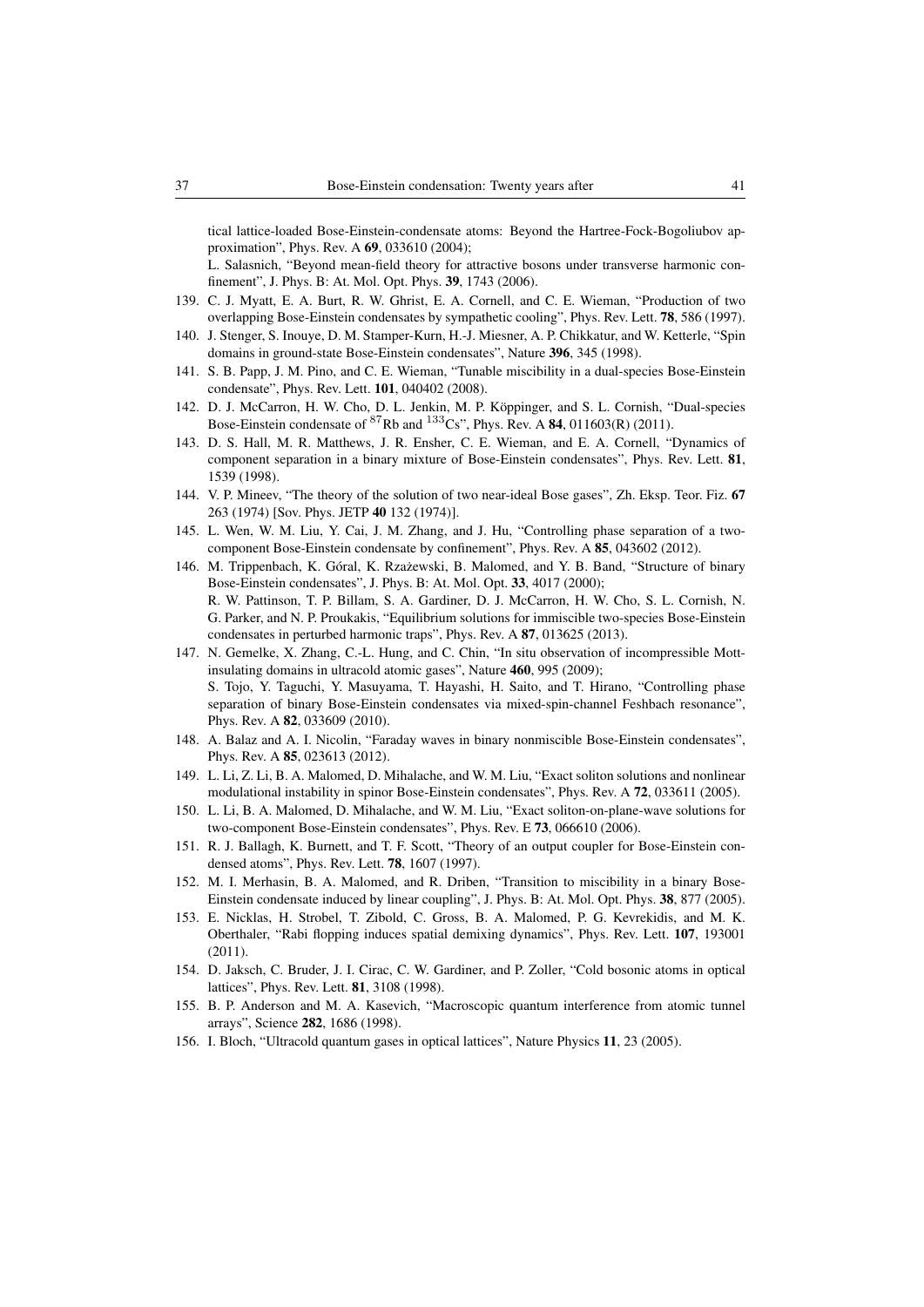tical lattice-loaded Bose-Einstein-condensate atoms: Beyond the Hartree-Fock-Bogoliubov approximation", Phys. Rev. A **69**, 033610 (2004);
L. Salasnich, "Beyond mean-field theory for attractive bosons under transverse harmonic confinement", J. Phys. B: At. Mol. Opt. Phys. **39**, 1743 (2006).

139. C. J. Myatt, E. A. Burt, R. W. Ghrist, E. A. Cornell, and C. E. Wieman, "Production of two overlapping Bose-Einstein condensates by sympathetic cooling", Phys. Rev. Lett. **78**, 586 (1997).
140. J. Stenger, S. Inouye, D. M. Stamper-Kurn, H.-J. Miesner, A. P. Chikkatur, and W. Ketterle, "Spin domains in ground-state Bose-Einstein condensates", Nature **396**, 345 (1998).
141. S. B. Papp, J. M. Pino, and C. E. Wieman, "Tunable miscibility in a dual-species Bose-Einstein condensate", Phys. Rev. Lett. **101**, 040402 (2008).
142. D. J. McCarron, H. W. Cho, D. L. Jenkin, M. P. Köppinger, and S. L. Cornish, "Dual-species Bose-Einstein condensate of $^{87}$Rb and $^{133}$Cs", Phys. Rev. A **84**, 011603(R) (2011).
143. D. S. Hall, M. R. Matthews, J. R. Ensher, C. E. Wieman, and E. A. Cornell, "Dynamics of component separation in a binary mixture of Bose-Einstein condensates", Phys. Rev. Lett. **81**, 1539 (1998).
144. V. P. Mineev, "The theory of the solution of two near-ideal Bose gases", Zh. Eksp. Teor. Fiz. **67** 263 (1974) [Sov. Phys. JETP **40** 132 (1974)].
145. L. Wen, W. M. Liu, Y. Cai, J. M. Zhang, and J. Hu, "Controlling phase separation of a two-component Bose-Einstein condensate by confinement", Phys. Rev. A **85**, 043602 (2012).
146. M. Trippenbach, K. Góral, K. Rzażewski, B. Malomed, and Y. B. Band, "Structure of binary Bose-Einstein condensates", J. Phys. B: At. Mol. Opt. **33**, 4017 (2000);
R. W. Pattinson, T. P. Billam, S. A. Gardiner, D. J. McCarron, H. W. Cho, S. L. Cornish, N. G. Parker, and N. P. Proukakis, "Equilibrium solutions for immiscible two-species Bose-Einstein condensates in perturbed harmonic traps", Phys. Rev. A **87**, 013625 (2013).
147. N. Gemelke, X. Zhang, C.-L. Hung, and C. Chin, "In situ observation of incompressible Mott-insulating domains in ultracold atomic gases", Nature **460**, 995 (2009);
S. Tojo, Y. Taguchi, Y. Masuyama, T. Hayashi, H. Saito, and T. Hirano, "Controlling phase separation of binary Bose-Einstein condensates via mixed-spin-channel Feshbach resonance", Phys. Rev. A **82**, 033609 (2010).
148. A. Balaz and A. I. Nicolin, "Faraday waves in binary nonmiscible Bose-Einstein condensates", Phys. Rev. A **85**, 023613 (2012).
149. L. Li, Z. Li, B. A. Malomed, D. Mihalache, and W. M. Liu, "Exact soliton solutions and nonlinear modulational instability in spinor Bose-Einstein condensates", Phys. Rev. A **72**, 033611 (2005).
150. L. Li, B. A. Malomed, D. Mihalache, and W. M. Liu, "Exact soliton-on-plane-wave solutions for two-component Bose-Einstein condensates", Phys. Rev. E **73**, 066610 (2006).
151. R. J. Ballagh, K. Burnett, and T. F. Scott, "Theory of an output coupler for Bose-Einstein condensed atoms", Phys. Rev. Lett. **78**, 1607 (1997).
152. M. I. Merhasin, B. A. Malomed, and R. Driben, "Transition to miscibility in a binary Bose-Einstein condensate induced by linear coupling", J. Phys. B: At. Mol. Opt. Phys. **38**, 877 (2005).
153. E. Nicklas, H. Strobel, T. Zibold, C. Gross, B. A. Malomed, P. G. Kevrekidis, and M. K. Oberthaler, "Rabi flopping induces spatial demixing dynamics", Phys. Rev. Lett. **107**, 193001 (2011).
154. D. Jaksch, C. Bruder, J. I. Cirac, C. W. Gardiner, and P. Zoller, "Cold bosonic atoms in optical lattices", Phys. Rev. Lett. **81**, 3108 (1998).
155. B. P. Anderson and M. A. Kasevich, "Macroscopic quantum interference from atomic tunnel arrays", Science **282**, 1686 (1998).
156. I. Bloch, "Ultracold quantum gases in optical lattices", Nature Physics **11**, 23 (2005).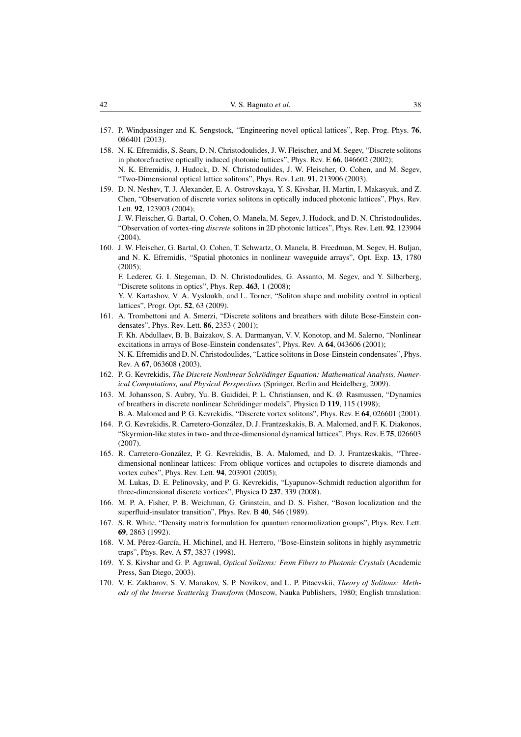157. P. Windpassinger and K. Sengstock, "Engineering novel optical lattices", Rep. Prog. Phys. **76**, 086401 (2013).

158. N. K. Efremidis, S. Sears, D. N. Christodoulides, J. W. Fleischer, and M. Segev, "Discrete solitons in photorefractive optically induced photonic lattices", Phys. Rev. E **66**, 046602 (2002);
N. K. Efremidis, J. Hudock, D. N. Christodoulides, J. W. Fleischer, O. Cohen, and M. Segev, "Two-Dimensional optical lattice solitons", Phys. Rev. Lett. **91**, 213906 (2003).

159. D. N. Neshev, T. J. Alexander, E. A. Ostrovskaya, Y. S. Kivshar, H. Martin, I. Makasyuk, and Z. Chen, "Observation of discrete vortex solitons in optically induced photonic lattices", Phys. Rev. Lett. **92**, 123903 (2004);
J. W. Fleischer, G. Bartal, O. Cohen, O. Manela, M. Segev, J. Hudock, and D. N. Christodoulides, "Observation of vortex-ring *discrete* solitons in 2D photonic lattices", Phys. Rev. Lett. **92**, 123904 (2004).

160. J. W. Fleischer, G. Bartal, O. Cohen, T. Schwartz, O. Manela, B. Freedman, M. Segev, H. Buljan, and N. K. Efremidis, "Spatial photonics in nonlinear waveguide arrays", Opt. Exp. **13**, 1780 (2005);
F. Lederer, G. I. Stegeman, D. N. Christodoulides, G. Assanto, M. Segev, and Y. Silberberg, "Discrete solitons in optics", Phys. Rep. **463**, 1 (2008);
Y. V. Kartashov, V. A. Vysloukh, and L. Torner, "Soliton shape and mobility control in optical lattices", Progr. Opt. **52**, 63 (2009).

161. A. Trombettoni and A. Smerzi, "Discrete solitons and breathers with dilute Bose-Einstein condensates", Phys. Rev. Lett. **86**, 2353 ( 2001);
F. Kh. Abdullaev, B. B. Baizakov, S. A. Darmanyan, V. V. Konotop, and M. Salerno, "Nonlinear excitations in arrays of Bose-Einstein condensates", Phys. Rev. A **64**, 043606 (2001);
N. K. Efremidis and D. N. Christodoulides, "Lattice solitons in Bose-Einstein condensates", Phys. Rev. A **67**, 063608 (2003).

162. P. G. Kevrekidis, *The Discrete Nonlinear Schrödinger Equation: Mathematical Analysis, Numerical Computations, and Physical Perspectives* (Springer, Berlin and Heidelberg, 2009).

163. M. Johansson, S. Aubry, Yu. B. Gaididei, P. L. Christiansen, and K. Ø. Rasmussen, "Dynamics of breathers in discrete nonlinear Schrödinger models", Physica D **119**, 115 (1998);
B. A. Malomed and P. G. Kevrekidis, "Discrete vortex solitons", Phys. Rev. E **64**, 026601 (2001).

164. P. G. Kevrekidis, R. Carretero-González, D. J. Frantzeskakis, B. A. Malomed, and F. K. Diakonos, "Skyrmion-like states in two- and three-dimensional dynamical lattices", Phys. Rev. E **75**, 026603 (2007).

165. R. Carretero-González, P. G. Kevrekidis, B. A. Malomed, and D. J. Frantzeskakis, "Three-dimensional nonlinear lattices: From oblique vortices and octupoles to discrete diamonds and vortex cubes", Phys. Rev. Lett. **94**, 203901 (2005);
M. Lukas, D. E. Pelinovsky, and P. G. Kevrekidis, "Lyapunov-Schmidt reduction algorithm for three-dimensional discrete vortices", Physica D **237**, 339 (2008).

166. M. P. A. Fisher, P. B. Weichman, G. Grinstein, and D. S. Fisher, "Boson localization and the superfluid-insulator transition", Phys. Rev. B **40**, 546 (1989).

167. S. R. White, "Density matrix formulation for quantum renormalization groups", Phys. Rev. Lett. **69**, 2863 (1992).

168. V. M. Pérez-García, H. Michinel, and H. Herrero, "Bose-Einstein solitons in highly asymmetric traps", Phys. Rev. A **57**, 3837 (1998).

169. Y. S. Kivshar and G. P. Agrawal, *Optical Solitons: From Fibers to Photonic Crystals* (Academic Press, San Diego, 2003).

170. V. E. Zakharov, S. V. Manakov, S. P. Novikov, and L. P. Pitaevskii, *Theory of Solitons: Methods of the Inverse Scattering Transform* (Moscow, Nauka Publishers, 1980; English translation: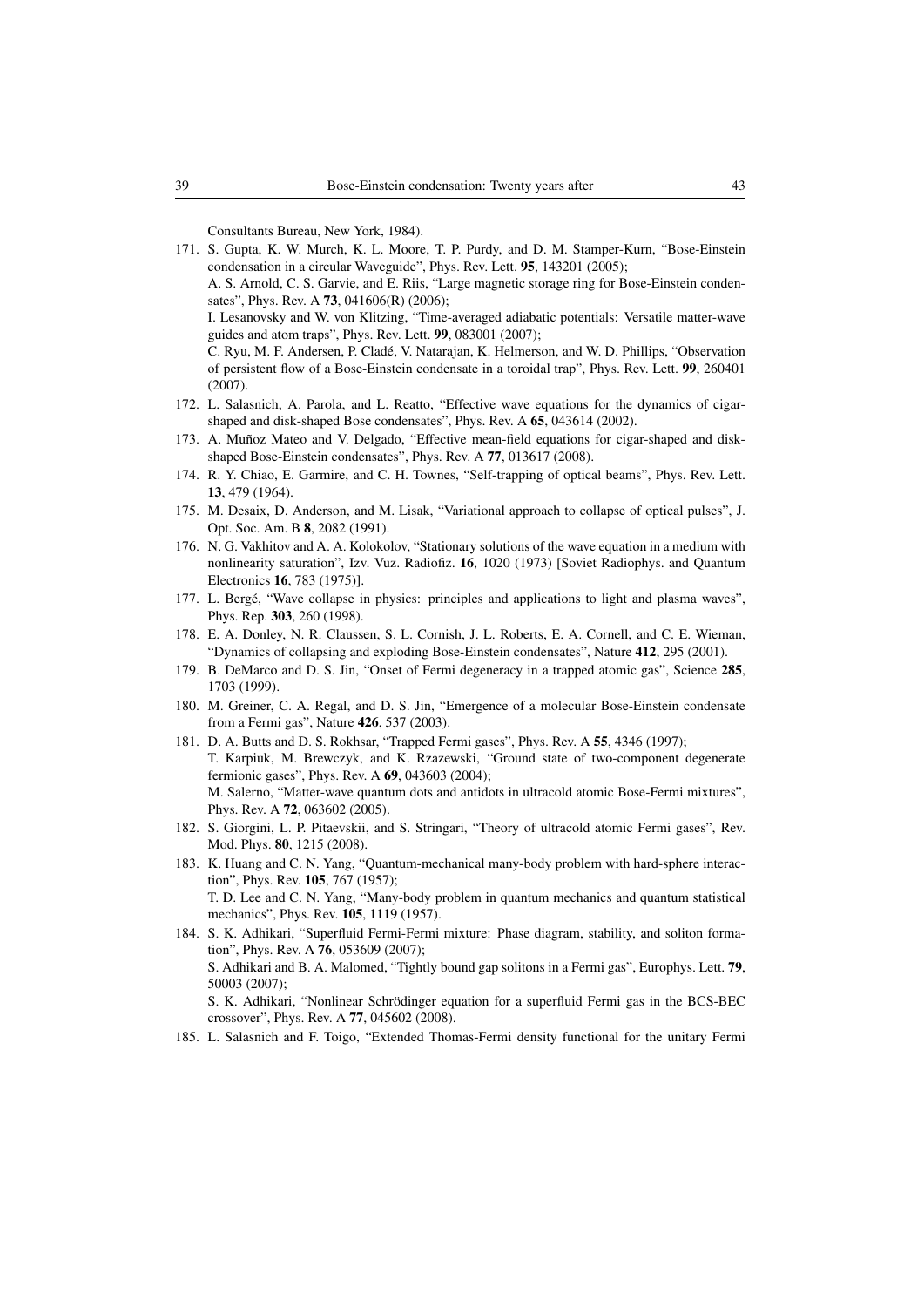Consultants Bureau, New York, 1984).

171. S. Gupta, K. W. Murch, K. L. Moore, T. P. Purdy, and D. M. Stamper-Kurn, "Bose-Einstein condensation in a circular Waveguide", Phys. Rev. Lett. **95**, 143201 (2005);
A. S. Arnold, C. S. Garvie, and E. Riis, "Large magnetic storage ring for Bose-Einstein condensates", Phys. Rev. A **73**, 041606(R) (2006);
I. Lesanovsky and W. von Klitzing, "Time-averaged adiabatic potentials: Versatile matter-wave guides and atom traps", Phys. Rev. Lett. **99**, 083001 (2007);
C. Ryu, M. F. Andersen, P. Cladé, V. Natarajan, K. Helmerson, and W. D. Phillips, "Observation of persistent flow of a Bose-Einstein condensate in a toroidal trap", Phys. Rev. Lett. **99**, 260401 (2007).
172. L. Salasnich, A. Parola, and L. Reatto, "Effective wave equations for the dynamics of cigar-shaped and disk-shaped Bose condensates", Phys. Rev. A **65**, 043614 (2002).
173. A. Muñoz Mateo and V. Delgado, "Effective mean-field equations for cigar-shaped and disk-shaped Bose-Einstein condensates", Phys. Rev. A **77**, 013617 (2008).
174. R. Y. Chiao, E. Garmire, and C. H. Townes, "Self-trapping of optical beams", Phys. Rev. Lett. **13**, 479 (1964).
175. M. Desaix, D. Anderson, and M. Lisak, "Variational approach to collapse of optical pulses", J. Opt. Soc. Am. B **8**, 2082 (1991).
176. N. G. Vakhitov and A. A. Kolokolov, "Stationary solutions of the wave equation in a medium with nonlinearity saturation", Izv. Vuz. Radiofiz. **16**, 1020 (1973) [Soviet Radiophys. and Quantum Electronics **16**, 783 (1975)].
177. L. Bergé, "Wave collapse in physics: principles and applications to light and plasma waves", Phys. Rep. **303**, 260 (1998).
178. E. A. Donley, N. R. Claussen, S. L. Cornish, J. L. Roberts, E. A. Cornell, and C. E. Wieman, "Dynamics of collapsing and exploding Bose-Einstein condensates", Nature **412**, 295 (2001).
179. B. DeMarco and D. S. Jin, "Onset of Fermi degeneracy in a trapped atomic gas", Science **285**, 1703 (1999).
180. M. Greiner, C. A. Regal, and D. S. Jin, "Emergence of a molecular Bose-Einstein condensate from a Fermi gas", Nature **426**, 537 (2003).
181. D. A. Butts and D. S. Rokhsar, "Trapped Fermi gases", Phys. Rev. A **55**, 4346 (1997);
T. Karpiuk, M. Brewczyk, and K. Rzazewski, "Ground state of two-component degenerate fermionic gases", Phys. Rev. A **69**, 043603 (2004);
M. Salerno, "Matter-wave quantum dots and antidots in ultracold atomic Bose-Fermi mixtures", Phys. Rev. A **72**, 063602 (2005).
182. S. Giorgini, L. P. Pitaevskii, and S. Stringari, "Theory of ultracold atomic Fermi gases", Rev. Mod. Phys. **80**, 1215 (2008).
183. K. Huang and C. N. Yang, "Quantum-mechanical many-body problem with hard-sphere interaction", Phys. Rev. **105**, 767 (1957);
T. D. Lee and C. N. Yang, "Many-body problem in quantum mechanics and quantum statistical mechanics", Phys. Rev. **105**, 1119 (1957).
184. S. K. Adhikari, "Superfluid Fermi-Fermi mixture: Phase diagram, stability, and soliton formation", Phys. Rev. A **76**, 053609 (2007);
S. Adhikari and B. A. Malomed, "Tightly bound gap solitons in a Fermi gas", Europhys. Lett. **79**, 50003 (2007);
S. K. Adhikari, "Nonlinear Schrödinger equation for a superfluid Fermi gas in the BCS-BEC crossover", Phys. Rev. A **77**, 045602 (2008).
185. L. Salasnich and F. Toigo, "Extended Thomas-Fermi density functional for the unitary Fermi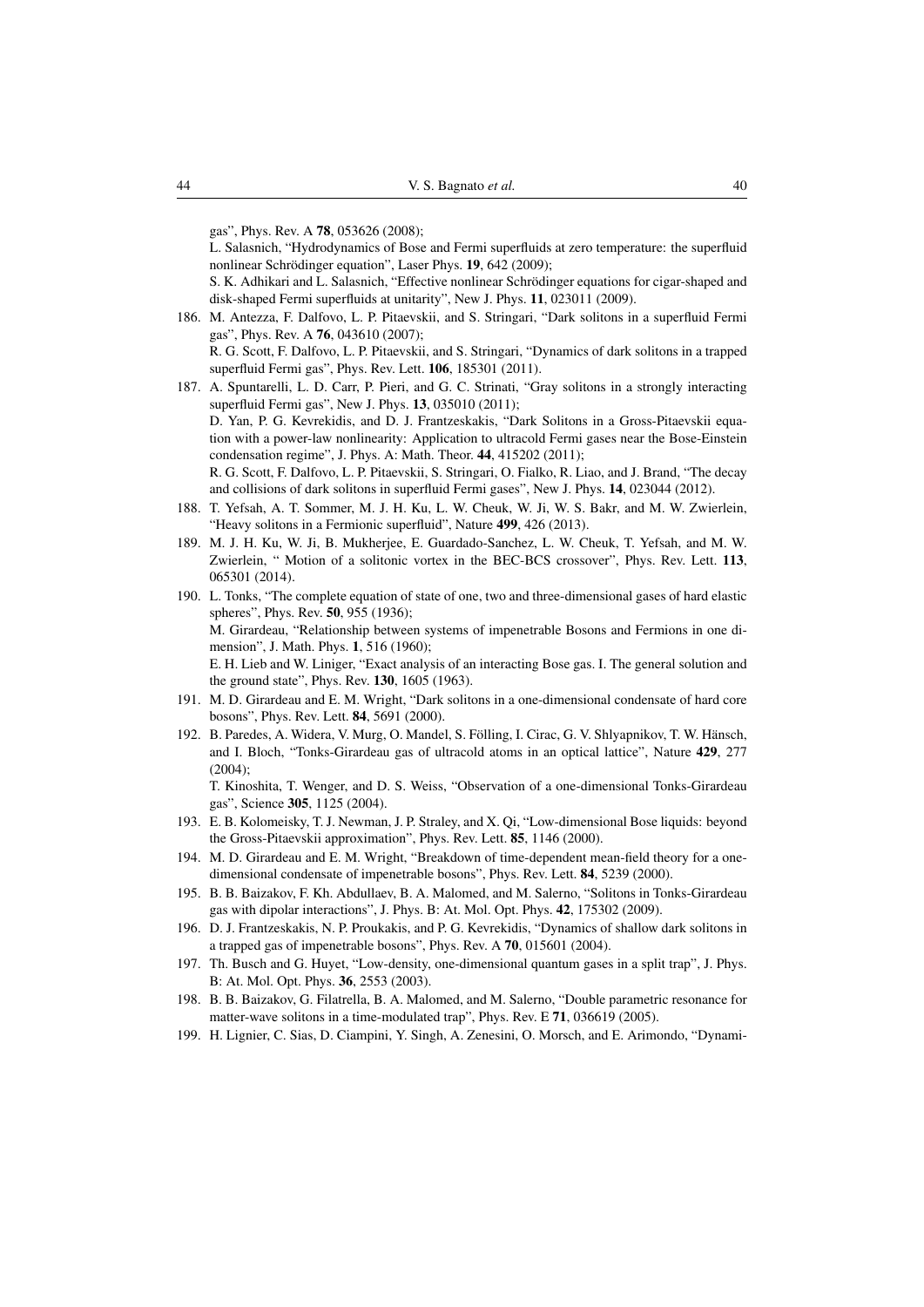gas", Phys. Rev. A **78**, 053626 (2008);
L. Salasnich, "Hydrodynamics of Bose and Fermi superfluids at zero temperature: the superfluid nonlinear Schrödinger equation", Laser Phys. **19**, 642 (2009);
S. K. Adhikari and L. Salasnich, "Effective nonlinear Schrödinger equations for cigar-shaped and disk-shaped Fermi superfluids at unitarity", New J. Phys. **11**, 023011 (2009).

186. M. Antezza, F. Dalfovo, L. P. Pitaevskii, and S. Stringari, "Dark solitons in a superfluid Fermi gas", Phys. Rev. A **76**, 043610 (2007);
R. G. Scott, F. Dalfovo, L. P. Pitaevskii, and S. Stringari, "Dynamics of dark solitons in a trapped superfluid Fermi gas", Phys. Rev. Lett. **106**, 185301 (2011).
187. A. Spuntarelli, L. D. Carr, P. Pieri, and G. C. Strinati, "Gray solitons in a strongly interacting superfluid Fermi gas", New J. Phys. **13**, 035010 (2011);
D. Yan, P. G. Kevrekidis, and D. J. Frantzeskakis, "Dark Solitons in a Gross-Pitaevskii equation with a power-law nonlinearity: Application to ultracold Fermi gases near the Bose-Einstein condensation regime", J. Phys. A: Math. Theor. **44**, 415202 (2011);
R. G. Scott, F. Dalfovo, L. P. Pitaevskii, S. Stringari, O. Fialko, R. Liao, and J. Brand, "The decay and collisions of dark solitons in superfluid Fermi gases", New J. Phys. **14**, 023044 (2012).
188. T. Yefsah, A. T. Sommer, M. J. H. Ku, L. W. Cheuk, W. Ji, W. S. Bakr, and M. W. Zwierlein, "Heavy solitons in a Fermionic superfluid", Nature **499**, 426 (2013).
189. M. J. H. Ku, W. Ji, B. Mukherjee, E. Guardado-Sanchez, L. W. Cheuk, T. Yefsah, and M. W. Zwierlein, " Motion of a solitonic vortex in the BEC-BCS crossover", Phys. Rev. Lett. **113**, 065301 (2014).
190. L. Tonks, "The complete equation of state of one, two and three-dimensional gases of hard elastic spheres", Phys. Rev. **50**, 955 (1936);
M. Girardeau, "Relationship between systems of impenetrable Bosons and Fermions in one dimension", J. Math. Phys. **1**, 516 (1960);
E. H. Lieb and W. Liniger, "Exact analysis of an interacting Bose gas. I. The general solution and the ground state", Phys. Rev. **130**, 1605 (1963).
191. M. D. Girardeau and E. M. Wright, "Dark solitons in a one-dimensional condensate of hard core bosons", Phys. Rev. Lett. **84**, 5691 (2000).
192. B. Paredes, A. Widera, V. Murg, O. Mandel, S. Fölling, I. Cirac, G. V. Shlyapnikov, T. W. Hänsch, and I. Bloch, "Tonks-Girardeau gas of ultracold atoms in an optical lattice", Nature **429**, 277 (2004);
T. Kinoshita, T. Wenger, and D. S. Weiss, "Observation of a one-dimensional Tonks-Girardeau gas", Science **305**, 1125 (2004).
193. E. B. Kolomeisky, T. J. Newman, J. P. Straley, and X. Qi, "Low-dimensional Bose liquids: beyond the Gross-Pitaevskii approximation", Phys. Rev. Lett. **85**, 1146 (2000).
194. M. D. Girardeau and E. M. Wright, "Breakdown of time-dependent mean-field theory for a one-dimensional condensate of impenetrable bosons", Phys. Rev. Lett. **84**, 5239 (2000).
195. B. B. Baizakov, F. Kh. Abdullaev, B. A. Malomed, and M. Salerno, "Solitons in Tonks-Girardeau gas with dipolar interactions", J. Phys. B: At. Mol. Opt. Phys. **42**, 175302 (2009).
196. D. J. Frantzeskakis, N. P. Proukakis, and P. G. Kevrekidis, "Dynamics of shallow dark solitons in a trapped gas of impenetrable bosons", Phys. Rev. A **70**, 015601 (2004).
197. Th. Busch and G. Huyet, "Low-density, one-dimensional quantum gases in a split trap", J. Phys. B: At. Mol. Opt. Phys. **36**, 2553 (2003).
198. B. B. Baizakov, G. Filatrella, B. A. Malomed, and M. Salerno, "Double parametric resonance for matter-wave solitons in a time-modulated trap", Phys. Rev. E **71**, 036619 (2005).
199. H. Lignier, C. Sias, D. Ciampini, Y. Singh, A. Zenesini, O. Morsch, and E. Arimondo, "Dynami-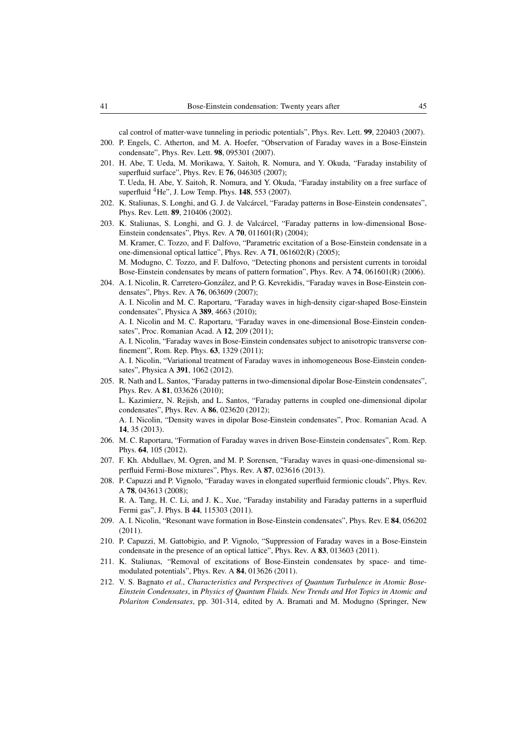cal control of matter-wave tunneling in periodic potentials", Phys. Rev. Lett. **99**, 220403 (2007).

200. P. Engels, C. Atherton, and M. A. Hoefer, "Observation of Faraday waves in a Bose-Einstein condensate", Phys. Rev. Lett. **98**, 095301 (2007).
201. H. Abe, T. Ueda, M. Morikawa, Y. Saitoh, R. Nomura, and Y. Okuda, "Faraday instability of superfluid surface", Phys. Rev. E **76**, 046305 (2007);
T. Ueda, H. Abe, Y. Saitoh, R. Nomura, and Y. Okuda, "Faraday instability on a free surface of superfluid $^4$He", J. Low Temp. Phys. **148**, 553 (2007).
202. K. Staliunas, S. Longhi, and G. J. de Valcárcel, "Faraday patterns in Bose-Einstein condensates", Phys. Rev. Lett. **89**, 210406 (2002).
203. K. Staliunas, S. Longhi, and G. J. de Valcárcel, "Faraday patterns in low-dimensional Bose-Einstein condensates", Phys. Rev. A **70**, 011601(R) (2004);
M. Kramer, C. Tozzo, and F. Dalfovo, "Parametric excitation of a Bose-Einstein condensate in a one-dimensional optical lattice", Phys. Rev. A **71**, 061602(R) (2005);
M. Modugno, C. Tozzo, and F. Dalfovo, "Detecting phonons and persistent currents in toroidal Bose-Einstein condensates by means of pattern formation", Phys. Rev. A **74**, 061601(R) (2006).
204. A. I. Nicolin, R. Carretero-González, and P. G. Kevrekidis, "Faraday waves in Bose-Einstein condensates", Phys. Rev. A **76**, 063609 (2007);
A. I. Nicolin and M. C. Raportaru, "Faraday waves in high-density cigar-shaped Bose-Einstein condensates", Physica A **389**, 4663 (2010);
A. I. Nicolin and M. C. Raportaru, "Faraday waves in one-dimensional Bose-Einstein condensates", Proc. Romanian Acad. A **12**, 209 (2011);
A. I. Nicolin, "Faraday waves in Bose-Einstein condensates subject to anisotropic transverse confinement", Rom. Rep. Phys. **63**, 1329 (2011);
A. I. Nicolin, "Variational treatment of Faraday waves in inhomogeneous Bose-Einstein condensates", Physica A **391**, 1062 (2012).
205. R. Nath and L. Santos, "Faraday patterns in two-dimensional dipolar Bose-Einstein condensates", Phys. Rev. A **81**, 033626 (2010);
L. Kazimierz, N. Rejish, and L. Santos, "Faraday patterns in coupled one-dimensional dipolar condensates", Phys. Rev. A **86**, 023620 (2012);
A. I. Nicolin, "Density waves in dipolar Bose-Einstein condensates", Proc. Romanian Acad. A **14**, 35 (2013).
206. M. C. Raportaru, "Formation of Faraday waves in driven Bose-Einstein condensates", Rom. Rep. Phys. **64**, 105 (2012).
207. F. Kh. Abdullaev, M. Ogren, and M. P. Sorensen, "Faraday waves in quasi-one-dimensional superfluid Fermi-Bose mixtures", Phys. Rev. A **87**, 023616 (2013).
208. P. Capuzzi and P. Vignolo, "Faraday waves in elongated superfluid fermionic clouds", Phys. Rev. A **78**, 043613 (2008);
R. A. Tang, H. C. Li, and J. K., Xue, "Faraday instability and Faraday patterns in a superfluid Fermi gas", J. Phys. B **44**, 115303 (2011).
209. A. I. Nicolin, "Resonant wave formation in Bose-Einstein condensates", Phys. Rev. E **84**, 056202 (2011).
210. P. Capuzzi, M. Gattobigio, and P. Vignolo, "Suppression of Faraday waves in a Bose-Einstein condensate in the presence of an optical lattice", Phys. Rev. A **83**, 013603 (2011).
211. K. Staliunas, "Removal of excitations of Bose-Einstein condensates by space- and time-modulated potentials", Phys. Rev. A **84**, 013626 (2011).
212. V. S. Bagnato *et al.*, *Characteristics and Perspectives of Quantum Turbulence in Atomic Bose-Einstein Condensates*, in *Physics of Quantum Fluids. New Trends and Hot Topics in Atomic and Polariton Condensates*, pp. 301-314, edited by A. Bramati and M. Modugno (Springer, New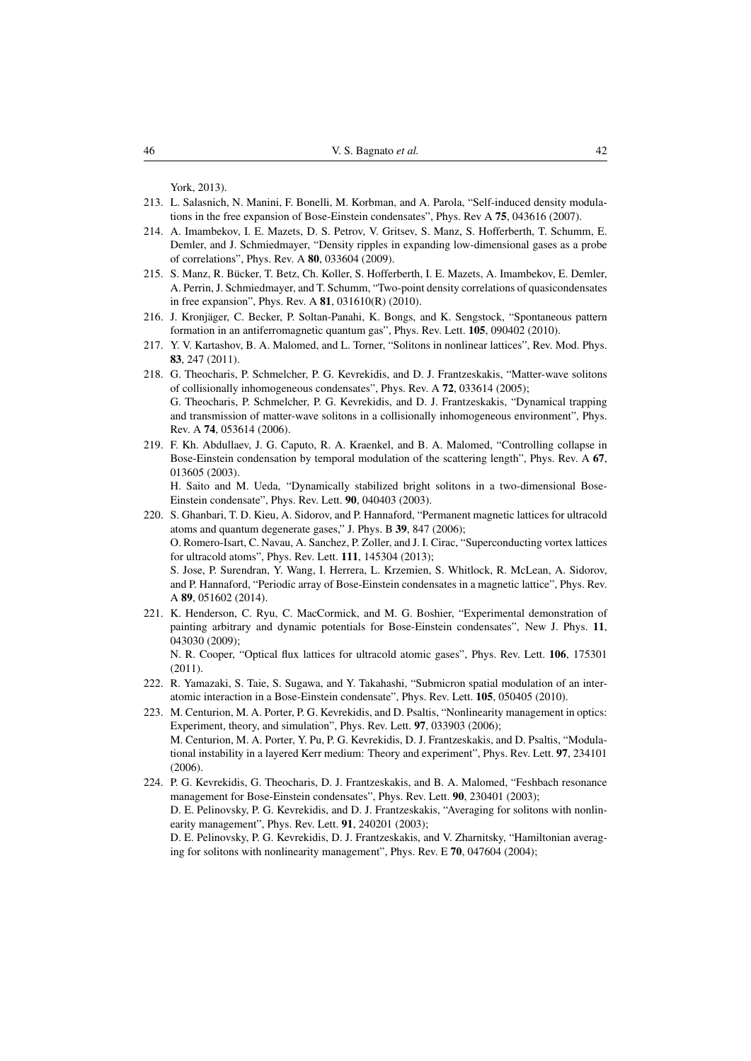York, 2013).

213. L. Salasnich, N. Manini, F. Bonelli, M. Korbman, and A. Parola, "Self-induced density modulations in the free expansion of Bose-Einstein condensates", Phys. Rev A **75**, 043616 (2007).
214. A. Imambekov, I. E. Mazets, D. S. Petrov, V. Gritsev, S. Manz, S. Hofferberth, T. Schumm, E. Demler, and J. Schmiedmayer, "Density ripples in expanding low-dimensional gases as a probe of correlations", Phys. Rev. A **80**, 033604 (2009).
215. S. Manz, R. Bücker, T. Betz, Ch. Koller, S. Hofferberth, I. E. Mazets, A. Imambekov, E. Demler, A. Perrin, J. Schmiedmayer, and T. Schumm, "Two-point density correlations of quasicondensates in free expansion", Phys. Rev. A **81**, 031610(R) (2010).
216. J. Kronjäger, C. Becker, P. Soltan-Panahi, K. Bongs, and K. Sengstock, "Spontaneous pattern formation in an antiferromagnetic quantum gas", Phys. Rev. Lett. **105**, 090402 (2010).
217. Y. V. Kartashov, B. A. Malomed, and L. Torner, "Solitons in nonlinear lattices", Rev. Mod. Phys. **83**, 247 (2011).
218. G. Theocharis, P. Schmelcher, P. G. Kevrekidis, and D. J. Frantzeskakis, "Matter-wave solitons of collisionally inhomogeneous condensates", Phys. Rev. A **72**, 033614 (2005);
    G. Theocharis, P. Schmelcher, P. G. Kevrekidis, and D. J. Frantzeskakis, "Dynamical trapping and transmission of matter-wave solitons in a collisionally inhomogeneous environment", Phys. Rev. A **74**, 053614 (2006).
219. F. Kh. Abdullaev, J. G. Caputo, R. A. Kraenkel, and B. A. Malomed, "Controlling collapse in Bose-Einstein condensation by temporal modulation of the scattering length", Phys. Rev. A **67**, 013605 (2003).
    H. Saito and M. Ueda, "Dynamically stabilized bright solitons in a two-dimensional Bose-Einstein condensate", Phys. Rev. Lett. **90**, 040403 (2003).
220. S. Ghanbari, T. D. Kieu, A. Sidorov, and P. Hannaford, "Permanent magnetic lattices for ultracold atoms and quantum degenerate gases," J. Phys. B **39**, 847 (2006);
    O. Romero-Isart, C. Navau, A. Sanchez, P. Zoller, and J. I. Cirac, "Superconducting vortex lattices for ultracold atoms", Phys. Rev. Lett. **111**, 145304 (2013);
    S. Jose, P. Surendran, Y. Wang, I. Herrera, L. Krzemien, S. Whitlock, R. McLean, A. Sidorov, and P. Hannaford, "Periodic array of Bose-Einstein condensates in a magnetic lattice", Phys. Rev. A **89**, 051602 (2014).
221. K. Henderson, C. Ryu, C. MacCormick, and M. G. Boshier, "Experimental demonstration of painting arbitrary and dynamic potentials for Bose-Einstein condensates", New J. Phys. **11**, 043030 (2009);
    N. R. Cooper, "Optical flux lattices for ultracold atomic gases", Phys. Rev. Lett. **106**, 175301 (2011).
222. R. Yamazaki, S. Taie, S. Sugawa, and Y. Takahashi, "Submicron spatial modulation of an interatomic interaction in a Bose-Einstein condensate", Phys. Rev. Lett. **105**, 050405 (2010).
223. M. Centurion, M. A. Porter, P. G. Kevrekidis, and D. Psaltis, "Nonlinearity management in optics: Experiment, theory, and simulation", Phys. Rev. Lett. **97**, 033903 (2006);
    M. Centurion, M. A. Porter, Y. Pu, P. G. Kevrekidis, D. J. Frantzeskakis, and D. Psaltis, "Modulational instability in a layered Kerr medium: Theory and experiment", Phys. Rev. Lett. **97**, 234101 (2006).
224. P. G. Kevrekidis, G. Theocharis, D. J. Frantzeskakis, and B. A. Malomed, "Feshbach resonance management for Bose-Einstein condensates", Phys. Rev. Lett. **90**, 230401 (2003);
    D. E. Pelinovsky, P. G. Kevrekidis, and D. J. Frantzeskakis, "Averaging for solitons with nonlinearity management", Phys. Rev. Lett. **91**, 240201 (2003);
    D. E. Pelinovsky, P. G. Kevrekidis, D. J. Frantzeskakis, and V. Zharnitsky, "Hamiltonian averaging for solitons with nonlinearity management", Phys. Rev. E **70**, 047604 (2004);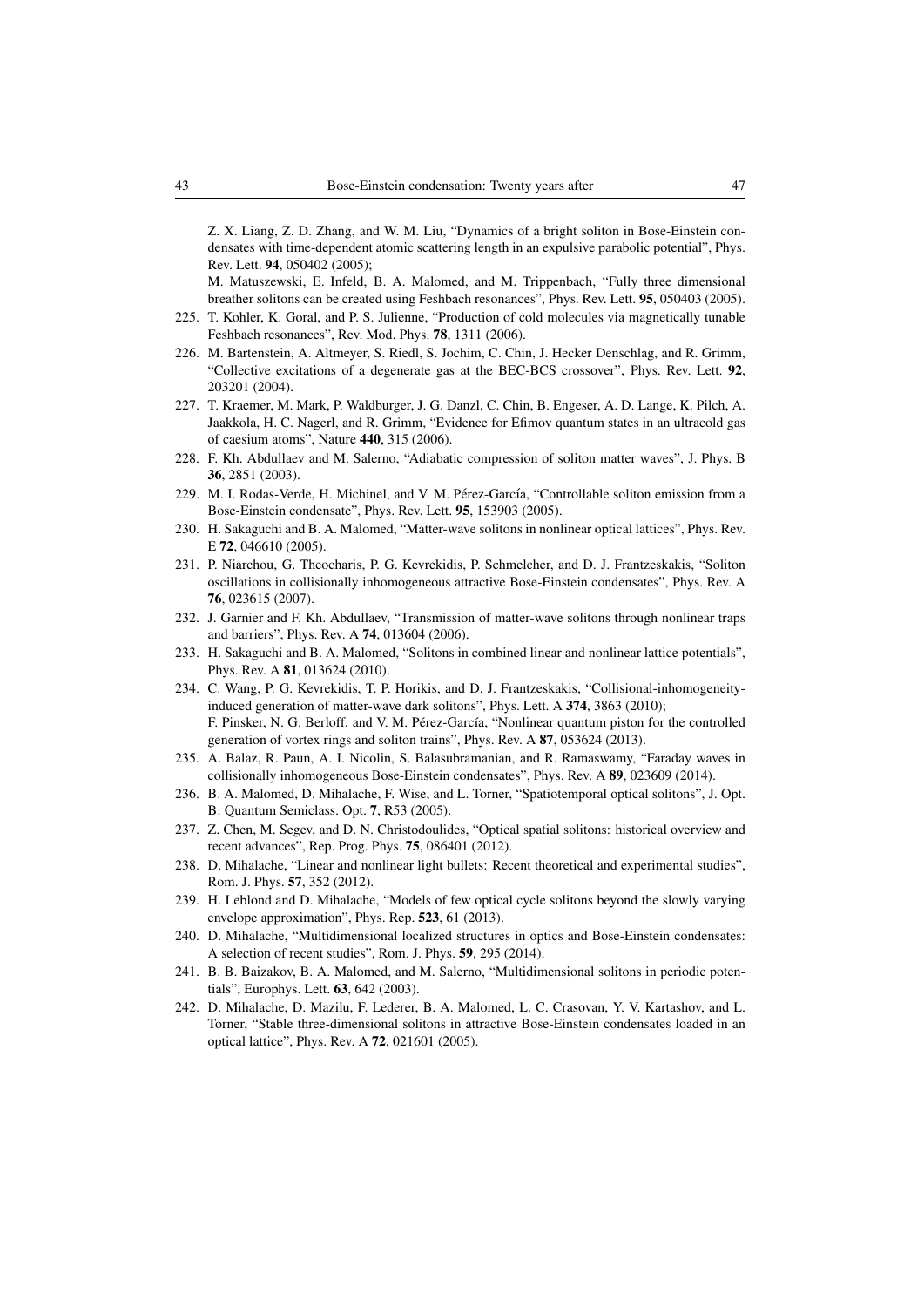Z. X. Liang, Z. D. Zhang, and W. M. Liu, "Dynamics of a bright soliton in Bose-Einstein condensates with time-dependent atomic scattering length in an expulsive parabolic potential", Phys. Rev. Lett. **94**, 050402 (2005);
M. Matuszewski, E. Infeld, B. A. Malomed, and M. Trippenbach, "Fully three dimensional breather solitons can be created using Feshbach resonances", Phys. Rev. Lett. **95**, 050403 (2005).

225. T. Kohler, K. Goral, and P. S. Julienne, "Production of cold molecules via magnetically tunable Feshbach resonances", Rev. Mod. Phys. **78**, 1311 (2006).
226. M. Bartenstein, A. Altmeyer, S. Riedl, S. Jochim, C. Chin, J. Hecker Denschlag, and R. Grimm, "Collective excitations of a degenerate gas at the BEC-BCS crossover", Phys. Rev. Lett. **92**, 203201 (2004).
227. T. Kraemer, M. Mark, P. Waldburger, J. G. Danzl, C. Chin, B. Engeser, A. D. Lange, K. Pilch, A. Jaakkola, H. C. Nagerl, and R. Grimm, "Evidence for Efimov quantum states in an ultracold gas of caesium atoms", Nature **440**, 315 (2006).
228. F. Kh. Abdullaev and M. Salerno, "Adiabatic compression of soliton matter waves", J. Phys. B **36**, 2851 (2003).
229. M. I. Rodas-Verde, H. Michinel, and V. M. Pérez-García, "Controllable soliton emission from a Bose-Einstein condensate", Phys. Rev. Lett. **95**, 153903 (2005).
230. H. Sakaguchi and B. A. Malomed, "Matter-wave solitons in nonlinear optical lattices", Phys. Rev. E **72**, 046610 (2005).
231. P. Niarchou, G. Theocharis, P. G. Kevrekidis, P. Schmelcher, and D. J. Frantzeskakis, "Soliton oscillations in collisionally inhomogeneous attractive Bose-Einstein condensates", Phys. Rev. A **76**, 023615 (2007).
232. J. Garnier and F. Kh. Abdullaev, "Transmission of matter-wave solitons through nonlinear traps and barriers", Phys. Rev. A **74**, 013604 (2006).
233. H. Sakaguchi and B. A. Malomed, "Solitons in combined linear and nonlinear lattice potentials", Phys. Rev. A **81**, 013624 (2010).
234. C. Wang, P. G. Kevrekidis, T. P. Horikis, and D. J. Frantzeskakis, "Collisional-inhomogeneity-induced generation of matter-wave dark solitons", Phys. Lett. A **374**, 3863 (2010);
F. Pinsker, N. G. Berloff, and V. M. Pérez-García, "Nonlinear quantum piston for the controlled generation of vortex rings and soliton trains", Phys. Rev. A **87**, 053624 (2013).
235. A. Balaz, R. Paun, A. I. Nicolin, S. Balasubramanian, and R. Ramaswamy, "Faraday waves in collisionally inhomogeneous Bose-Einstein condensates", Phys. Rev. A **89**, 023609 (2014).
236. B. A. Malomed, D. Mihalache, F. Wise, and L. Torner, "Spatiotemporal optical solitons", J. Opt. B: Quantum Semiclass. Opt. **7**, R53 (2005).
237. Z. Chen, M. Segev, and D. N. Christodoulides, "Optical spatial solitons: historical overview and recent advances", Rep. Prog. Phys. **75**, 086401 (2012).
238. D. Mihalache, "Linear and nonlinear light bullets: Recent theoretical and experimental studies", Rom. J. Phys. **57**, 352 (2012).
239. H. Leblond and D. Mihalache, "Models of few optical cycle solitons beyond the slowly varying envelope approximation", Phys. Rep. **523**, 61 (2013).
240. D. Mihalache, "Multidimensional localized structures in optics and Bose-Einstein condensates: A selection of recent studies", Rom. J. Phys. **59**, 295 (2014).
241. B. B. Baizakov, B. A. Malomed, and M. Salerno, "Multidimensional solitons in periodic potentials", Europhys. Lett. **63**, 642 (2003).
242. D. Mihalache, D. Mazilu, F. Lederer, B. A. Malomed, L. C. Crasovan, Y. V. Kartashov, and L. Torner, "Stable three-dimensional solitons in attractive Bose-Einstein condensates loaded in an optical lattice", Phys. Rev. A **72**, 021601 (2005).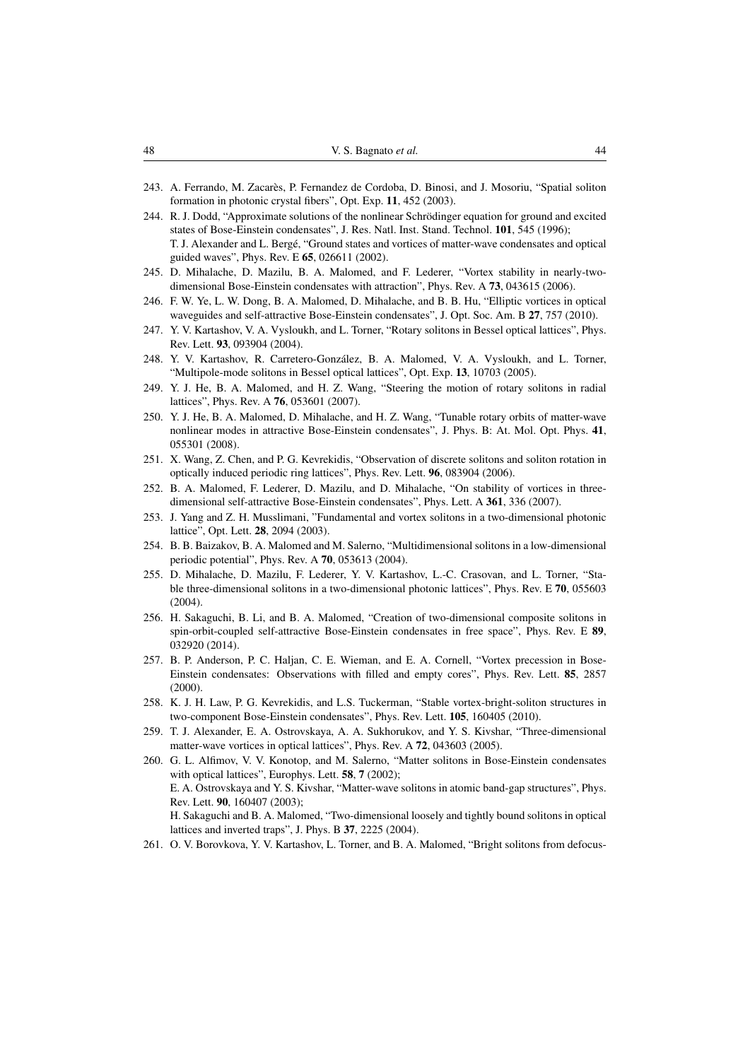243. A. Ferrando, M. Zacarès, P. Fernandez de Cordoba, D. Binosi, and J. Mosoriu, "Spatial soliton formation in photonic crystal fibers", Opt. Exp. **11**, 452 (2003).
244. R. J. Dodd, "Approximate solutions of the nonlinear Schrödinger equation for ground and excited states of Bose-Einstein condensates", J. Res. Natl. Inst. Stand. Technol. **101**, 545 (1996);
T. J. Alexander and L. Bergé, "Ground states and vortices of matter-wave condensates and optical guided waves", Phys. Rev. E **65**, 026611 (2002).
245. D. Mihalache, D. Mazilu, B. A. Malomed, and F. Lederer, "Vortex stability in nearly-two-dimensional Bose-Einstein condensates with attraction", Phys. Rev. A **73**, 043615 (2006).
246. F. W. Ye, L. W. Dong, B. A. Malomed, D. Mihalache, and B. B. Hu, "Elliptic vortices in optical waveguides and self-attractive Bose-Einstein condensates", J. Opt. Soc. Am. B **27**, 757 (2010).
247. Y. V. Kartashov, V. A. Vysloukh, and L. Torner, "Rotary solitons in Bessel optical lattices", Phys. Rev. Lett. **93**, 093904 (2004).
248. Y. V. Kartashov, R. Carretero-González, B. A. Malomed, V. A. Vysloukh, and L. Torner, "Multipole-mode solitons in Bessel optical lattices", Opt. Exp. **13**, 10703 (2005).
249. Y. J. He, B. A. Malomed, and H. Z. Wang, "Steering the motion of rotary solitons in radial lattices", Phys. Rev. A **76**, 053601 (2007).
250. Y. J. He, B. A. Malomed, D. Mihalache, and H. Z. Wang, "Tunable rotary orbits of matter-wave nonlinear modes in attractive Bose-Einstein condensates", J. Phys. B: At. Mol. Opt. Phys. **41**, 055301 (2008).
251. X. Wang, Z. Chen, and P. G. Kevrekidis, "Observation of discrete solitons and soliton rotation in optically induced periodic ring lattices", Phys. Rev. Lett. **96**, 083904 (2006).
252. B. A. Malomed, F. Lederer, D. Mazilu, and D. Mihalache, "On stability of vortices in three-dimensional self-attractive Bose-Einstein condensates", Phys. Lett. A **361**, 336 (2007).
253. J. Yang and Z. H. Musslimani, "Fundamental and vortex solitons in a two-dimensional photonic lattice", Opt. Lett. **28**, 2094 (2003).
254. B. B. Baizakov, B. A. Malomed and M. Salerno, "Multidimensional solitons in a low-dimensional periodic potential", Phys. Rev. A **70**, 053613 (2004).
255. D. Mihalache, D. Mazilu, F. Lederer, Y. V. Kartashov, L.-C. Crasovan, and L. Torner, "Stable three-dimensional solitons in a two-dimensional photonic lattices", Phys. Rev. E **70**, 055603 (2004).
256. H. Sakaguchi, B. Li, and B. A. Malomed, "Creation of two-dimensional composite solitons in spin-orbit-coupled self-attractive Bose-Einstein condensates in free space", Phys. Rev. E **89**, 032920 (2014).
257. B. P. Anderson, P. C. Haljan, C. E. Wieman, and E. A. Cornell, "Vortex precession in Bose-Einstein condensates: Observations with filled and empty cores", Phys. Rev. Lett. **85**, 2857 (2000).
258. K. J. H. Law, P. G. Kevrekidis, and L.S. Tuckerman, "Stable vortex-bright-soliton structures in two-component Bose-Einstein condensates", Phys. Rev. Lett. **105**, 160405 (2010).
259. T. J. Alexander, E. A. Ostrovskaya, A. A. Sukhorukov, and Y. S. Kivshar, "Three-dimensional matter-wave vortices in optical lattices", Phys. Rev. A **72**, 043603 (2005).
260. G. L. Alfimov, V. V. Konotop, and M. Salerno, "Matter solitons in Bose-Einstein condensates with optical lattices", Europhys. Lett. **58**, 7 (2002);
E. A. Ostrovskaya and Y. S. Kivshar, "Matter-wave solitons in atomic band-gap structures", Phys. Rev. Lett. **90**, 160407 (2003);
H. Sakaguchi and B. A. Malomed, "Two-dimensional loosely and tightly bound solitons in optical lattices and inverted traps", J. Phys. B **37**, 2225 (2004).
261. O. V. Borovkova, Y. V. Kartashov, L. Torner, and B. A. Malomed, "Bright solitons from defocus-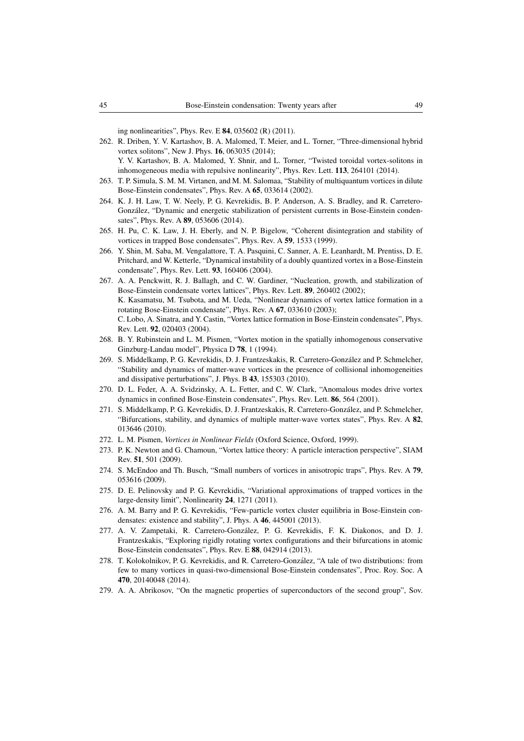ing nonlinearities", Phys. Rev. E **84**, 035602 (R) (2011).

262. R. Driben, Y. V. Kartashov, B. A. Malomed, T. Meier, and L. Torner, "Three-dimensional hybrid vortex solitons", New J. Phys. **16**, 063035 (2014);
Y. V. Kartashov, B. A. Malomed, Y. Shnir, and L. Torner, "Twisted toroidal vortex-solitons in inhomogeneous media with repulsive nonlinearity", Phys. Rev. Lett. **113**, 264101 (2014).
263. T. P. Simula, S. M. M. Virtanen, and M. M. Salomaa, "Stability of multiquantum vortices in dilute Bose-Einstein condensates", Phys. Rev. A **65**, 033614 (2002).
264. K. J. H. Law, T. W. Neely, P. G. Kevrekidis, B. P. Anderson, A. S. Bradley, and R. Carretero-González, "Dynamic and energetic stabilization of persistent currents in Bose-Einstein condensates", Phys. Rev. A **89**, 053606 (2014).
265. H. Pu, C. K. Law, J. H. Eberly, and N. P. Bigelow, "Coherent disintegration and stability of vortices in trapped Bose condensates", Phys. Rev. A **59**, 1533 (1999).
266. Y. Shin, M. Saba, M. Vengalattore, T. A. Pasquini, C. Sanner, A. E. Leanhardt, M. Prentiss, D. E. Pritchard, and W. Ketterle, "Dynamical instability of a doubly quantized vortex in a Bose-Einstein condensate", Phys. Rev. Lett. **93**, 160406 (2004).
267. A. A. Penckwitt, R. J. Ballagh, and C. W. Gardiner, "Nucleation, growth, and stabilization of Bose-Einstein condensate vortex lattices", Phys. Rev. Lett. **89**, 260402 (2002);
K. Kasamatsu, M. Tsubota, and M. Ueda, "Nonlinear dynamics of vortex lattice formation in a rotating Bose-Einstein condensate", Phys. Rev. A **67**, 033610 (2003);
C. Lobo, A. Sinatra, and Y. Castin, "Vortex lattice formation in Bose-Einstein condensates", Phys. Rev. Lett. **92**, 020403 (2004).
268. B. Y. Rubinstein and L. M. Pismen, "Vortex motion in the spatially inhomogenous conservative Ginzburg-Landau model", Physica D **78**, 1 (1994).
269. S. Middelkamp, P. G. Kevrekidis, D. J. Frantzeskakis, R. Carretero-González and P. Schmelcher, "Stability and dynamics of matter-wave vortices in the presence of collisional inhomogeneities and dissipative perturbations", J. Phys. B **43**, 155303 (2010).
270. D. L. Feder, A. A. Svidzinsky, A. L. Fetter, and C. W. Clark, "Anomalous modes drive vortex dynamics in confined Bose-Einstein condensates", Phys. Rev. Lett. **86**, 564 (2001).
271. S. Middelkamp, P. G. Kevrekidis, D. J. Frantzeskakis, R. Carretero-González, and P. Schmelcher, "Bifurcations, stability, and dynamics of multiple matter-wave vortex states", Phys. Rev. A **82**, 013646 (2010).
272. L. M. Pismen, *Vortices in Nonlinear Fields* (Oxford Science, Oxford, 1999).
273. P. K. Newton and G. Chamoun, "Vortex lattice theory: A particle interaction perspective", SIAM Rev. **51**, 501 (2009).
274. S. McEndoo and Th. Busch, "Small numbers of vortices in anisotropic traps", Phys. Rev. A **79**, 053616 (2009).
275. D. E. Pelinovsky and P. G. Kevrekidis, "Variational approximations of trapped vortices in the large-density limit", Nonlinearity **24**, 1271 (2011).
276. A. M. Barry and P. G. Kevrekidis, "Few-particle vortex cluster equilibria in Bose-Einstein condensates: existence and stability", J. Phys. A **46**, 445001 (2013).
277. A. V. Zampetaki, R. Carretero-González, P. G. Kevrekidis, F. K. Diakonos, and D. J. Frantzeskakis, "Exploring rigidly rotating vortex configurations and their bifurcations in atomic Bose-Einstein condensates", Phys. Rev. E **88**, 042914 (2013).
278. T. Kolokolnikov, P. G. Kevrekidis, and R. Carretero-González, "A tale of two distributions: from few to many vortices in quasi-two-dimensional Bose-Einstein condensates", Proc. Roy. Soc. A **470**, 20140048 (2014).
279. A. A. Abrikosov, "On the magnetic properties of superconductors of the second group", Sov.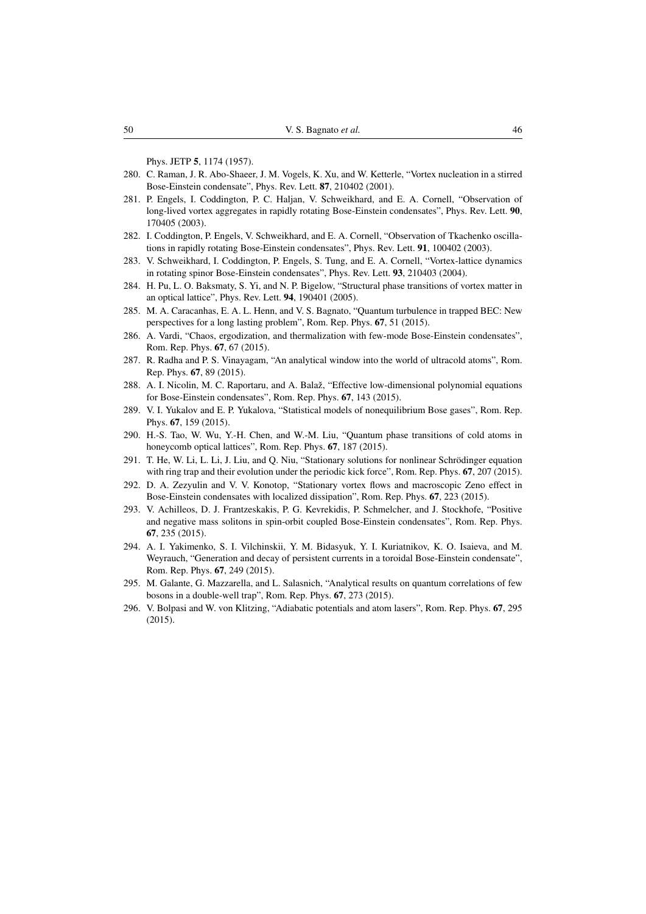Phys. JETP **5**, 1174 (1957).

280. C. Raman, J. R. Abo-Shaeer, J. M. Vogels, K. Xu, and W. Ketterle, "Vortex nucleation in a stirred Bose-Einstein condensate", Phys. Rev. Lett. **87**, 210402 (2001).
281. P. Engels, I. Coddington, P. C. Haljan, V. Schweikhard, and E. A. Cornell, "Observation of long-lived vortex aggregates in rapidly rotating Bose-Einstein condensates", Phys. Rev. Lett. **90**, 170405 (2003).
282. I. Coddington, P. Engels, V. Schweikhard, and E. A. Cornell, "Observation of Tkachenko oscillations in rapidly rotating Bose-Einstein condensates", Phys. Rev. Lett. **91**, 100402 (2003).
283. V. Schweikhard, I. Coddington, P. Engels, S. Tung, and E. A. Cornell, "Vortex-lattice dynamics in rotating spinor Bose-Einstein condensates", Phys. Rev. Lett. **93**, 210403 (2004).
284. H. Pu, L. O. Baksmaty, S. Yi, and N. P. Bigelow, "Structural phase transitions of vortex matter in an optical lattice", Phys. Rev. Lett. **94**, 190401 (2005).
285. M. A. Caracanhas, E. A. L. Henn, and V. S. Bagnato, "Quantum turbulence in trapped BEC: New perspectives for a long lasting problem", Rom. Rep. Phys. **67**, 51 (2015).
286. A. Vardi, "Chaos, ergodization, and thermalization with few-mode Bose-Einstein condensates", Rom. Rep. Phys. **67**, 67 (2015).
287. R. Radha and P. S. Vinayagam, "An analytical window into the world of ultracold atoms", Rom. Rep. Phys. **67**, 89 (2015).
288. A. I. Nicolin, M. C. Raportaru, and A. Balaž, "Effective low-dimensional polynomial equations for Bose-Einstein condensates", Rom. Rep. Phys. **67**, 143 (2015).
289. V. I. Yukalov and E. P. Yukalova, "Statistical models of nonequilibrium Bose gases", Rom. Rep. Phys. **67**, 159 (2015).
290. H.-S. Tao, W. Wu, Y.-H. Chen, and W.-M. Liu, "Quantum phase transitions of cold atoms in honeycomb optical lattices", Rom. Rep. Phys. **67**, 187 (2015).
291. T. He, W. Li, L. Li, J. Liu, and Q. Niu, "Stationary solutions for nonlinear Schrödinger equation with ring trap and their evolution under the periodic kick force", Rom. Rep. Phys. **67**, 207 (2015).
292. D. A. Zezyulin and V. V. Konotop, "Stationary vortex flows and macroscopic Zeno effect in Bose-Einstein condensates with localized dissipation", Rom. Rep. Phys. **67**, 223 (2015).
293. V. Achilleos, D. J. Frantzeskakis, P. G. Kevrekidis, P. Schmelcher, and J. Stockhofe, "Positive and negative mass solitons in spin-orbit coupled Bose-Einstein condensates", Rom. Rep. Phys. **67**, 235 (2015).
294. A. I. Yakimenko, S. I. Vilchinskii, Y. M. Bidasyuk, Y. I. Kuriatnikov, K. O. Isaieva, and M. Weyrauch, "Generation and decay of persistent currents in a toroidal Bose-Einstein condensate", Rom. Rep. Phys. **67**, 249 (2015).
295. M. Galante, G. Mazzarella, and L. Salasnich, "Analytical results on quantum correlations of few bosons in a double-well trap", Rom. Rep. Phys. **67**, 273 (2015).
296. V. Bolpasi and W. von Klitzing, "Adiabatic potentials and atom lasers", Rom. Rep. Phys. **67**, 295 (2015).